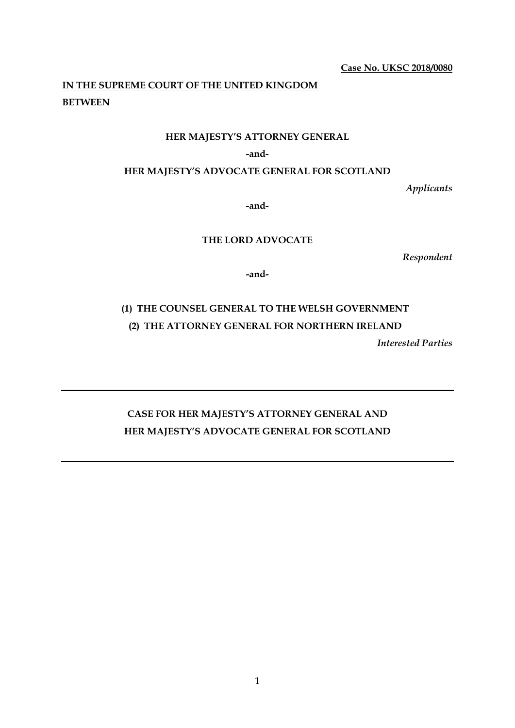**Case No. UKSC 2018/0080**

**IN THE SUPREME COURT OF THE UNITED KINGDOM**

**BETWEEN**

**HER MAJESTY'S ATTORNEY GENERAL**

**-and-**

**HER MAJESTY'S ADVOCATE GENERAL FOR SCOTLAND**

*Applicants*

**-and-**

**THE LORD ADVOCATE**

*Respondent*

**-and-**

**(1) THE COUNSEL GENERAL TO THE WELSH GOVERNMENT**

**(2) THE ATTORNEY GENERAL FOR NORTHERN IRELAND**

*Interested Parties*

---

**CASE FOR HER MAJESTY'S ATTORNEY GENERAL AND HER MAJESTY'S ADVOCATE GENERAL FOR SCOTLAND**

---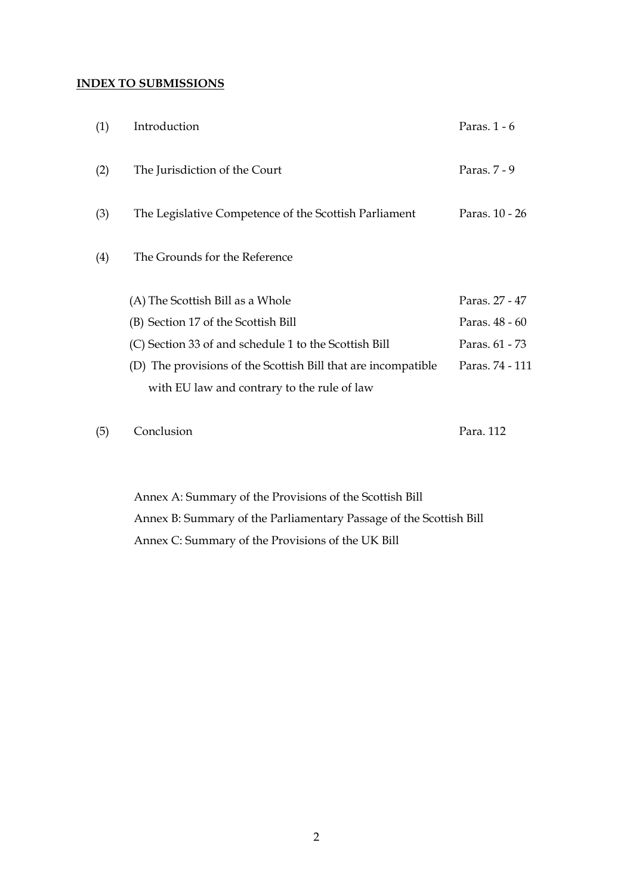**INDEX TO SUBMISSIONS**

| | | |
|---|---|---|
| (1) | Introduction | Paras. 1 - 6 |
| (2) | The Jurisdiction of the Court | Paras. 7 - 9 |
| (3) | The Legislative Competence of the Scottish Parliament | Paras. 10 - 26 |
| (4) | The Grounds for the Reference | |
| | (A) The Scottish Bill as a Whole | Paras. 27 - 47 |
| | (B) Section 17 of the Scottish Bill | Paras. 48 - 60 |
| | (C) Section 33 of and schedule 1 to the Scottish Bill | Paras. 61 - 73 |
| | (D) The provisions of the Scottish Bill that are incompatible with EU law and contrary to the rule of law | Paras. 74 - 111 |
| (5) | Conclusion | Para. 112 |

Annex A: Summary of the Provisions of the Scottish Bill

Annex B: Summary of the Parliamentary Passage of the Scottish Bill

Annex C: Summary of the Provisions of the UK Bill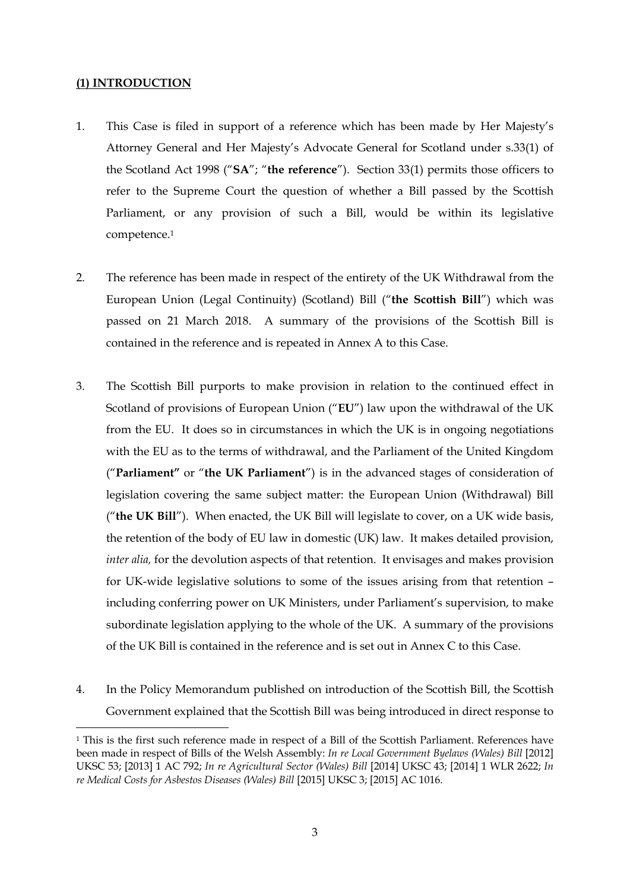## **(1) INTRODUCTION**

1. This Case is filed in support of a reference which has been made by Her Majesty's Attorney General and Her Majesty's Advocate General for Scotland under s.33(1) of the Scotland Act 1998 ("**SA**"; "**the reference**"). Section 33(1) permits those officers to refer to the Supreme Court the question of whether a Bill passed by the Scottish Parliament, or any provision of such a Bill, would be within its legislative competence.[1]

2. The reference has been made in respect of the entirety of the UK Withdrawal from the European Union (Legal Continuity) (Scotland) Bill ("**the Scottish Bill**") which was passed on 21 March 2018. A summary of the provisions of the Scottish Bill is contained in the reference and is repeated in Annex A to this Case.

3. The Scottish Bill purports to make provision in relation to the continued effect in Scotland of provisions of European Union ("**EU**") law upon the withdrawal of the UK from the EU. It does so in circumstances in which the UK is in ongoing negotiations with the EU as to the terms of withdrawal, and the Parliament of the United Kingdom ("**Parliament"** or "**the UK Parliament**") is in the advanced stages of consideration of legislation covering the same subject matter: the European Union (Withdrawal) Bill ("**the UK Bill**"). When enacted, the UK Bill will legislate to cover, on a UK wide basis, the retention of the body of EU law in domestic (UK) law. It makes detailed provision, *inter alia,* for the devolution aspects of that retention. It envisages and makes provision for UK-wide legislative solutions to some of the issues arising from that retention – including conferring power on UK Ministers, under Parliament's supervision, to make subordinate legislation applying to the whole of the UK. A summary of the provisions of the UK Bill is contained in the reference and is set out in Annex C to this Case.

4. In the Policy Memorandum published on introduction of the Scottish Bill, the Scottish Government explained that the Scottish Bill was being introduced in direct response to

[1] This is the first such reference made in respect of a Bill of the Scottish Parliament. References have been made in respect of Bills of the Welsh Assembly: *In re Local Government Byelaws (Wales) Bill* [2012] UKSC 53; [2013] 1 AC 792; *In re Agricultural Sector (Wales) Bill* [2014] UKSC 43; [2014] 1 WLR 2622; *In re Medical Costs for Asbestos Diseases (Wales) Bill* [2015] UKSC 3; [2015] AC 1016.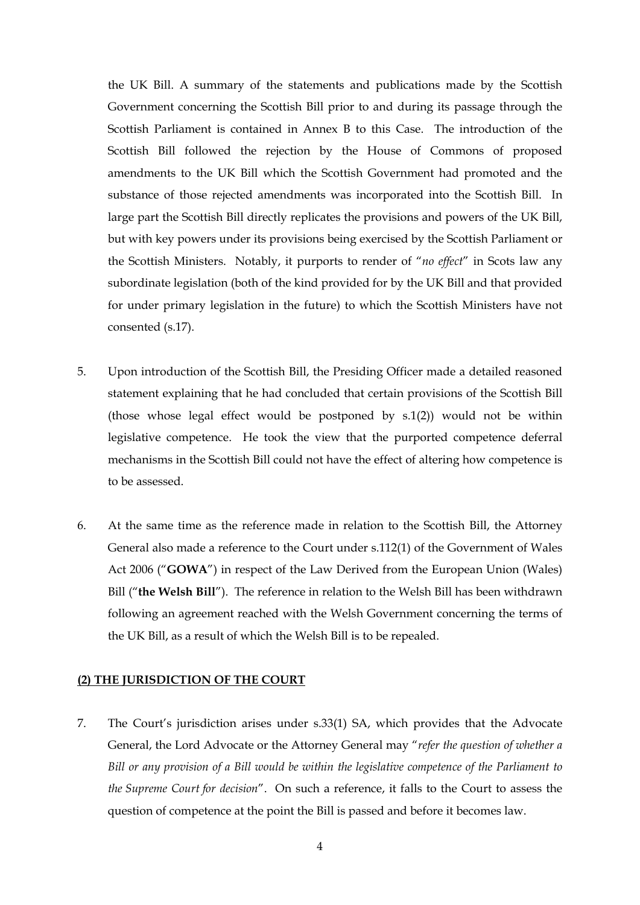the UK Bill. A summary of the statements and publications made by the Scottish Government concerning the Scottish Bill prior to and during its passage through the Scottish Parliament is contained in Annex B to this Case. The introduction of the Scottish Bill followed the rejection by the House of Commons of proposed amendments to the UK Bill which the Scottish Government had promoted and the substance of those rejected amendments was incorporated into the Scottish Bill. In large part the Scottish Bill directly replicates the provisions and powers of the UK Bill, but with key powers under its provisions being exercised by the Scottish Parliament or the Scottish Ministers. Notably, it purports to render of "*no effect*" in Scots law any subordinate legislation (both of the kind provided for by the UK Bill and that provided for under primary legislation in the future) to which the Scottish Ministers have not consented (s.17).

5. Upon introduction of the Scottish Bill, the Presiding Officer made a detailed reasoned statement explaining that he had concluded that certain provisions of the Scottish Bill (those whose legal effect would be postponed by s.1(2)) would not be within legislative competence. He took the view that the purported competence deferral mechanisms in the Scottish Bill could not have the effect of altering how competence is to be assessed.

6. At the same time as the reference made in relation to the Scottish Bill, the Attorney General also made a reference to the Court under s.112(1) of the Government of Wales Act 2006 ("**GOWA**") in respect of the Law Derived from the European Union (Wales) Bill ("**the Welsh Bill**"). The reference in relation to the Welsh Bill has been withdrawn following an agreement reached with the Welsh Government concerning the terms of the UK Bill, as a result of which the Welsh Bill is to be repealed.

## (2) THE JURISDICTION OF THE COURT

7. The Court's jurisdiction arises under s.33(1) SA, which provides that the Advocate General, the Lord Advocate or the Attorney General may "*refer the question of whether a Bill or any provision of a Bill would be within the legislative competence of the Parliament to the Supreme Court for decision*". On such a reference, it falls to the Court to assess the question of competence at the point the Bill is passed and before it becomes law.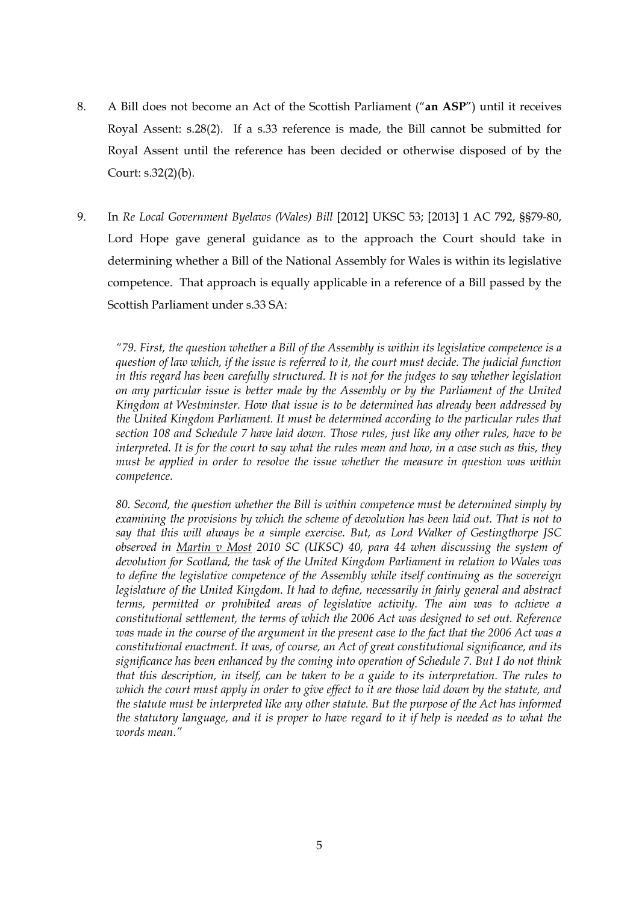8. A Bill does not become an Act of the Scottish Parliament ("**an ASP**") until it receives Royal Assent: s.28(2). If a s.33 reference is made, the Bill cannot be submitted for Royal Assent until the reference has been decided or otherwise disposed of by the Court: s.32(2)(b).

9. In *Re Local Government Byelaws (Wales) Bill* [2012] UKSC 53; [2013] 1 AC 792, §§79-80, Lord Hope gave general guidance as to the approach the Court should take in determining whether a Bill of the National Assembly for Wales is within its legislative competence. That approach is equally applicable in a reference of a Bill passed by the Scottish Parliament under s.33 SA:

> *"79. First, the question whether a Bill of the Assembly is within its legislative competence is a question of law which, if the issue is referred to it, the court must decide. The judicial function in this regard has been carefully structured. It is not for the judges to say whether legislation on any particular issue is better made by the Assembly or by the Parliament of the United Kingdom at Westminster. How that issue is to be determined has already been addressed by the United Kingdom Parliament. It must be determined according to the particular rules that section 108 and Schedule 7 have laid down. Those rules, just like any other rules, have to be interpreted. It is for the court to say what the rules mean and how, in a case such as this, they must be applied in order to resolve the issue whether the measure in question was within competence.*
>
> *80. Second, the question whether the Bill is within competence must be determined simply by examining the provisions by which the scheme of devolution has been laid out. That is not to say that this will always be a simple exercise. But, as Lord Walker of Gestingthorpe JSC observed in <u>Martin v Most</u> 2010 SC (UKSC) 40, para 44 when discussing the system of devolution for Scotland, the task of the United Kingdom Parliament in relation to Wales was to define the legislative competence of the Assembly while itself continuing as the sovereign legislature of the United Kingdom. It had to define, necessarily in fairly general and abstract terms, permitted or prohibited areas of legislative activity. The aim was to achieve a constitutional settlement, the terms of which the 2006 Act was designed to set out. Reference was made in the course of the argument in the present case to the fact that the 2006 Act was a constitutional enactment. It was, of course, an Act of great constitutional significance, and its significance has been enhanced by the coming into operation of Schedule 7. But I do not think that this description, in itself, can be taken to be a guide to its interpretation. The rules to which the court must apply in order to give effect to it are those laid down by the statute, and the statute must be interpreted like any other statute. But the purpose of the Act has informed the statutory language, and it is proper to have regard to it if help is needed as to what the words mean."*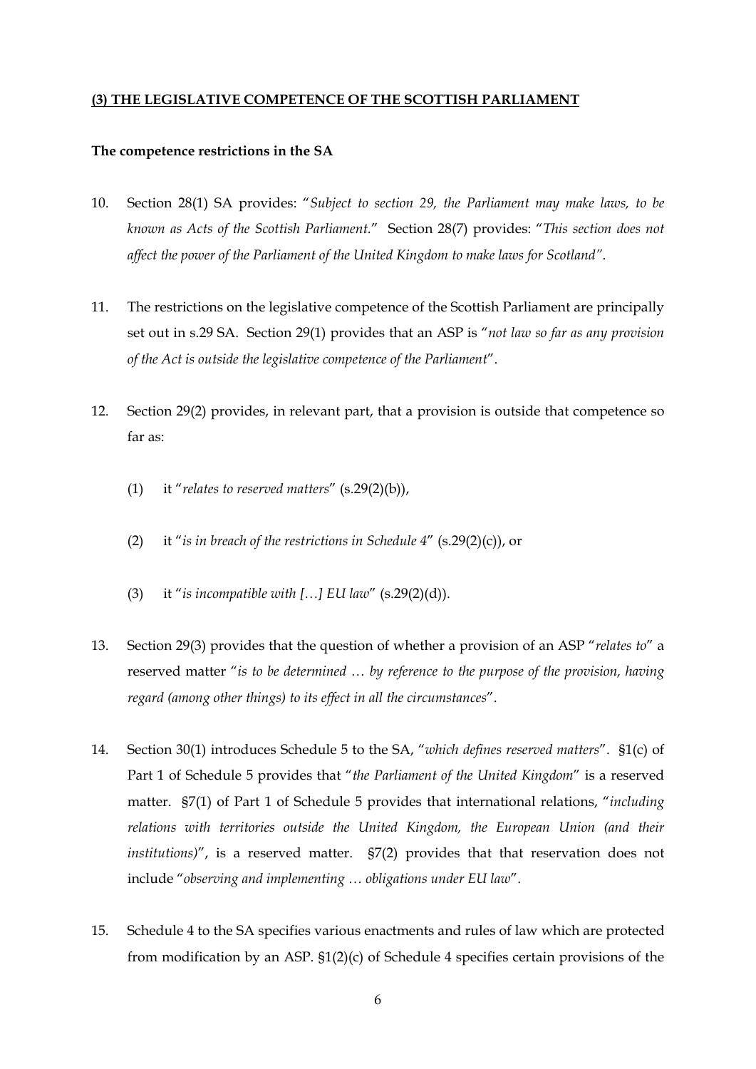**(3) THE LEGISLATIVE COMPETENCE OF THE SCOTTISH PARLIAMENT**

**The competence restrictions in the SA**

10. Section 28(1) SA provides: "*Subject to section 29, the Parliament may make laws, to be known as Acts of the Scottish Parliament.*" Section 28(7) provides: "*This section does not affect the power of the Parliament of the United Kingdom to make laws for Scotland*".

11. The restrictions on the legislative competence of the Scottish Parliament are principally set out in s.29 SA. Section 29(1) provides that an ASP is "*not law so far as any provision of the Act is outside the legislative competence of the Parliament*".

12. Section 29(2) provides, in relevant part, that a provision is outside that competence so far as:

    (1) it "*relates to reserved matters*" (s.29(2)(b)),

    (2) it "*is in breach of the restrictions in Schedule 4*" (s.29(2)(c)), or

    (3) it "*is incompatible with […] EU law*" (s.29(2)(d)).

13. Section 29(3) provides that the question of whether a provision of an ASP "*relates to*" a reserved matter "*is to be determined … by reference to the purpose of the provision, having regard (among other things) to its effect in all the circumstances*".

14. Section 30(1) introduces Schedule 5 to the SA, "*which defines reserved matters*". §1(c) of Part 1 of Schedule 5 provides that "*the Parliament of the United Kingdom*" is a reserved matter. §7(1) of Part 1 of Schedule 5 provides that international relations, "*including relations with territories outside the United Kingdom, the European Union (and their institutions)*", is a reserved matter. §7(2) provides that that reservation does not include "*observing and implementing … obligations under EU law*".

15. Schedule 4 to the SA specifies various enactments and rules of law which are protected from modification by an ASP. §1(2)(c) of Schedule 4 specifies certain provisions of the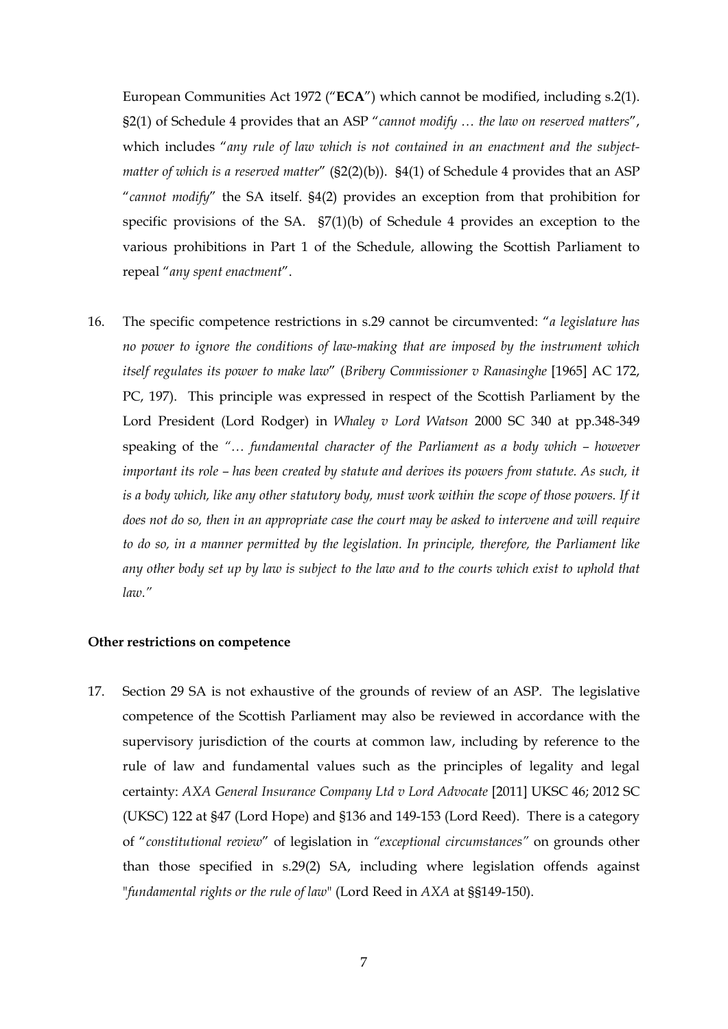European Communities Act 1972 ("**ECA**") which cannot be modified, including s.2(1). §2(1) of Schedule 4 provides that an ASP "*cannot modify … the law on reserved matters*", which includes "*any rule of law which is not contained in an enactment and the subject-matter of which is a reserved matter*" (§2(2)(b)). §4(1) of Schedule 4 provides that an ASP "*cannot modify*" the SA itself. §4(2) provides an exception from that prohibition for specific provisions of the SA. §7(1)(b) of Schedule 4 provides an exception to the various prohibitions in Part 1 of the Schedule, allowing the Scottish Parliament to repeal "*any spent enactment*".

16. The specific competence restrictions in s.29 cannot be circumvented: "*a legislature has no power to ignore the conditions of law-making that are imposed by the instrument which itself regulates its power to make law*" (*Bribery Commissioner v Ranasinghe* [1965] AC 172, PC, 197). This principle was expressed in respect of the Scottish Parliament by the Lord President (Lord Rodger) in *Whaley v Lord Watson* 2000 SC 340 at pp.348-349 speaking of the *"… fundamental character of the Parliament as a body which – however important its role – has been created by statute and derives its powers from statute. As such, it is a body which, like any other statutory body, must work within the scope of those powers. If it does not do so, then in an appropriate case the court may be asked to intervene and will require to do so, in a manner permitted by the legislation. In principle, therefore, the Parliament like any other body set up by law is subject to the law and to the courts which exist to uphold that law."*

**Other restrictions on competence**

17. Section 29 SA is not exhaustive of the grounds of review of an ASP. The legislative competence of the Scottish Parliament may also be reviewed in accordance with the supervisory jurisdiction of the courts at common law, including by reference to the rule of law and fundamental values such as the principles of legality and legal certainty: *AXA General Insurance Company Ltd v Lord Advocate* [2011] UKSC 46; 2012 SC (UKSC) 122 at §47 (Lord Hope) and §136 and 149-153 (Lord Reed). There is a category of "*constitutional review*" of legislation in *"exceptional circumstances"* on grounds other than those specified in s.29(2) SA, including where legislation offends against "*fundamental rights or the rule of law*" (Lord Reed in *AXA* at §§149-150).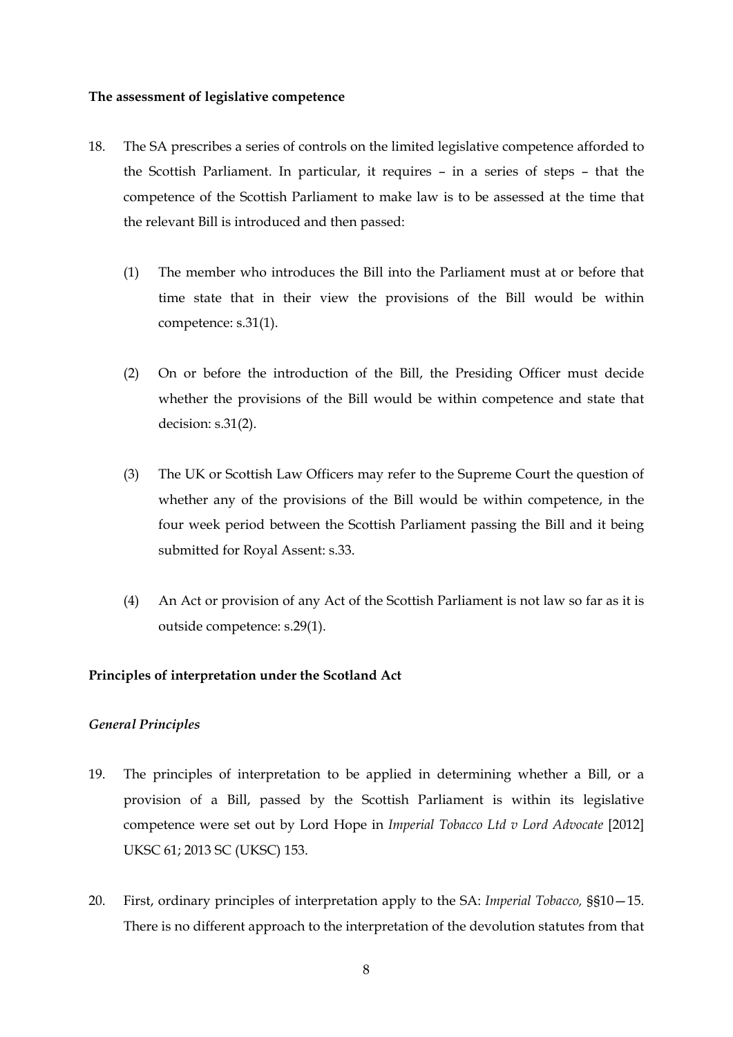**The assessment of legislative competence**

18. The SA prescribes a series of controls on the limited legislative competence afforded to the Scottish Parliament. In particular, it requires – in a series of steps – that the competence of the Scottish Parliament to make law is to be assessed at the time that the relevant Bill is introduced and then passed:

    (1) The member who introduces the Bill into the Parliament must at or before that time state that in their view the provisions of the Bill would be within competence: s.31(1).

    (2) On or before the introduction of the Bill, the Presiding Officer must decide whether the provisions of the Bill would be within competence and state that decision: s.31(2).

    (3) The UK or Scottish Law Officers may refer to the Supreme Court the question of whether any of the provisions of the Bill would be within competence, in the four week period between the Scottish Parliament passing the Bill and it being submitted for Royal Assent: s.33.

    (4) An Act or provision of any Act of the Scottish Parliament is not law so far as it is outside competence: s.29(1).

**Principles of interpretation under the Scotland Act**

***General Principles***

19. The principles of interpretation to be applied in determining whether a Bill, or a provision of a Bill, passed by the Scottish Parliament is within its legislative competence were set out by Lord Hope in *Imperial Tobacco Ltd v Lord Advocate* [2012] UKSC 61; 2013 SC (UKSC) 153.

20. First, ordinary principles of interpretation apply to the SA: *Imperial Tobacco,* §§10—15. There is no different approach to the interpretation of the devolution statutes from that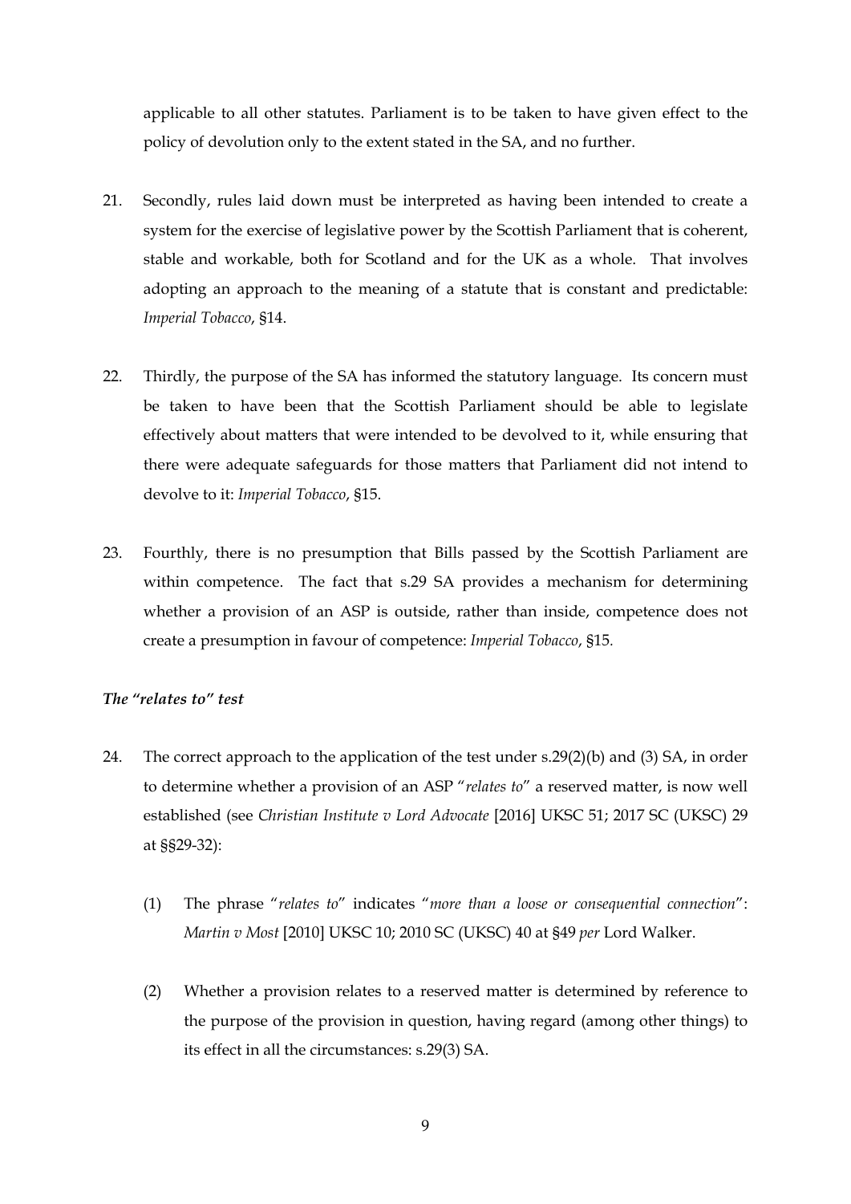applicable to all other statutes. Parliament is to be taken to have given effect to the policy of devolution only to the extent stated in the SA, and no further.

21. Secondly, rules laid down must be interpreted as having been intended to create a system for the exercise of legislative power by the Scottish Parliament that is coherent, stable and workable, both for Scotland and for the UK as a whole. That involves adopting an approach to the meaning of a statute that is constant and predictable: *Imperial Tobacco*, §14.

22. Thirdly, the purpose of the SA has informed the statutory language. Its concern must be taken to have been that the Scottish Parliament should be able to legislate effectively about matters that were intended to be devolved to it, while ensuring that there were adequate safeguards for those matters that Parliament did not intend to devolve to it: *Imperial Tobacco*, §15.

23. Fourthly, there is no presumption that Bills passed by the Scottish Parliament are within competence. The fact that s.29 SA provides a mechanism for determining whether a provision of an ASP is outside, rather than inside, competence does not create a presumption in favour of competence: *Imperial Tobacco*, §15.

### *The "relates to" test*

24. The correct approach to the application of the test under s.29(2)(b) and (3) SA, in order to determine whether a provision of an ASP "*relates to*" a reserved matter, is now well established (see *Christian Institute v Lord Advocate* [2016] UKSC 51; 2017 SC (UKSC) 29 at §§29-32):

    (1) The phrase "*relates to*" indicates "*more than a loose or consequential connection*": *Martin v Most* [2010] UKSC 10; 2010 SC (UKSC) 40 at §49 *per* Lord Walker.

    (2) Whether a provision relates to a reserved matter is determined by reference to the purpose of the provision in question, having regard (among other things) to its effect in all the circumstances: s.29(3) SA.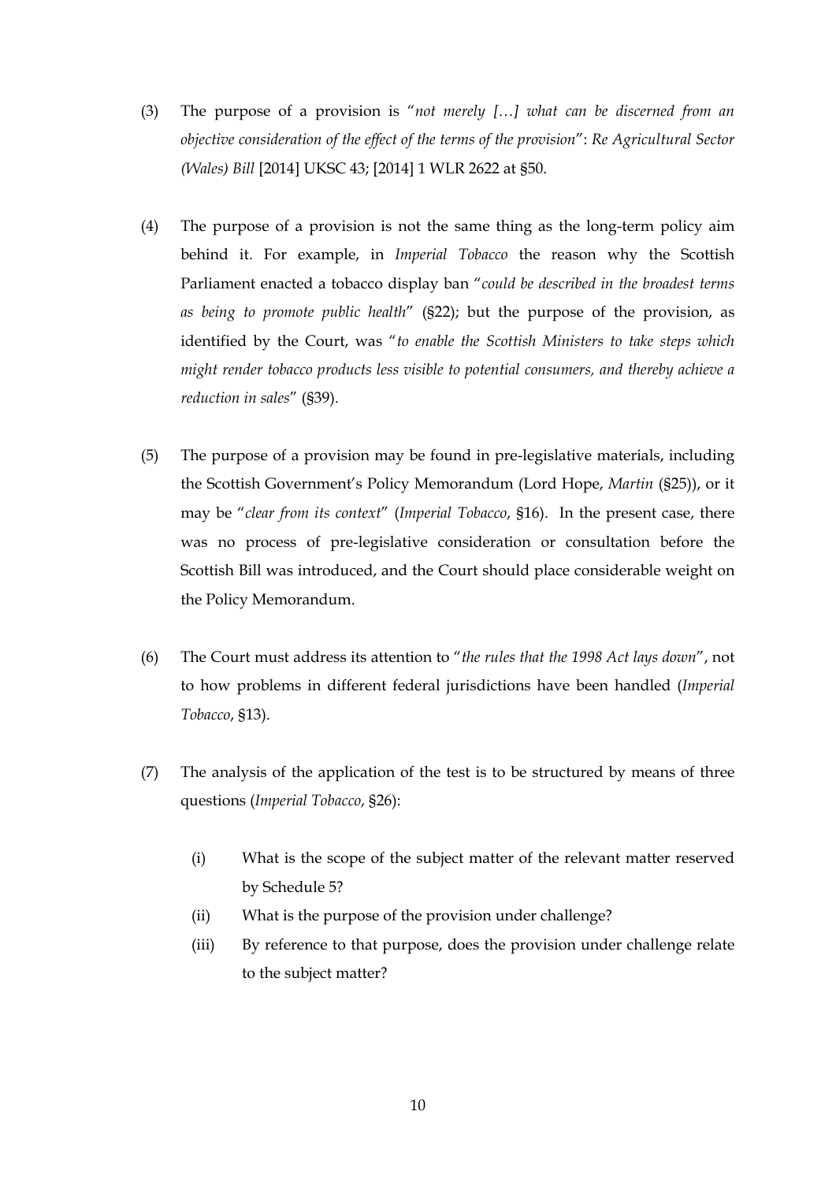(3) The purpose of a provision is "*not merely […] what can be discerned from an objective consideration of the effect of the terms of the provision*": *Re Agricultural Sector (Wales) Bill* [2014] UKSC 43; [2014] 1 WLR 2622 at §50.

(4) The purpose of a provision is not the same thing as the long-term policy aim behind it. For example, in *Imperial Tobacco* the reason why the Scottish Parliament enacted a tobacco display ban "*could be described in the broadest terms as being to promote public health*" (§22); but the purpose of the provision, as identified by the Court, was "*to enable the Scottish Ministers to take steps which might render tobacco products less visible to potential consumers, and thereby achieve a reduction in sales*" (§39).

(5) The purpose of a provision may be found in pre-legislative materials, including the Scottish Government's Policy Memorandum (Lord Hope, *Martin* (§25)), or it may be "*clear from its context*" (*Imperial Tobacco*, §16). In the present case, there was no process of pre-legislative consideration or consultation before the Scottish Bill was introduced, and the Court should place considerable weight on the Policy Memorandum.

(6) The Court must address its attention to "*the rules that the 1998 Act lays down*", not to how problems in different federal jurisdictions have been handled (*Imperial Tobacco*, §13).

(7) The analysis of the application of the test is to be structured by means of three questions (*Imperial Tobacco*, §26):

    (i) What is the scope of the subject matter of the relevant matter reserved by Schedule 5?
    (ii) What is the purpose of the provision under challenge?
    (iii) By reference to that purpose, does the provision under challenge relate to the subject matter?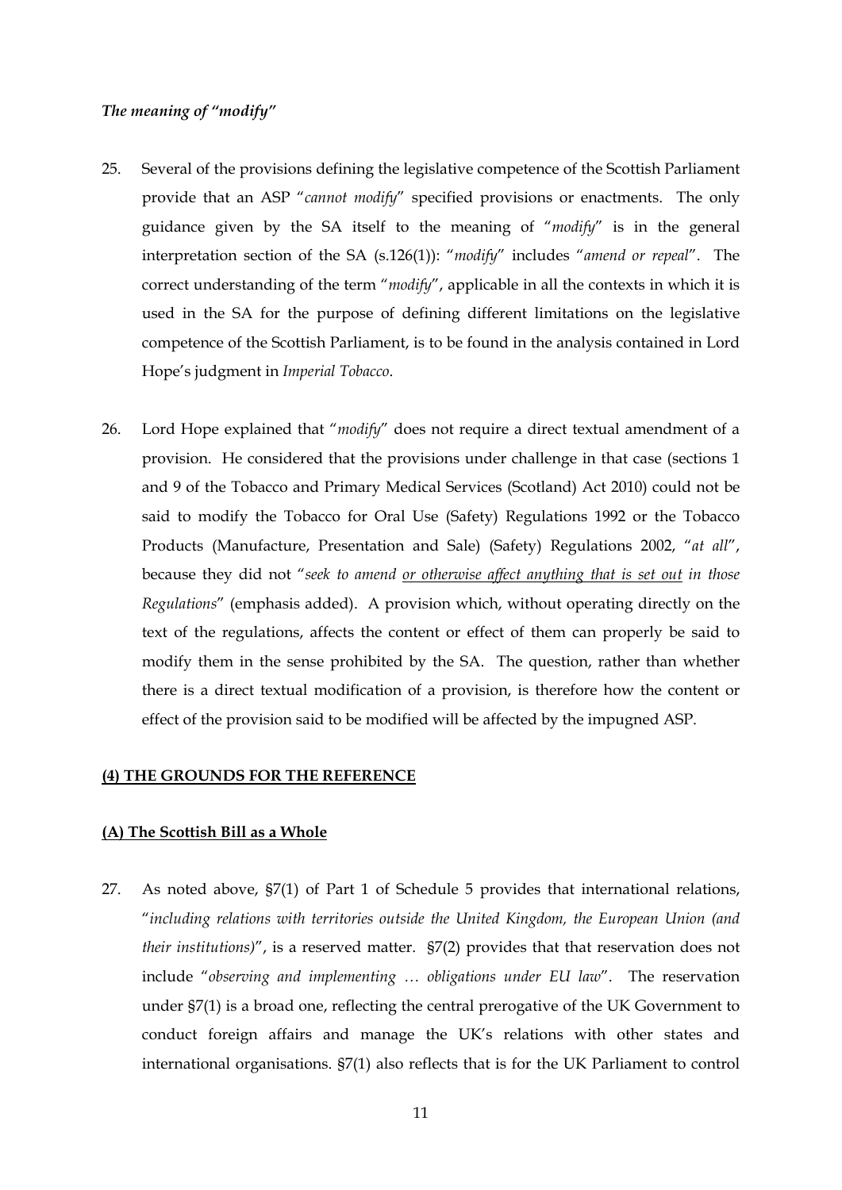### *The meaning of "modify"*

25. Several of the provisions defining the legislative competence of the Scottish Parliament provide that an ASP "*cannot modify*" specified provisions or enactments. The only guidance given by the SA itself to the meaning of "*modify*" is in the general interpretation section of the SA (s.126(1)): "*modify*" includes "*amend or repeal*". The correct understanding of the term "*modify*", applicable in all the contexts in which it is used in the SA for the purpose of defining different limitations on the legislative competence of the Scottish Parliament, is to be found in the analysis contained in Lord Hope's judgment in *Imperial Tobacco*.

26. Lord Hope explained that "*modify*" does not require a direct textual amendment of a provision. He considered that the provisions under challenge in that case (sections 1 and 9 of the Tobacco and Primary Medical Services (Scotland) Act 2010) could not be said to modify the Tobacco for Oral Use (Safety) Regulations 1992 or the Tobacco Products (Manufacture, Presentation and Sale) (Safety) Regulations 2002, "*at all*", because they did not "*seek to amend <u>or otherwise affect anything that is set out</u> in those Regulations*" (emphasis added). A provision which, without operating directly on the text of the regulations, affects the content or effect of them can properly be said to modify them in the sense prohibited by the SA. The question, rather than whether there is a direct textual modification of a provision, is therefore how the content or effect of the provision said to be modified will be affected by the impugned ASP.

## **<u>(4) THE GROUNDS FOR THE REFERENCE</u>**

### **<u>(A) The Scottish Bill as a Whole</u>**

27. As noted above, §7(1) of Part 1 of Schedule 5 provides that international relations, "*including relations with territories outside the United Kingdom, the European Union (and their institutions)*", is a reserved matter. §7(2) provides that that reservation does not include "*observing and implementing … obligations under EU law*". The reservation under §7(1) is a broad one, reflecting the central prerogative of the UK Government to conduct foreign affairs and manage the UK's relations with other states and international organisations. §7(1) also reflects that is for the UK Parliament to control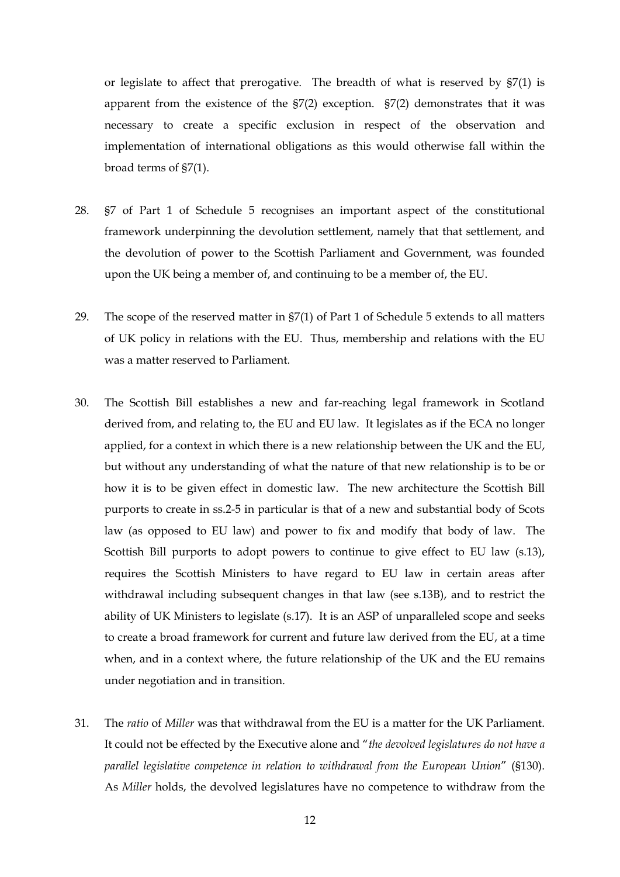or legislate to affect that prerogative. The breadth of what is reserved by §7(1) is apparent from the existence of the §7(2) exception. §7(2) demonstrates that it was necessary to create a specific exclusion in respect of the observation and implementation of international obligations as this would otherwise fall within the broad terms of §7(1).

28. §7 of Part 1 of Schedule 5 recognises an important aspect of the constitutional framework underpinning the devolution settlement, namely that that settlement, and the devolution of power to the Scottish Parliament and Government, was founded upon the UK being a member of, and continuing to be a member of, the EU.

29. The scope of the reserved matter in §7(1) of Part 1 of Schedule 5 extends to all matters of UK policy in relations with the EU. Thus, membership and relations with the EU was a matter reserved to Parliament.

30. The Scottish Bill establishes a new and far-reaching legal framework in Scotland derived from, and relating to, the EU and EU law. It legislates as if the ECA no longer applied, for a context in which there is a new relationship between the UK and the EU, but without any understanding of what the nature of that new relationship is to be or how it is to be given effect in domestic law. The new architecture the Scottish Bill purports to create in ss.2-5 in particular is that of a new and substantial body of Scots law (as opposed to EU law) and power to fix and modify that body of law. The Scottish Bill purports to adopt powers to continue to give effect to EU law (s.13), requires the Scottish Ministers to have regard to EU law in certain areas after withdrawal including subsequent changes in that law (see s.13B), and to restrict the ability of UK Ministers to legislate (s.17). It is an ASP of unparalleled scope and seeks to create a broad framework for current and future law derived from the EU, at a time when, and in a context where, the future relationship of the UK and the EU remains under negotiation and in transition.

31. The *ratio* of *Miller* was that withdrawal from the EU is a matter for the UK Parliament. It could not be effected by the Executive alone and "*the devolved legislatures do not have a parallel legislative competence in relation to withdrawal from the European Union*" (§130). As *Miller* holds, the devolved legislatures have no competence to withdraw from the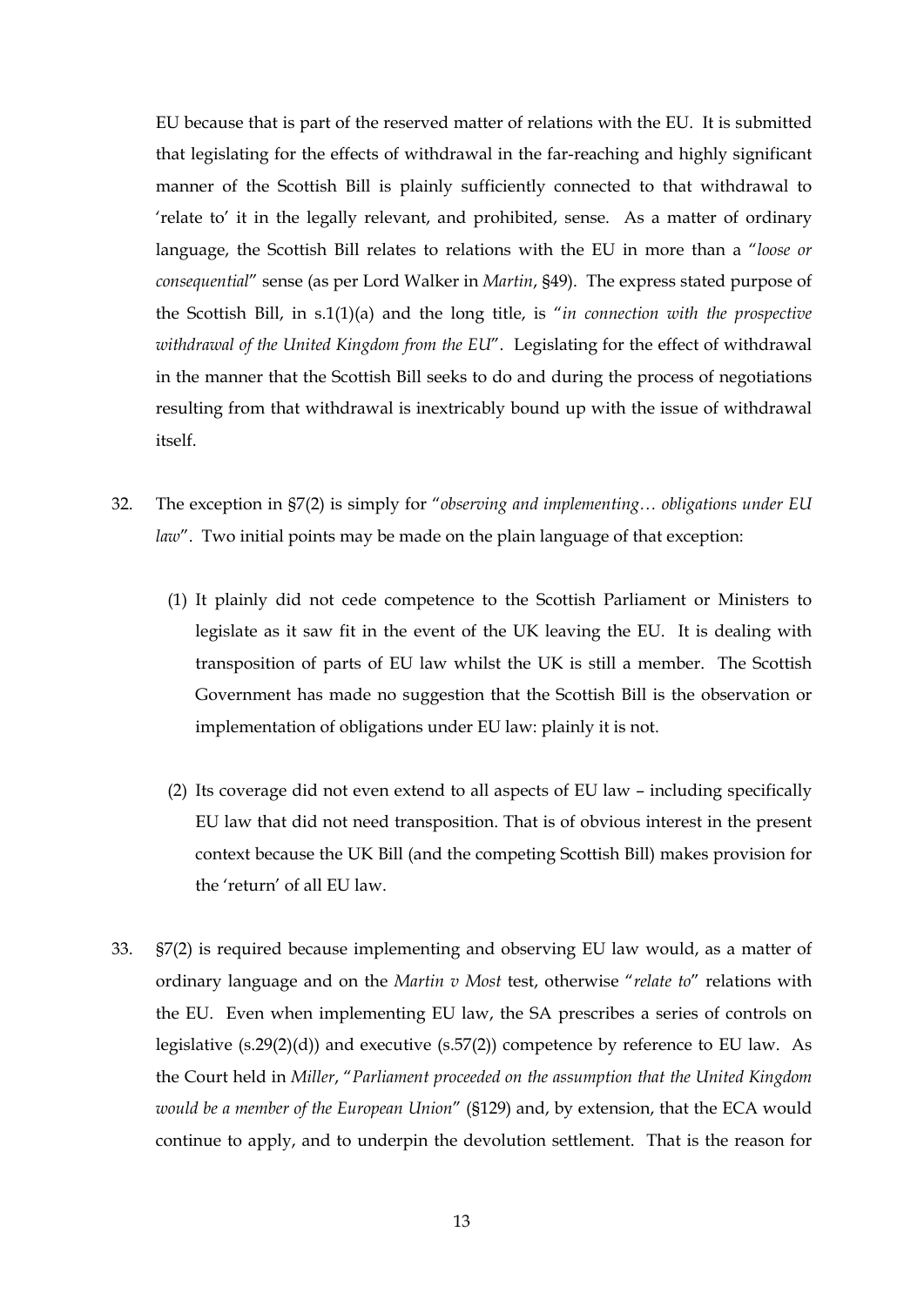EU because that is part of the reserved matter of relations with the EU. It is submitted that legislating for the effects of withdrawal in the far-reaching and highly significant manner of the Scottish Bill is plainly sufficiently connected to that withdrawal to 'relate to' it in the legally relevant, and prohibited, sense. As a matter of ordinary language, the Scottish Bill relates to relations with the EU in more than a "*loose or consequential*" sense (as per Lord Walker in *Martin*, §49). The express stated purpose of the Scottish Bill, in s.1(1)(a) and the long title, is "*in connection with the prospective withdrawal of the United Kingdom from the EU*". Legislating for the effect of withdrawal in the manner that the Scottish Bill seeks to do and during the process of negotiations resulting from that withdrawal is inextricably bound up with the issue of withdrawal itself.

32. The exception in §7(2) is simply for "*observing and implementing… obligations under EU law*". Two initial points may be made on the plain language of that exception:

    (1) It plainly did not cede competence to the Scottish Parliament or Ministers to legislate as it saw fit in the event of the UK leaving the EU. It is dealing with transposition of parts of EU law whilst the UK is still a member. The Scottish Government has made no suggestion that the Scottish Bill is the observation or implementation of obligations under EU law: plainly it is not.

    (2) Its coverage did not even extend to all aspects of EU law – including specifically EU law that did not need transposition. That is of obvious interest in the present context because the UK Bill (and the competing Scottish Bill) makes provision for the 'return' of all EU law.

33. §7(2) is required because implementing and observing EU law would, as a matter of ordinary language and on the *Martin v Most* test, otherwise "*relate to*" relations with the EU. Even when implementing EU law, the SA prescribes a series of controls on legislative (s.29(2)(d)) and executive (s.57(2)) competence by reference to EU law. As the Court held in *Miller*, "*Parliament proceeded on the assumption that the United Kingdom would be a member of the European Union*" (§129) and, by extension, that the ECA would continue to apply, and to underpin the devolution settlement. That is the reason for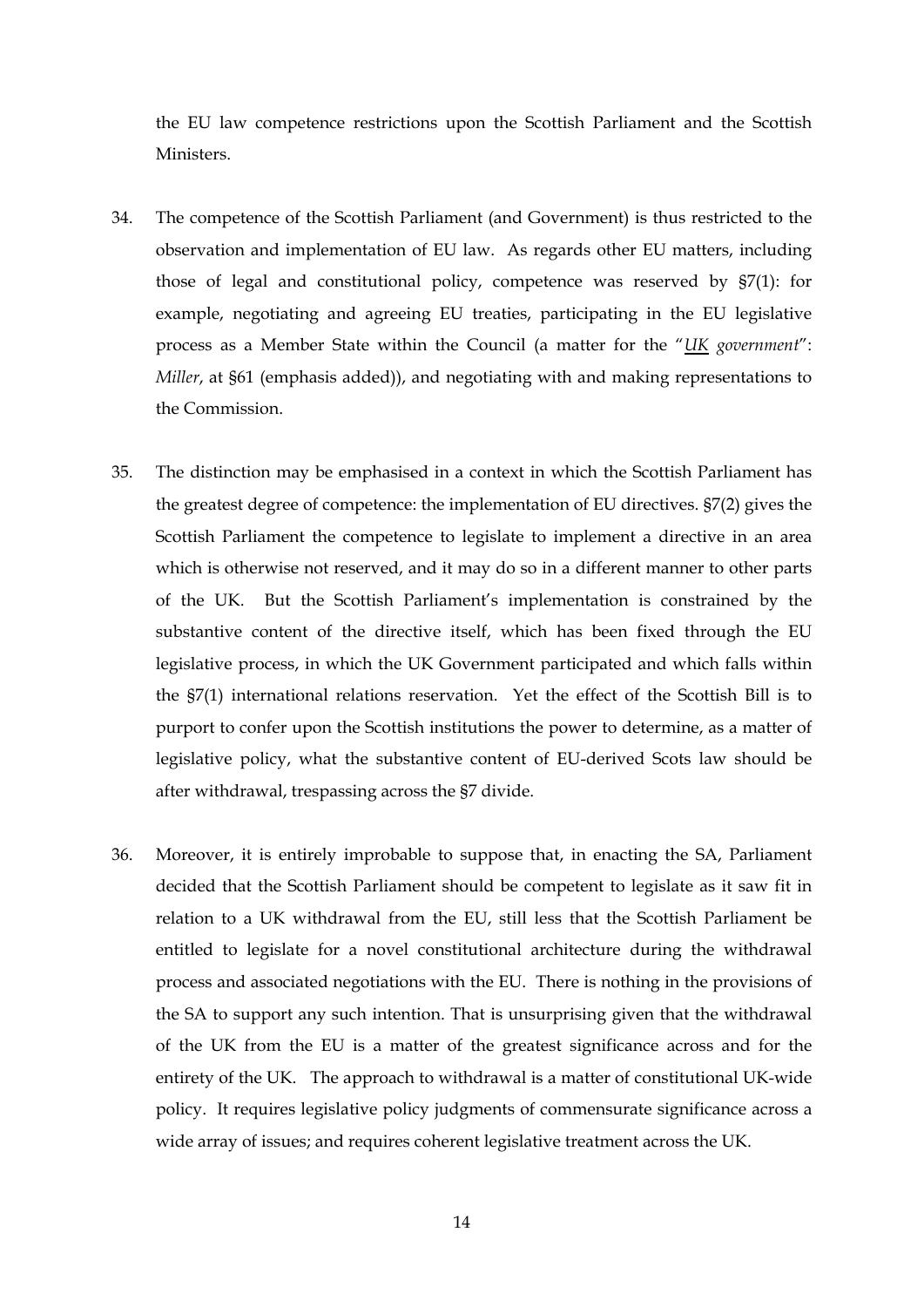the EU law competence restrictions upon the Scottish Parliament and the Scottish Ministers.

34. The competence of the Scottish Parliament (and Government) is thus restricted to the observation and implementation of EU law. As regards other EU matters, including those of legal and constitutional policy, competence was reserved by §7(1): for example, negotiating and agreeing EU treaties, participating in the EU legislative process as a Member State within the Council (a matter for the "*UK government*": *Miller*, at §61 (emphasis added)), and negotiating with and making representations to the Commission.

35. The distinction may be emphasised in a context in which the Scottish Parliament has the greatest degree of competence: the implementation of EU directives. §7(2) gives the Scottish Parliament the competence to legislate to implement a directive in an area which is otherwise not reserved, and it may do so in a different manner to other parts of the UK. But the Scottish Parliament's implementation is constrained by the substantive content of the directive itself, which has been fixed through the EU legislative process, in which the UK Government participated and which falls within the §7(1) international relations reservation. Yet the effect of the Scottish Bill is to purport to confer upon the Scottish institutions the power to determine, as a matter of legislative policy, what the substantive content of EU-derived Scots law should be after withdrawal, trespassing across the §7 divide.

36. Moreover, it is entirely improbable to suppose that, in enacting the SA, Parliament decided that the Scottish Parliament should be competent to legislate as it saw fit in relation to a UK withdrawal from the EU, still less that the Scottish Parliament be entitled to legislate for a novel constitutional architecture during the withdrawal process and associated negotiations with the EU. There is nothing in the provisions of the SA to support any such intention. That is unsurprising given that the withdrawal of the UK from the EU is a matter of the greatest significance across and for the entirety of the UK. The approach to withdrawal is a matter of constitutional UK-wide policy. It requires legislative policy judgments of commensurate significance across a wide array of issues; and requires coherent legislative treatment across the UK.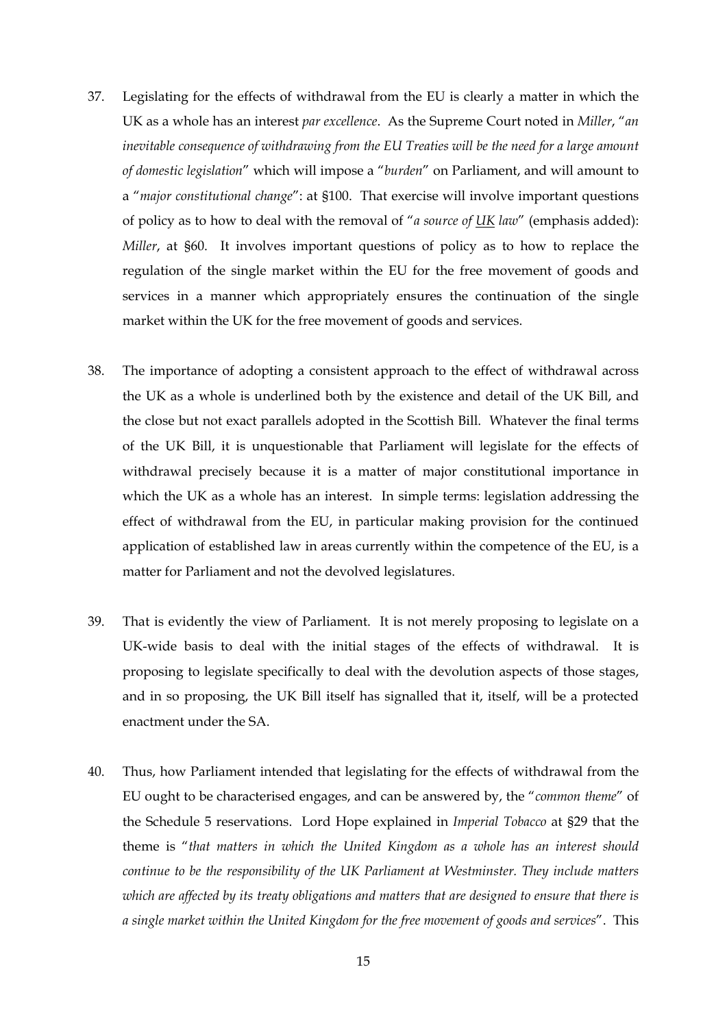37. Legislating for the effects of withdrawal from the EU is clearly a matter in which the UK as a whole has an interest *par excellence*. As the Supreme Court noted in *Miller*, "*an inevitable consequence of withdrawing from the EU Treaties will be the need for a large amount of domestic legislation*" which will impose a "*burden*" on Parliament, and will amount to a "*major constitutional change*": at §100. That exercise will involve important questions of policy as to how to deal with the removal of "*a source of <u>UK</u> law*" (emphasis added): *Miller*, at §60. It involves important questions of policy as to how to replace the regulation of the single market within the EU for the free movement of goods and services in a manner which appropriately ensures the continuation of the single market within the UK for the free movement of goods and services.

38. The importance of adopting a consistent approach to the effect of withdrawal across the UK as a whole is underlined both by the existence and detail of the UK Bill, and the close but not exact parallels adopted in the Scottish Bill. Whatever the final terms of the UK Bill, it is unquestionable that Parliament will legislate for the effects of withdrawal precisely because it is a matter of major constitutional importance in which the UK as a whole has an interest. In simple terms: legislation addressing the effect of withdrawal from the EU, in particular making provision for the continued application of established law in areas currently within the competence of the EU, is a matter for Parliament and not the devolved legislatures.

39. That is evidently the view of Parliament. It is not merely proposing to legislate on a UK-wide basis to deal with the initial stages of the effects of withdrawal. It is proposing to legislate specifically to deal with the devolution aspects of those stages, and in so proposing, the UK Bill itself has signalled that it, itself, will be a protected enactment under the SA.

40. Thus, how Parliament intended that legislating for the effects of withdrawal from the EU ought to be characterised engages, and can be answered by, the "*common theme*" of the Schedule 5 reservations. Lord Hope explained in *Imperial Tobacco* at §29 that the theme is "*that matters in which the United Kingdom as a whole has an interest should continue to be the responsibility of the UK Parliament at Westminster. They include matters which are affected by its treaty obligations and matters that are designed to ensure that there is a single market within the United Kingdom for the free movement of goods and services*". This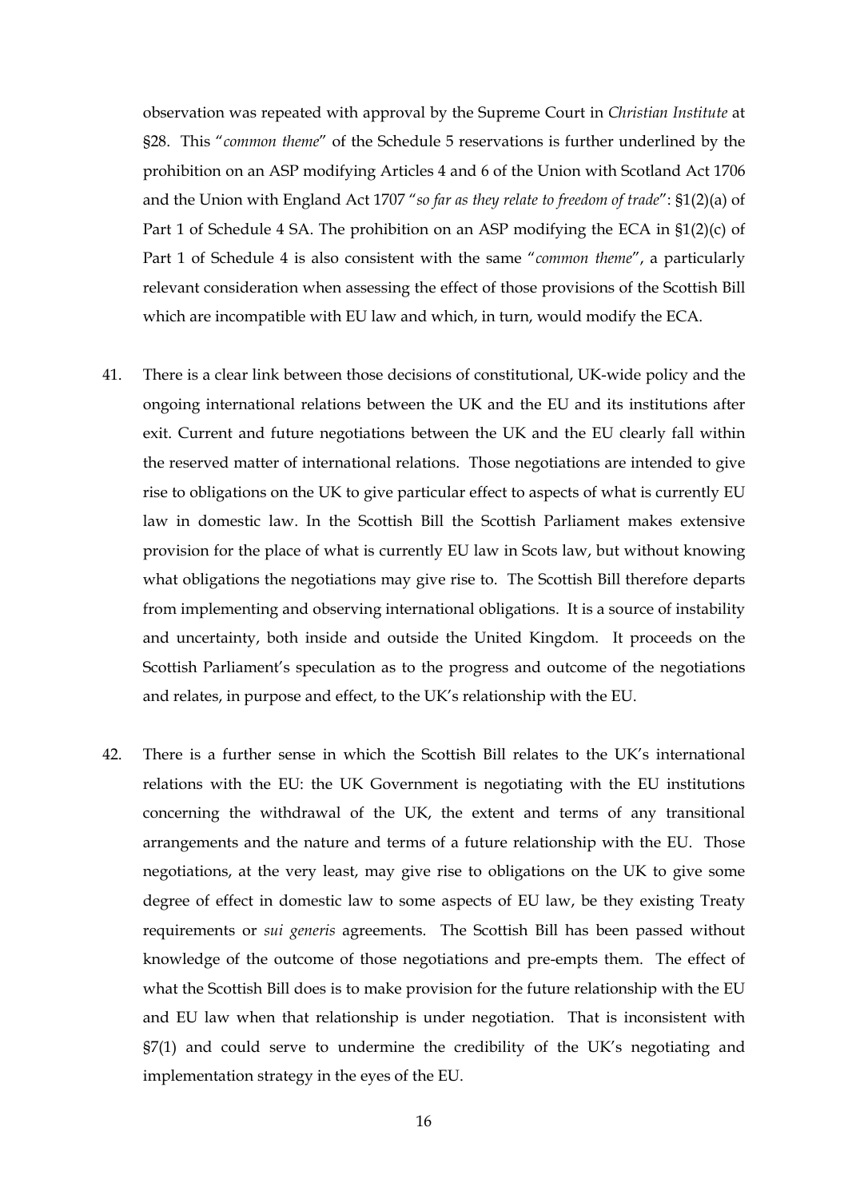observation was repeated with approval by the Supreme Court in *Christian Institute* at §28. This "*common theme*" of the Schedule 5 reservations is further underlined by the prohibition on an ASP modifying Articles 4 and 6 of the Union with Scotland Act 1706 and the Union with England Act 1707 "*so far as they relate to freedom of trade*": §1(2)(a) of Part 1 of Schedule 4 SA. The prohibition on an ASP modifying the ECA in §1(2)(c) of Part 1 of Schedule 4 is also consistent with the same "*common theme*", a particularly relevant consideration when assessing the effect of those provisions of the Scottish Bill which are incompatible with EU law and which, in turn, would modify the ECA.

41. There is a clear link between those decisions of constitutional, UK-wide policy and the ongoing international relations between the UK and the EU and its institutions after exit. Current and future negotiations between the UK and the EU clearly fall within the reserved matter of international relations. Those negotiations are intended to give rise to obligations on the UK to give particular effect to aspects of what is currently EU law in domestic law. In the Scottish Bill the Scottish Parliament makes extensive provision for the place of what is currently EU law in Scots law, but without knowing what obligations the negotiations may give rise to. The Scottish Bill therefore departs from implementing and observing international obligations. It is a source of instability and uncertainty, both inside and outside the United Kingdom. It proceeds on the Scottish Parliament's speculation as to the progress and outcome of the negotiations and relates, in purpose and effect, to the UK's relationship with the EU.

42. There is a further sense in which the Scottish Bill relates to the UK's international relations with the EU: the UK Government is negotiating with the EU institutions concerning the withdrawal of the UK, the extent and terms of any transitional arrangements and the nature and terms of a future relationship with the EU. Those negotiations, at the very least, may give rise to obligations on the UK to give some degree of effect in domestic law to some aspects of EU law, be they existing Treaty requirements or *sui generis* agreements. The Scottish Bill has been passed without knowledge of the outcome of those negotiations and pre-empts them. The effect of what the Scottish Bill does is to make provision for the future relationship with the EU and EU law when that relationship is under negotiation. That is inconsistent with §7(1) and could serve to undermine the credibility of the UK's negotiating and implementation strategy in the eyes of the EU.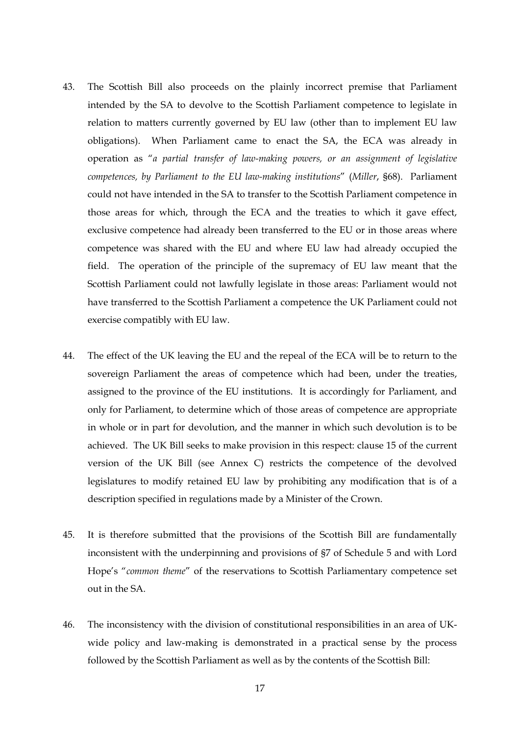43. The Scottish Bill also proceeds on the plainly incorrect premise that Parliament intended by the SA to devolve to the Scottish Parliament competence to legislate in relation to matters currently governed by EU law (other than to implement EU law obligations). When Parliament came to enact the SA, the ECA was already in operation as "*a partial transfer of law-making powers, or an assignment of legislative competences, by Parliament to the EU law-making institutions*" (*Miller*, §68). Parliament could not have intended in the SA to transfer to the Scottish Parliament competence in those areas for which, through the ECA and the treaties to which it gave effect, exclusive competence had already been transferred to the EU or in those areas where competence was shared with the EU and where EU law had already occupied the field. The operation of the principle of the supremacy of EU law meant that the Scottish Parliament could not lawfully legislate in those areas: Parliament would not have transferred to the Scottish Parliament a competence the UK Parliament could not exercise compatibly with EU law.

44. The effect of the UK leaving the EU and the repeal of the ECA will be to return to the sovereign Parliament the areas of competence which had been, under the treaties, assigned to the province of the EU institutions. It is accordingly for Parliament, and only for Parliament, to determine which of those areas of competence are appropriate in whole or in part for devolution, and the manner in which such devolution is to be achieved. The UK Bill seeks to make provision in this respect: clause 15 of the current version of the UK Bill (see Annex C) restricts the competence of the devolved legislatures to modify retained EU law by prohibiting any modification that is of a description specified in regulations made by a Minister of the Crown.

45. It is therefore submitted that the provisions of the Scottish Bill are fundamentally inconsistent with the underpinning and provisions of §7 of Schedule 5 and with Lord Hope's "*common theme*" of the reservations to Scottish Parliamentary competence set out in the SA.

46. The inconsistency with the division of constitutional responsibilities in an area of UK-wide policy and law-making is demonstrated in a practical sense by the process followed by the Scottish Parliament as well as by the contents of the Scottish Bill: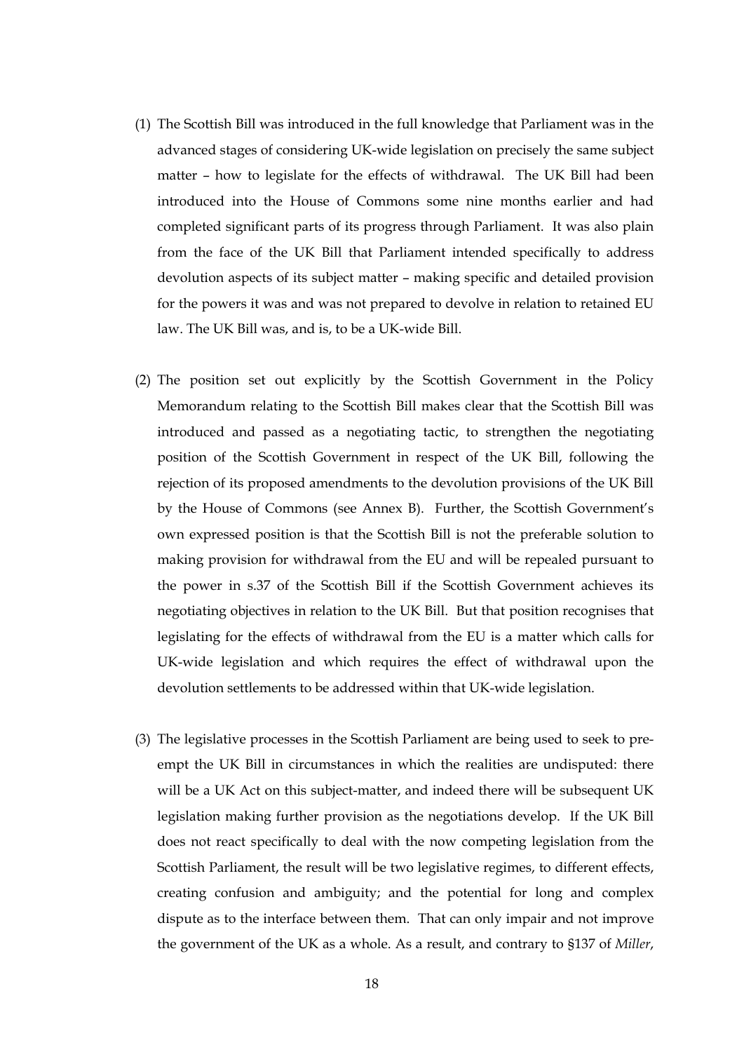(1) The Scottish Bill was introduced in the full knowledge that Parliament was in the advanced stages of considering UK-wide legislation on precisely the same subject matter – how to legislate for the effects of withdrawal. The UK Bill had been introduced into the House of Commons some nine months earlier and had completed significant parts of its progress through Parliament. It was also plain from the face of the UK Bill that Parliament intended specifically to address devolution aspects of its subject matter – making specific and detailed provision for the powers it was and was not prepared to devolve in relation to retained EU law. The UK Bill was, and is, to be a UK-wide Bill.

(2) The position set out explicitly by the Scottish Government in the Policy Memorandum relating to the Scottish Bill makes clear that the Scottish Bill was introduced and passed as a negotiating tactic, to strengthen the negotiating position of the Scottish Government in respect of the UK Bill, following the rejection of its proposed amendments to the devolution provisions of the UK Bill by the House of Commons (see Annex B). Further, the Scottish Government's own expressed position is that the Scottish Bill is not the preferable solution to making provision for withdrawal from the EU and will be repealed pursuant to the power in s.37 of the Scottish Bill if the Scottish Government achieves its negotiating objectives in relation to the UK Bill. But that position recognises that legislating for the effects of withdrawal from the EU is a matter which calls for UK-wide legislation and which requires the effect of withdrawal upon the devolution settlements to be addressed within that UK-wide legislation.

(3) The legislative processes in the Scottish Parliament are being used to seek to pre-empt the UK Bill in circumstances in which the realities are undisputed: there will be a UK Act on this subject-matter, and indeed there will be subsequent UK legislation making further provision as the negotiations develop. If the UK Bill does not react specifically to deal with the now competing legislation from the Scottish Parliament, the result will be two legislative regimes, to different effects, creating confusion and ambiguity; and the potential for long and complex dispute as to the interface between them. That can only impair and not improve the government of the UK as a whole. As a result, and contrary to §137 of *Miller*,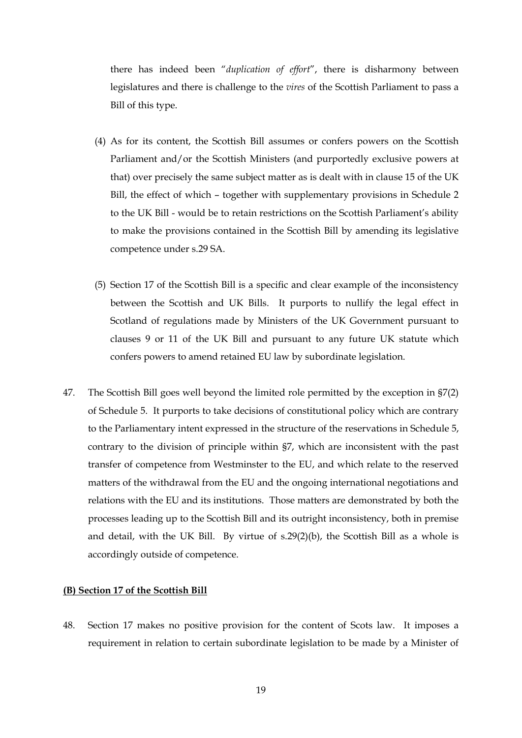there has indeed been "*duplication of effort*", there is disharmony between legislatures and there is challenge to the *vires* of the Scottish Parliament to pass a Bill of this type.

(4) As for its content, the Scottish Bill assumes or confers powers on the Scottish Parliament and/or the Scottish Ministers (and purportedly exclusive powers at that) over precisely the same subject matter as is dealt with in clause 15 of the UK Bill, the effect of which – together with supplementary provisions in Schedule 2 to the UK Bill - would be to retain restrictions on the Scottish Parliament's ability to make the provisions contained in the Scottish Bill by amending its legislative competence under s.29 SA.

(5) Section 17 of the Scottish Bill is a specific and clear example of the inconsistency between the Scottish and UK Bills. It purports to nullify the legal effect in Scotland of regulations made by Ministers of the UK Government pursuant to clauses 9 or 11 of the UK Bill and pursuant to any future UK statute which confers powers to amend retained EU law by subordinate legislation.

47. The Scottish Bill goes well beyond the limited role permitted by the exception in §7(2) of Schedule 5. It purports to take decisions of constitutional policy which are contrary to the Parliamentary intent expressed in the structure of the reservations in Schedule 5, contrary to the division of principle within §7, which are inconsistent with the past transfer of competence from Westminster to the EU, and which relate to the reserved matters of the withdrawal from the EU and the ongoing international negotiations and relations with the EU and its institutions. Those matters are demonstrated by both the processes leading up to the Scottish Bill and its outright inconsistency, both in premise and detail, with the UK Bill. By virtue of s.29(2)(b), the Scottish Bill as a whole is accordingly outside of competence.

**(B) Section 17 of the Scottish Bill**

48. Section 17 makes no positive provision for the content of Scots law. It imposes a requirement in relation to certain subordinate legislation to be made by a Minister of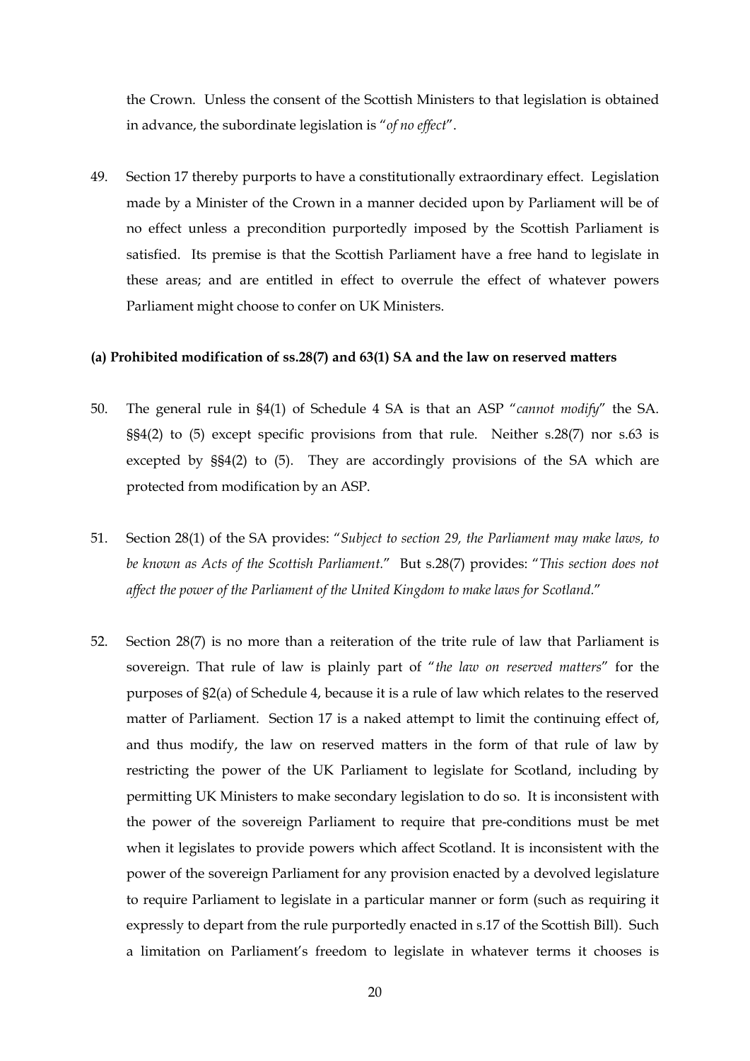the Crown. Unless the consent of the Scottish Ministers to that legislation is obtained in advance, the subordinate legislation is "*of no effect*".

49. Section 17 thereby purports to have a constitutionally extraordinary effect. Legislation made by a Minister of the Crown in a manner decided upon by Parliament will be of no effect unless a precondition purportedly imposed by the Scottish Parliament is satisfied. Its premise is that the Scottish Parliament have a free hand to legislate in these areas; and are entitled in effect to overrule the effect of whatever powers Parliament might choose to confer on UK Ministers.

**(a) Prohibited modification of ss.28(7) and 63(1) SA and the law on reserved matters**

50. The general rule in §4(1) of Schedule 4 SA is that an ASP "*cannot modify*" the SA. §§4(2) to (5) except specific provisions from that rule. Neither s.28(7) nor s.63 is excepted by §§4(2) to (5). They are accordingly provisions of the SA which are protected from modification by an ASP.

51. Section 28(1) of the SA provides: "*Subject to section 29, the Parliament may make laws, to be known as Acts of the Scottish Parliament.*" But s.28(7) provides: "*This section does not affect the power of the Parliament of the United Kingdom to make laws for Scotland.*"

52. Section 28(7) is no more than a reiteration of the trite rule of law that Parliament is sovereign. That rule of law is plainly part of "*the law on reserved matters*" for the purposes of §2(a) of Schedule 4, because it is a rule of law which relates to the reserved matter of Parliament. Section 17 is a naked attempt to limit the continuing effect of, and thus modify, the law on reserved matters in the form of that rule of law by restricting the power of the UK Parliament to legislate for Scotland, including by permitting UK Ministers to make secondary legislation to do so. It is inconsistent with the power of the sovereign Parliament to require that pre-conditions must be met when it legislates to provide powers which affect Scotland. It is inconsistent with the power of the sovereign Parliament for any provision enacted by a devolved legislature to require Parliament to legislate in a particular manner or form (such as requiring it expressly to depart from the rule purportedly enacted in s.17 of the Scottish Bill). Such a limitation on Parliament's freedom to legislate in whatever terms it chooses is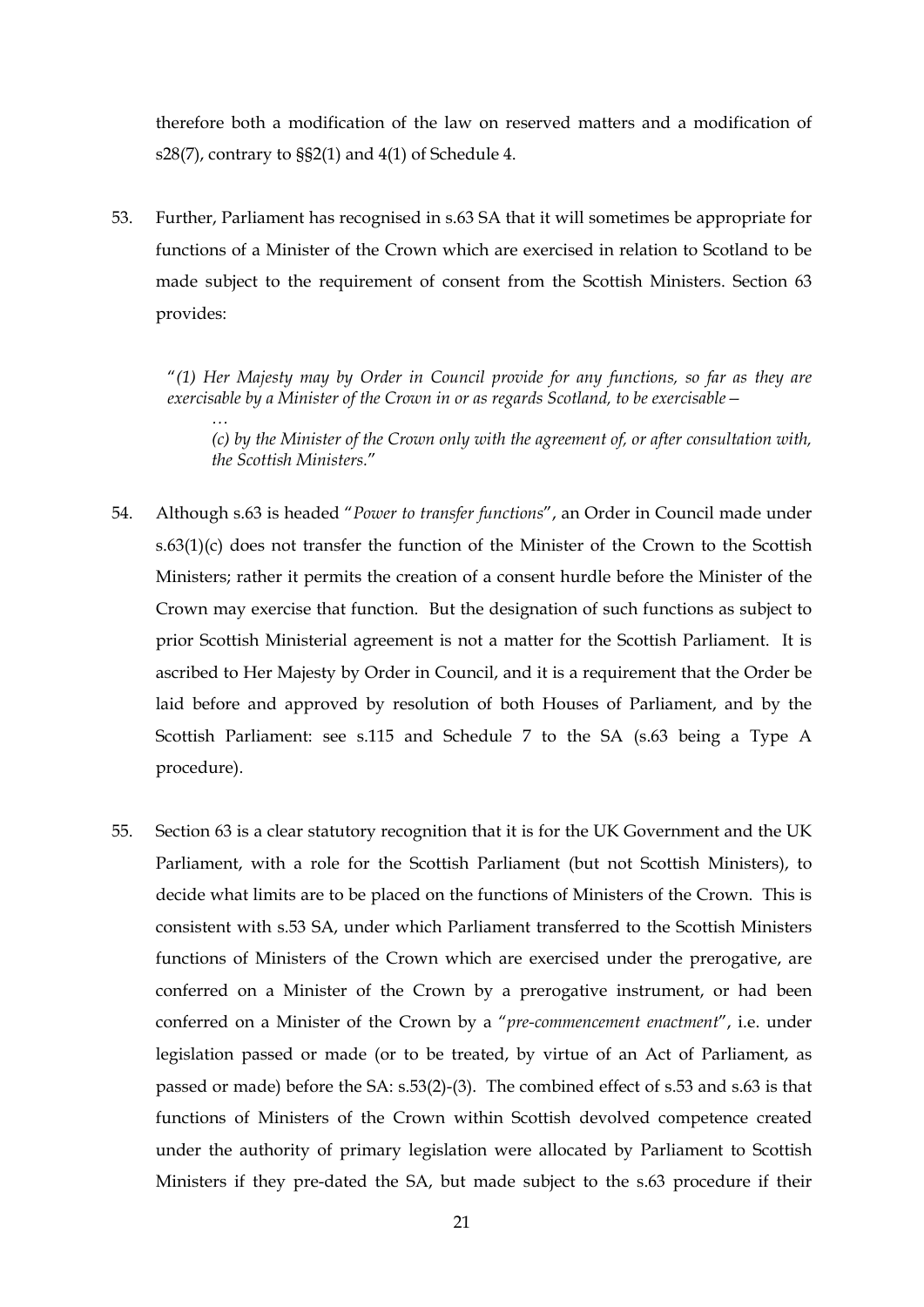therefore both a modification of the law on reserved matters and a modification of s28(7), contrary to §§2(1) and 4(1) of Schedule 4.

53. Further, Parliament has recognised in s.63 SA that it will sometimes be appropriate for functions of a Minister of the Crown which are exercised in relation to Scotland to be made subject to the requirement of consent from the Scottish Ministers. Section 63 provides:

> "*(1) Her Majesty may by Order in Council provide for any functions, so far as they are exercisable by a Minister of the Crown in or as regards Scotland, to be exercisable—*
>
> *…*
>
> *(c) by the Minister of the Crown only with the agreement of, or after consultation with, the Scottish Ministers.*"

54. Although s.63 is headed "*Power to transfer functions*", an Order in Council made under s.63(1)(c) does not transfer the function of the Minister of the Crown to the Scottish Ministers; rather it permits the creation of a consent hurdle before the Minister of the Crown may exercise that function. But the designation of such functions as subject to prior Scottish Ministerial agreement is not a matter for the Scottish Parliament. It is ascribed to Her Majesty by Order in Council, and it is a requirement that the Order be laid before and approved by resolution of both Houses of Parliament, and by the Scottish Parliament: see s.115 and Schedule 7 to the SA (s.63 being a Type A procedure).

55. Section 63 is a clear statutory recognition that it is for the UK Government and the UK Parliament, with a role for the Scottish Parliament (but not Scottish Ministers), to decide what limits are to be placed on the functions of Ministers of the Crown. This is consistent with s.53 SA, under which Parliament transferred to the Scottish Ministers functions of Ministers of the Crown which are exercised under the prerogative, are conferred on a Minister of the Crown by a prerogative instrument, or had been conferred on a Minister of the Crown by a "*pre-commencement enactment*", i.e. under legislation passed or made (or to be treated, by virtue of an Act of Parliament, as passed or made) before the SA: s.53(2)-(3). The combined effect of s.53 and s.63 is that functions of Ministers of the Crown within Scottish devolved competence created under the authority of primary legislation were allocated by Parliament to Scottish Ministers if they pre-dated the SA, but made subject to the s.63 procedure if their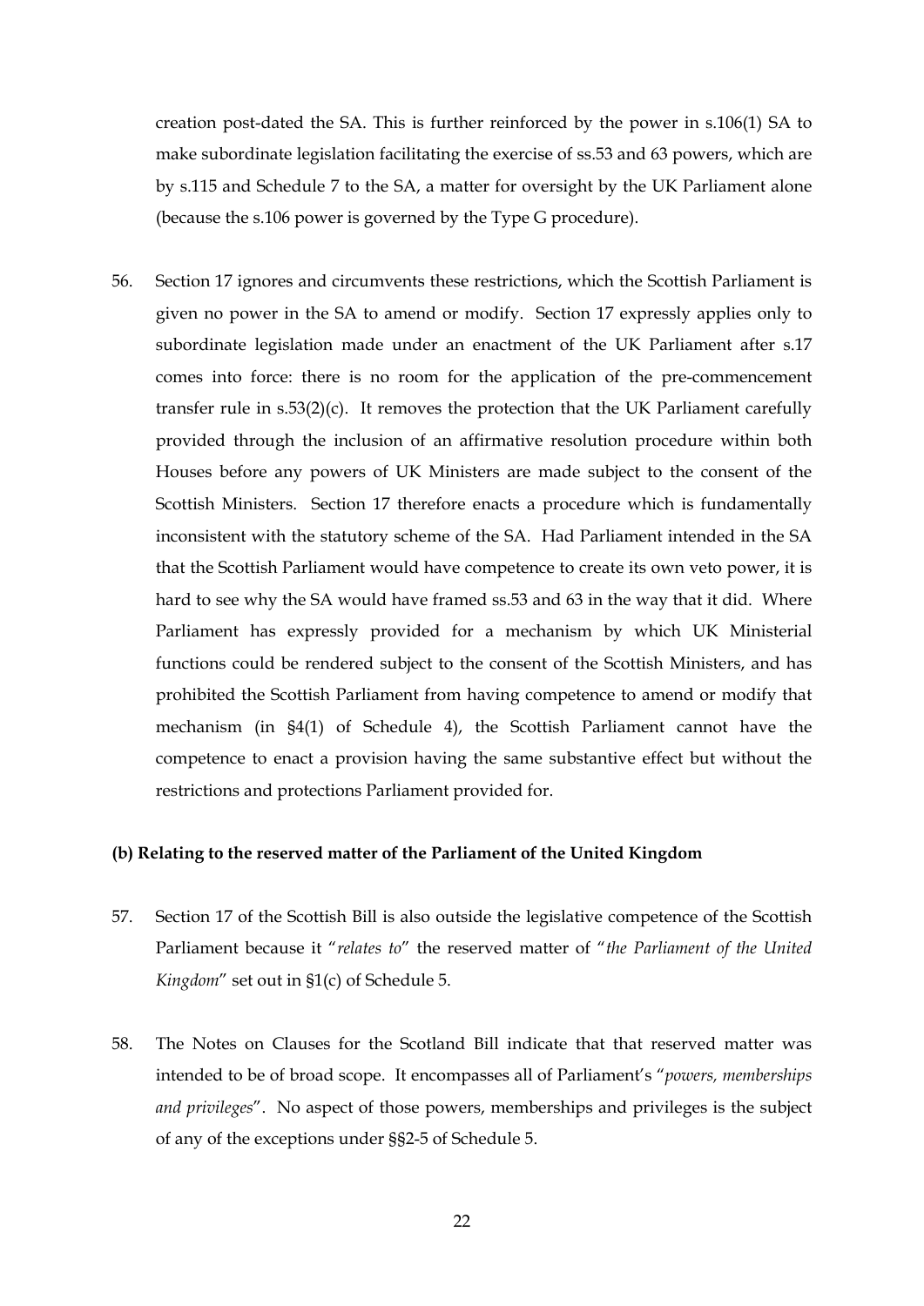creation post-dated the SA. This is further reinforced by the power in s.106(1) SA to make subordinate legislation facilitating the exercise of ss.53 and 63 powers, which are by s.115 and Schedule 7 to the SA, a matter for oversight by the UK Parliament alone (because the s.106 power is governed by the Type G procedure).

56. Section 17 ignores and circumvents these restrictions, which the Scottish Parliament is given no power in the SA to amend or modify. Section 17 expressly applies only to subordinate legislation made under an enactment of the UK Parliament after s.17 comes into force: there is no room for the application of the pre-commencement transfer rule in s.53(2)(c). It removes the protection that the UK Parliament carefully provided through the inclusion of an affirmative resolution procedure within both Houses before any powers of UK Ministers are made subject to the consent of the Scottish Ministers. Section 17 therefore enacts a procedure which is fundamentally inconsistent with the statutory scheme of the SA. Had Parliament intended in the SA that the Scottish Parliament would have competence to create its own veto power, it is hard to see why the SA would have framed ss.53 and 63 in the way that it did. Where Parliament has expressly provided for a mechanism by which UK Ministerial functions could be rendered subject to the consent of the Scottish Ministers, and has prohibited the Scottish Parliament from having competence to amend or modify that mechanism (in §4(1) of Schedule 4), the Scottish Parliament cannot have the competence to enact a provision having the same substantive effect but without the restrictions and protections Parliament provided for.

**(b) Relating to the reserved matter of the Parliament of the United Kingdom**

57. Section 17 of the Scottish Bill is also outside the legislative competence of the Scottish Parliament because it "*relates to*" the reserved matter of "*the Parliament of the United Kingdom*" set out in §1(c) of Schedule 5.

58. The Notes on Clauses for the Scotland Bill indicate that that reserved matter was intended to be of broad scope. It encompasses all of Parliament's "*powers, memberships and privileges*". No aspect of those powers, memberships and privileges is the subject of any of the exceptions under §§2-5 of Schedule 5.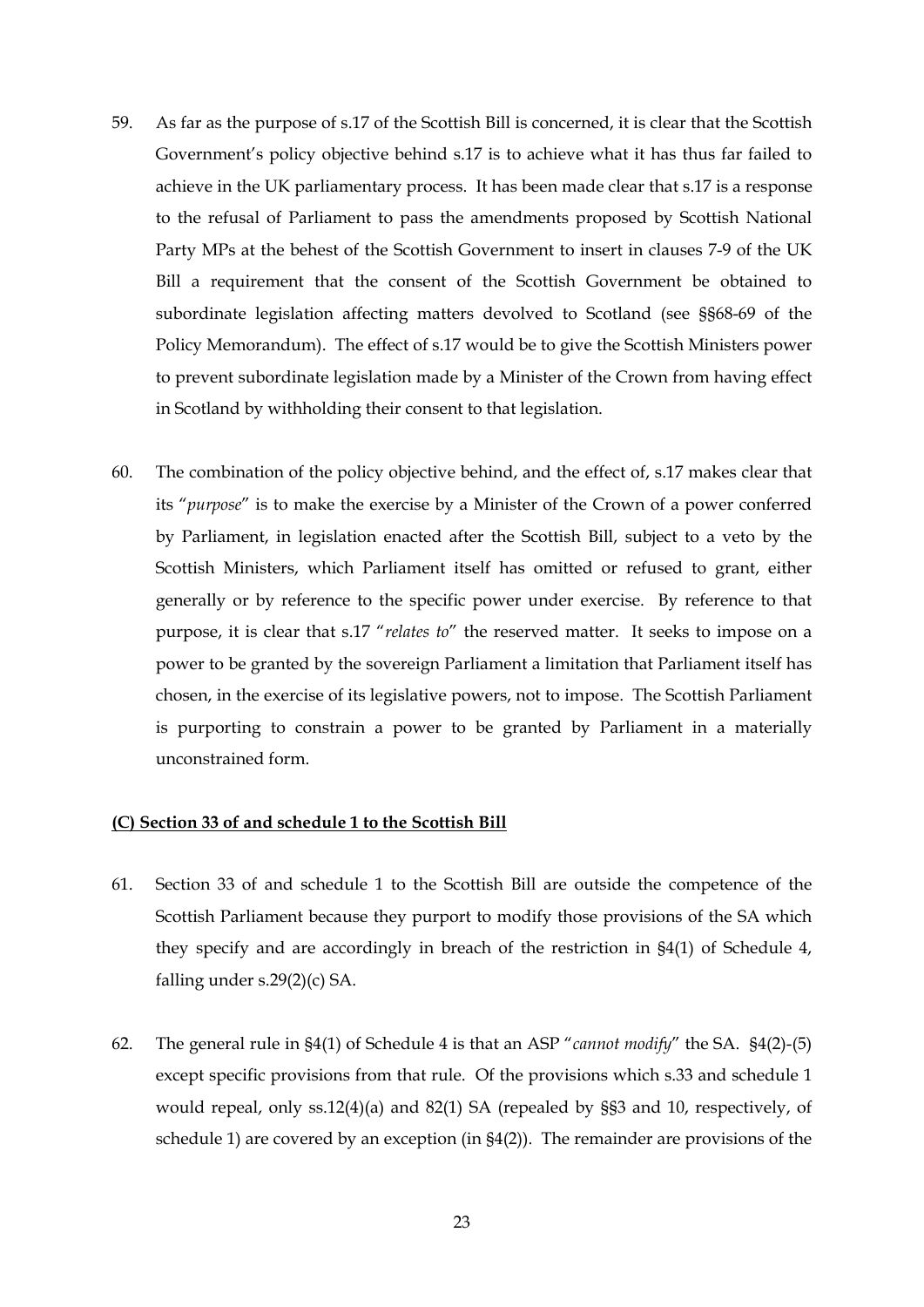59. As far as the purpose of s.17 of the Scottish Bill is concerned, it is clear that the Scottish Government's policy objective behind s.17 is to achieve what it has thus far failed to achieve in the UK parliamentary process. It has been made clear that s.17 is a response to the refusal of Parliament to pass the amendments proposed by Scottish National Party MPs at the behest of the Scottish Government to insert in clauses 7-9 of the UK Bill a requirement that the consent of the Scottish Government be obtained to subordinate legislation affecting matters devolved to Scotland (see §§68-69 of the Policy Memorandum). The effect of s.17 would be to give the Scottish Ministers power to prevent subordinate legislation made by a Minister of the Crown from having effect in Scotland by withholding their consent to that legislation.

60. The combination of the policy objective behind, and the effect of, s.17 makes clear that its "*purpose*" is to make the exercise by a Minister of the Crown of a power conferred by Parliament, in legislation enacted after the Scottish Bill, subject to a veto by the Scottish Ministers, which Parliament itself has omitted or refused to grant, either generally or by reference to the specific power under exercise. By reference to that purpose, it is clear that s.17 "*relates to*" the reserved matter. It seeks to impose on a power to be granted by the sovereign Parliament a limitation that Parliament itself has chosen, in the exercise of its legislative powers, not to impose. The Scottish Parliament is purporting to constrain a power to be granted by Parliament in a materially unconstrained form.

**(C) Section 33 of and schedule 1 to the Scottish Bill**

61. Section 33 of and schedule 1 to the Scottish Bill are outside the competence of the Scottish Parliament because they purport to modify those provisions of the SA which they specify and are accordingly in breach of the restriction in §4(1) of Schedule 4, falling under s.29(2)(c) SA.

62. The general rule in §4(1) of Schedule 4 is that an ASP "*cannot modify*" the SA. §4(2)-(5) except specific provisions from that rule. Of the provisions which s.33 and schedule 1 would repeal, only ss.12(4)(a) and 82(1) SA (repealed by §§3 and 10, respectively, of schedule 1) are covered by an exception (in §4(2)). The remainder are provisions of the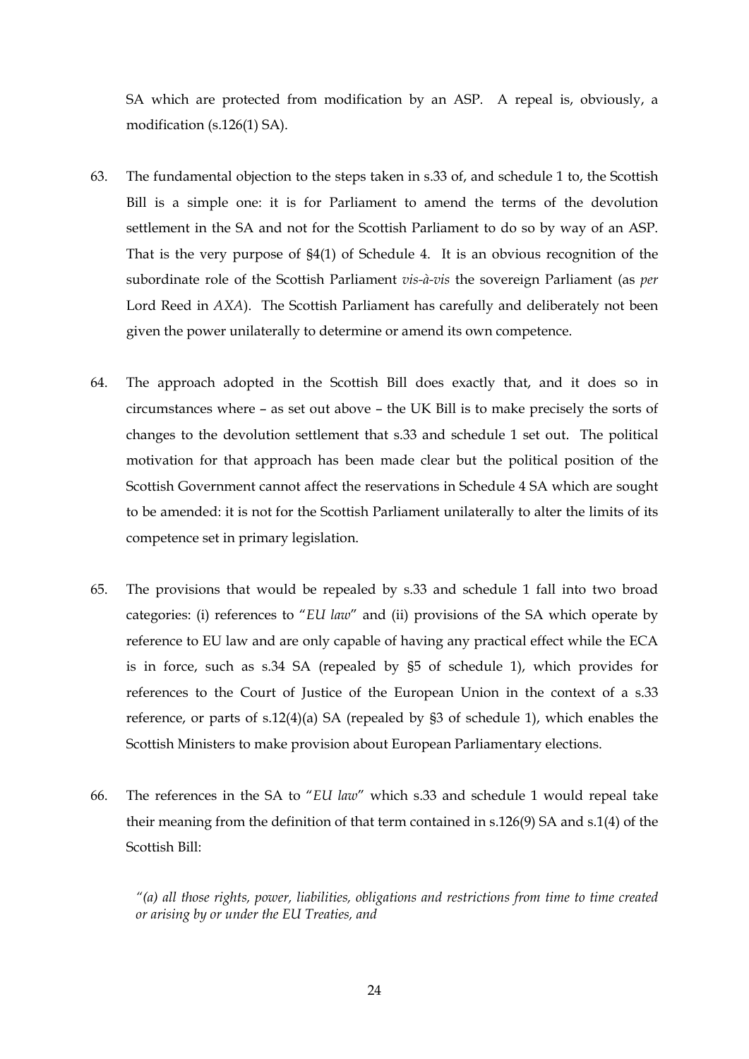SA which are protected from modification by an ASP. A repeal is, obviously, a modification (s.126(1) SA).

63. The fundamental objection to the steps taken in s.33 of, and schedule 1 to, the Scottish Bill is a simple one: it is for Parliament to amend the terms of the devolution settlement in the SA and not for the Scottish Parliament to do so by way of an ASP. That is the very purpose of §4(1) of Schedule 4. It is an obvious recognition of the subordinate role of the Scottish Parliament *vis-à-vis* the sovereign Parliament (as *per* Lord Reed in *AXA*). The Scottish Parliament has carefully and deliberately not been given the power unilaterally to determine or amend its own competence.

64. The approach adopted in the Scottish Bill does exactly that, and it does so in circumstances where – as set out above – the UK Bill is to make precisely the sorts of changes to the devolution settlement that s.33 and schedule 1 set out. The political motivation for that approach has been made clear but the political position of the Scottish Government cannot affect the reservations in Schedule 4 SA which are sought to be amended: it is not for the Scottish Parliament unilaterally to alter the limits of its competence set in primary legislation.

65. The provisions that would be repealed by s.33 and schedule 1 fall into two broad categories: (i) references to "*EU law*" and (ii) provisions of the SA which operate by reference to EU law and are only capable of having any practical effect while the ECA is in force, such as s.34 SA (repealed by §5 of schedule 1), which provides for references to the Court of Justice of the European Union in the context of a s.33 reference, or parts of s.12(4)(a) SA (repealed by §3 of schedule 1), which enables the Scottish Ministers to make provision about European Parliamentary elections.

66. The references in the SA to "*EU law*" which s.33 and schedule 1 would repeal take their meaning from the definition of that term contained in s.126(9) SA and s.1(4) of the Scottish Bill:

> *"(a) all those rights, power, liabilities, obligations and restrictions from time to time created or arising by or under the EU Treaties, and*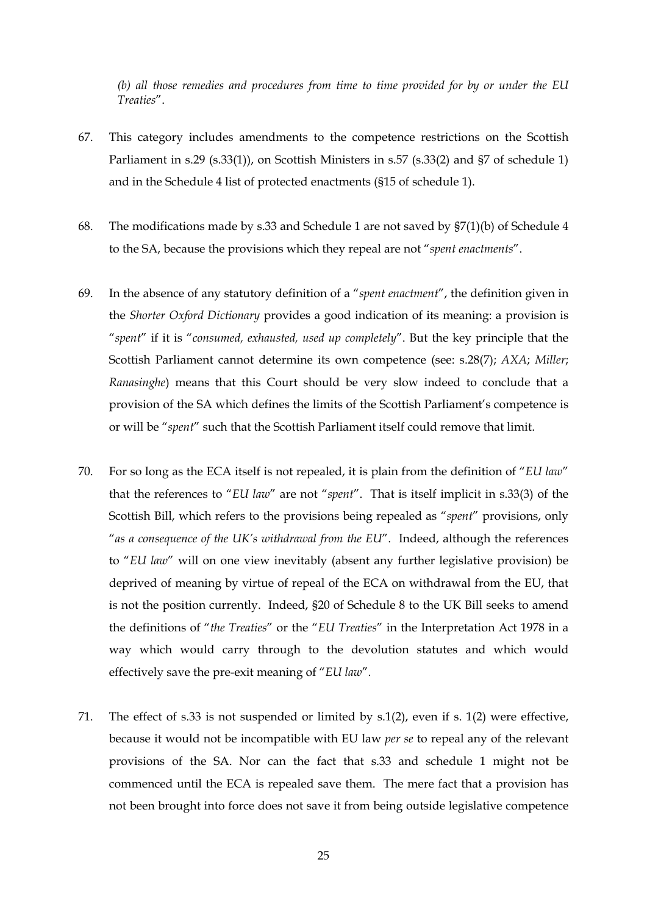*(b) all those remedies and procedures from time to time provided for by or under the EU Treaties*".

67. This category includes amendments to the competence restrictions on the Scottish Parliament in s.29 (s.33(1)), on Scottish Ministers in s.57 (s.33(2) and §7 of schedule 1) and in the Schedule 4 list of protected enactments (§15 of schedule 1).

68. The modifications made by s.33 and Schedule 1 are not saved by §7(1)(b) of Schedule 4 to the SA, because the provisions which they repeal are not "*spent enactments*".

69. In the absence of any statutory definition of a "*spent enactment*", the definition given in the *Shorter Oxford Dictionary* provides a good indication of its meaning: a provision is "*spent*" if it is "*consumed, exhausted, used up completely*". But the key principle that the Scottish Parliament cannot determine its own competence (see: s.28(7); *AXA*; *Miller*; *Ranasinghe*) means that this Court should be very slow indeed to conclude that a provision of the SA which defines the limits of the Scottish Parliament's competence is or will be "*spent*" such that the Scottish Parliament itself could remove that limit.

70. For so long as the ECA itself is not repealed, it is plain from the definition of "*EU law*" that the references to "*EU law*" are not "*spent*". That is itself implicit in s.33(3) of the Scottish Bill, which refers to the provisions being repealed as "*spent*" provisions, only "*as a consequence of the UK's withdrawal from the EU*". Indeed, although the references to "*EU law*" will on one view inevitably (absent any further legislative provision) be deprived of meaning by virtue of repeal of the ECA on withdrawal from the EU, that is not the position currently. Indeed, §20 of Schedule 8 to the UK Bill seeks to amend the definitions of "*the Treaties*" or the "*EU Treaties*" in the Interpretation Act 1978 in a way which would carry through to the devolution statutes and which would effectively save the pre-exit meaning of "*EU law*".

71. The effect of s.33 is not suspended or limited by s.1(2), even if s. 1(2) were effective, because it would not be incompatible with EU law *per se* to repeal any of the relevant provisions of the SA. Nor can the fact that s.33 and schedule 1 might not be commenced until the ECA is repealed save them. The mere fact that a provision has not been brought into force does not save it from being outside legislative competence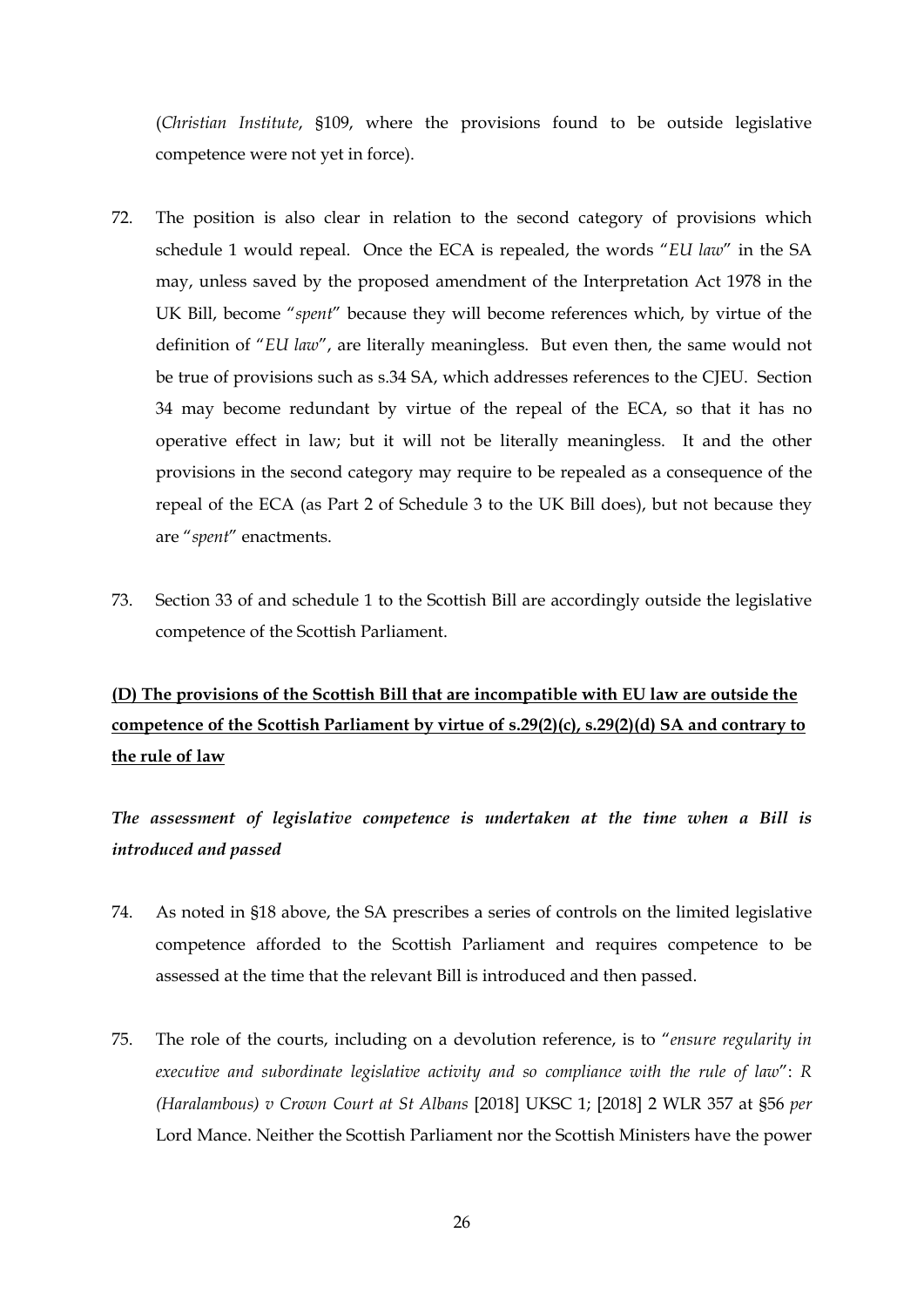(*Christian Institute*, §109, where the provisions found to be outside legislative competence were not yet in force).

72. The position is also clear in relation to the second category of provisions which schedule 1 would repeal. Once the ECA is repealed, the words "*EU law*" in the SA may, unless saved by the proposed amendment of the Interpretation Act 1978 in the UK Bill, become "*spent*" because they will become references which, by virtue of the definition of "*EU law*", are literally meaningless. But even then, the same would not be true of provisions such as s.34 SA, which addresses references to the CJEU. Section 34 may become redundant by virtue of the repeal of the ECA, so that it has no operative effect in law; but it will not be literally meaningless. It and the other provisions in the second category may require to be repealed as a consequence of the repeal of the ECA (as Part 2 of Schedule 3 to the UK Bill does), but not because they are "*spent*" enactments.

73. Section 33 of and schedule 1 to the Scottish Bill are accordingly outside the legislative competence of the Scottish Parliament.

## <u>**(D) The provisions of the Scottish Bill that are incompatible with EU law are outside the competence of the Scottish Parliament by virtue of s.29(2)(c), s.29(2)(d) SA and contrary to the rule of law**</u>

### ***The assessment of legislative competence is undertaken at the time when a Bill is introduced and passed***

74. As noted in §18 above, the SA prescribes a series of controls on the limited legislative competence afforded to the Scottish Parliament and requires competence to be assessed at the time that the relevant Bill is introduced and then passed.

75. The role of the courts, including on a devolution reference, is to "*ensure regularity in executive and subordinate legislative activity and so compliance with the rule of law*": *R (Haralambous) v Crown Court at St Albans* [2018] UKSC 1; [2018] 2 WLR 357 at §56 *per* Lord Mance. Neither the Scottish Parliament nor the Scottish Ministers have the power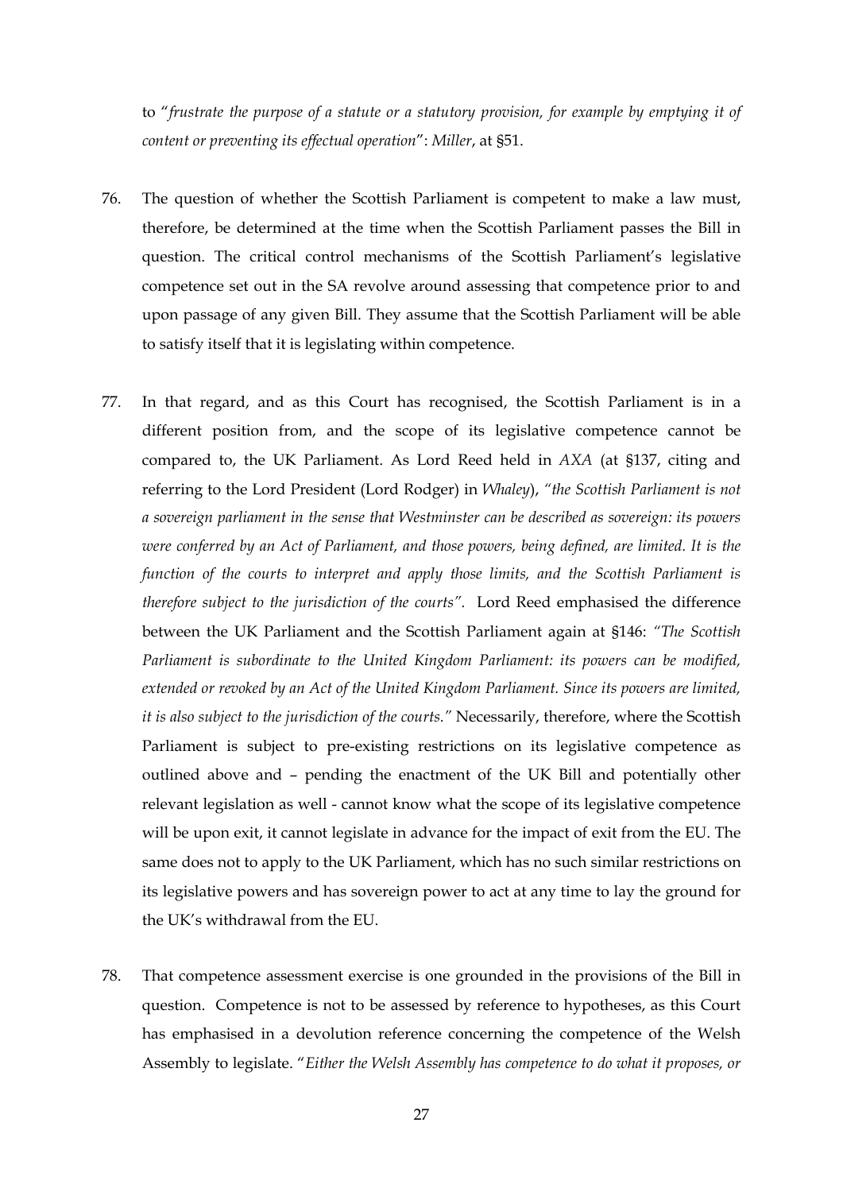to "*frustrate the purpose of a statute or a statutory provision, for example by emptying it of content or preventing its effectual operation*": *Miller*, at §51.

76. The question of whether the Scottish Parliament is competent to make a law must, therefore, be determined at the time when the Scottish Parliament passes the Bill in question. The critical control mechanisms of the Scottish Parliament's legislative competence set out in the SA revolve around assessing that competence prior to and upon passage of any given Bill. They assume that the Scottish Parliament will be able to satisfy itself that it is legislating within competence.

77. In that regard, and as this Court has recognised, the Scottish Parliament is in a different position from, and the scope of its legislative competence cannot be compared to, the UK Parliament. As Lord Reed held in *AXA* (at §137, citing and referring to the Lord President (Lord Rodger) in *Whaley*), *"the Scottish Parliament is not a sovereign parliament in the sense that Westminster can be described as sovereign: its powers were conferred by an Act of Parliament, and those powers, being defined, are limited. It is the function of the courts to interpret and apply those limits, and the Scottish Parliament is therefore subject to the jurisdiction of the courts".* Lord Reed emphasised the difference between the UK Parliament and the Scottish Parliament again at §146: *"The Scottish Parliament is subordinate to the United Kingdom Parliament: its powers can be modified, extended or revoked by an Act of the United Kingdom Parliament. Since its powers are limited, it is also subject to the jurisdiction of the courts."* Necessarily, therefore, where the Scottish Parliament is subject to pre-existing restrictions on its legislative competence as outlined above and – pending the enactment of the UK Bill and potentially other relevant legislation as well - cannot know what the scope of its legislative competence will be upon exit, it cannot legislate in advance for the impact of exit from the EU. The same does not to apply to the UK Parliament, which has no such similar restrictions on its legislative powers and has sovereign power to act at any time to lay the ground for the UK's withdrawal from the EU.

78. That competence assessment exercise is one grounded in the provisions of the Bill in question. Competence is not to be assessed by reference to hypotheses, as this Court has emphasised in a devolution reference concerning the competence of the Welsh Assembly to legislate. "*Either the Welsh Assembly has competence to do what it proposes, or*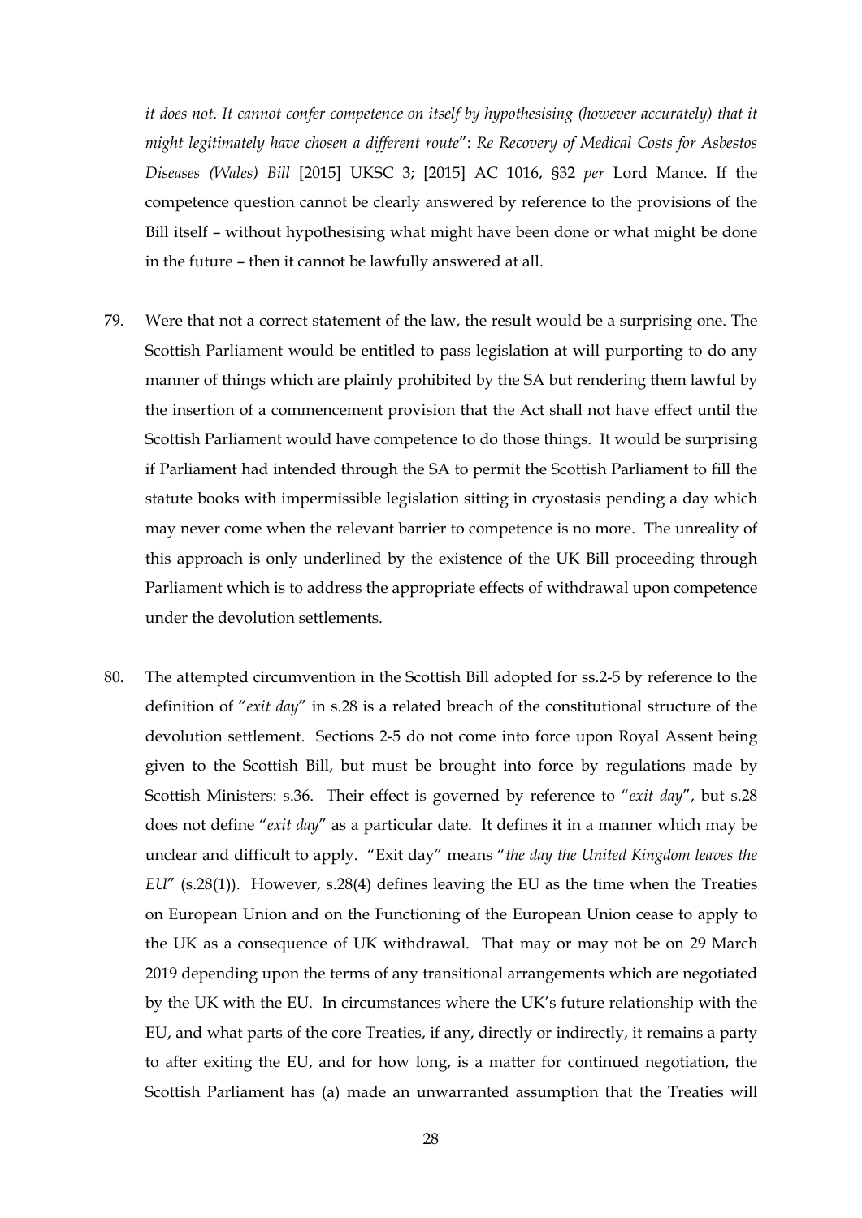*it does not. It cannot confer competence on itself by hypothesising (however accurately) that it might legitimately have chosen a different route*": *Re Recovery of Medical Costs for Asbestos Diseases (Wales) Bill* [2015] UKSC 3; [2015] AC 1016, §32 *per* Lord Mance. If the competence question cannot be clearly answered by reference to the provisions of the Bill itself – without hypothesising what might have been done or what might be done in the future – then it cannot be lawfully answered at all.

79. Were that not a correct statement of the law, the result would be a surprising one. The Scottish Parliament would be entitled to pass legislation at will purporting to do any manner of things which are plainly prohibited by the SA but rendering them lawful by the insertion of a commencement provision that the Act shall not have effect until the Scottish Parliament would have competence to do those things. It would be surprising if Parliament had intended through the SA to permit the Scottish Parliament to fill the statute books with impermissible legislation sitting in cryostasis pending a day which may never come when the relevant barrier to competence is no more. The unreality of this approach is only underlined by the existence of the UK Bill proceeding through Parliament which is to address the appropriate effects of withdrawal upon competence under the devolution settlements.

80. The attempted circumvention in the Scottish Bill adopted for ss.2-5 by reference to the definition of "*exit day*" in s.28 is a related breach of the constitutional structure of the devolution settlement. Sections 2-5 do not come into force upon Royal Assent being given to the Scottish Bill, but must be brought into force by regulations made by Scottish Ministers: s.36. Their effect is governed by reference to "*exit day*", but s.28 does not define "*exit day*" as a particular date. It defines it in a manner which may be unclear and difficult to apply. "Exit day" means "*the day the United Kingdom leaves the EU*" (s.28(1)). However, s.28(4) defines leaving the EU as the time when the Treaties on European Union and on the Functioning of the European Union cease to apply to the UK as a consequence of UK withdrawal. That may or may not be on 29 March 2019 depending upon the terms of any transitional arrangements which are negotiated by the UK with the EU. In circumstances where the UK's future relationship with the EU, and what parts of the core Treaties, if any, directly or indirectly, it remains a party to after exiting the EU, and for how long, is a matter for continued negotiation, the Scottish Parliament has (a) made an unwarranted assumption that the Treaties will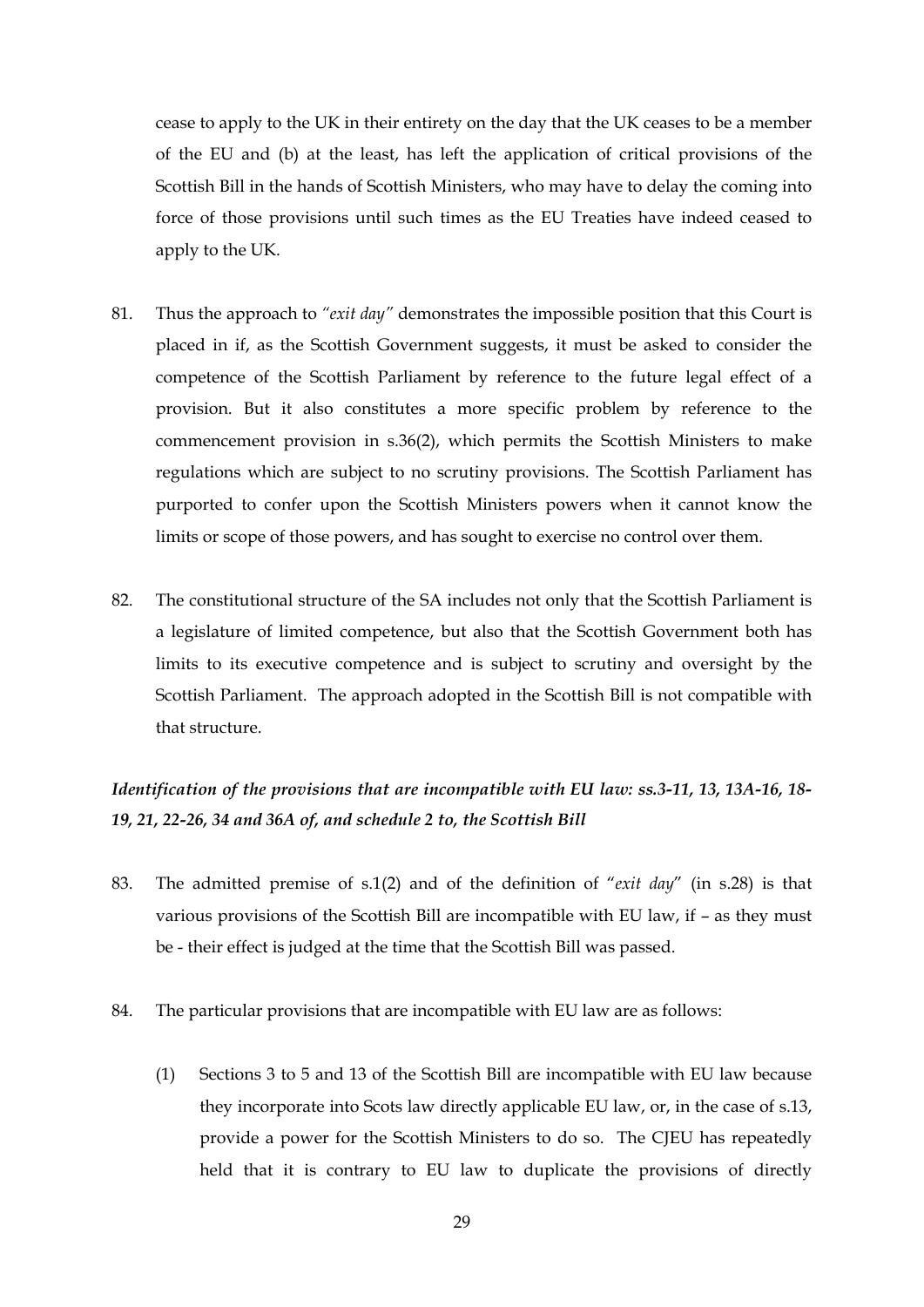cease to apply to the UK in their entirety on the day that the UK ceases to be a member of the EU and (b) at the least, has left the application of critical provisions of the Scottish Bill in the hands of Scottish Ministers, who may have to delay the coming into force of those provisions until such times as the EU Treaties have indeed ceased to apply to the UK.

81. Thus the approach to *"exit day"* demonstrates the impossible position that this Court is placed in if, as the Scottish Government suggests, it must be asked to consider the competence of the Scottish Parliament by reference to the future legal effect of a provision. But it also constitutes a more specific problem by reference to the commencement provision in s.36(2), which permits the Scottish Ministers to make regulations which are subject to no scrutiny provisions. The Scottish Parliament has purported to confer upon the Scottish Ministers powers when it cannot know the limits or scope of those powers, and has sought to exercise no control over them.

82. The constitutional structure of the SA includes not only that the Scottish Parliament is a legislature of limited competence, but also that the Scottish Government both has limits to its executive competence and is subject to scrutiny and oversight by the Scottish Parliament. The approach adopted in the Scottish Bill is not compatible with that structure.

***Identification of the provisions that are incompatible with EU law: ss.3-11, 13, 13A-16, 18-19, 21, 22-26, 34 and 36A of, and schedule 2 to, the Scottish Bill***

83. The admitted premise of s.1(2) and of the definition of "*exit day*" (in s.28) is that various provisions of the Scottish Bill are incompatible with EU law, if – as they must be - their effect is judged at the time that the Scottish Bill was passed.

84. The particular provisions that are incompatible with EU law are as follows:

    (1) Sections 3 to 5 and 13 of the Scottish Bill are incompatible with EU law because they incorporate into Scots law directly applicable EU law, or, in the case of s.13, provide a power for the Scottish Ministers to do so. The CJEU has repeatedly held that it is contrary to EU law to duplicate the provisions of directly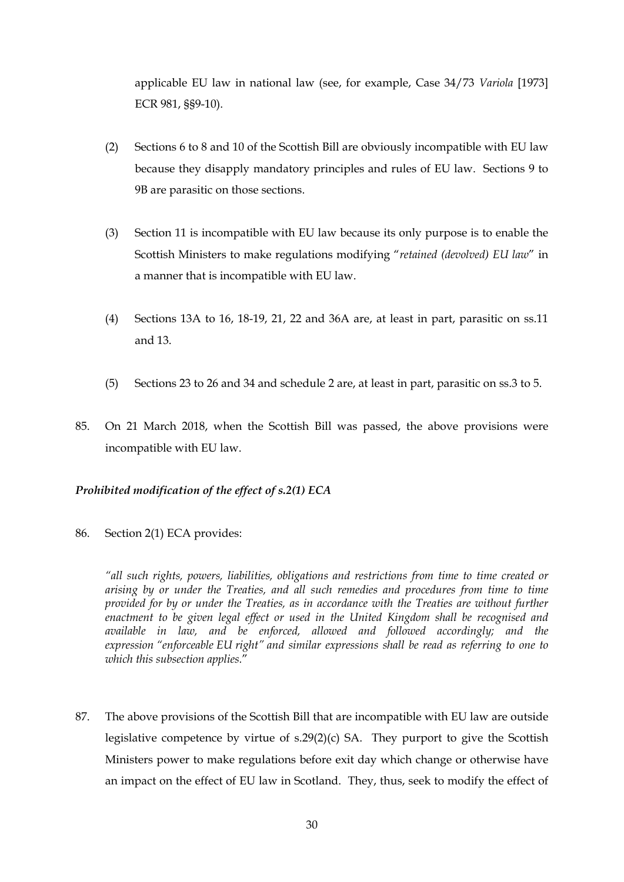applicable EU law in national law (see, for example, Case 34/73 *Variola* [1973] ECR 981, §§9-10).

(2) Sections 6 to 8 and 10 of the Scottish Bill are obviously incompatible with EU law because they disapply mandatory principles and rules of EU law. Sections 9 to 9B are parasitic on those sections.

(3) Section 11 is incompatible with EU law because its only purpose is to enable the Scottish Ministers to make regulations modifying "*retained (devolved) EU law*" in a manner that is incompatible with EU law.

(4) Sections 13A to 16, 18-19, 21, 22 and 36A are, at least in part, parasitic on ss.11 and 13.

(5) Sections 23 to 26 and 34 and schedule 2 are, at least in part, parasitic on ss.3 to 5.

85. On 21 March 2018, when the Scottish Bill was passed, the above provisions were incompatible with EU law.

***Prohibited modification of the effect of s.2(1) ECA***

86. Section 2(1) ECA provides:

*"all such rights, powers, liabilities, obligations and restrictions from time to time created or arising by or under the Treaties, and all such remedies and procedures from time to time provided for by or under the Treaties, as in accordance with the Treaties are without further enactment to be given legal effect or used in the United Kingdom shall be recognised and available in law, and be enforced, allowed and followed accordingly; and the expression "enforceable EU right" and similar expressions shall be read as referring to one to which this subsection applies*."

87. The above provisions of the Scottish Bill that are incompatible with EU law are outside legislative competence by virtue of s.29(2)(c) SA. They purport to give the Scottish Ministers power to make regulations before exit day which change or otherwise have an impact on the effect of EU law in Scotland. They, thus, seek to modify the effect of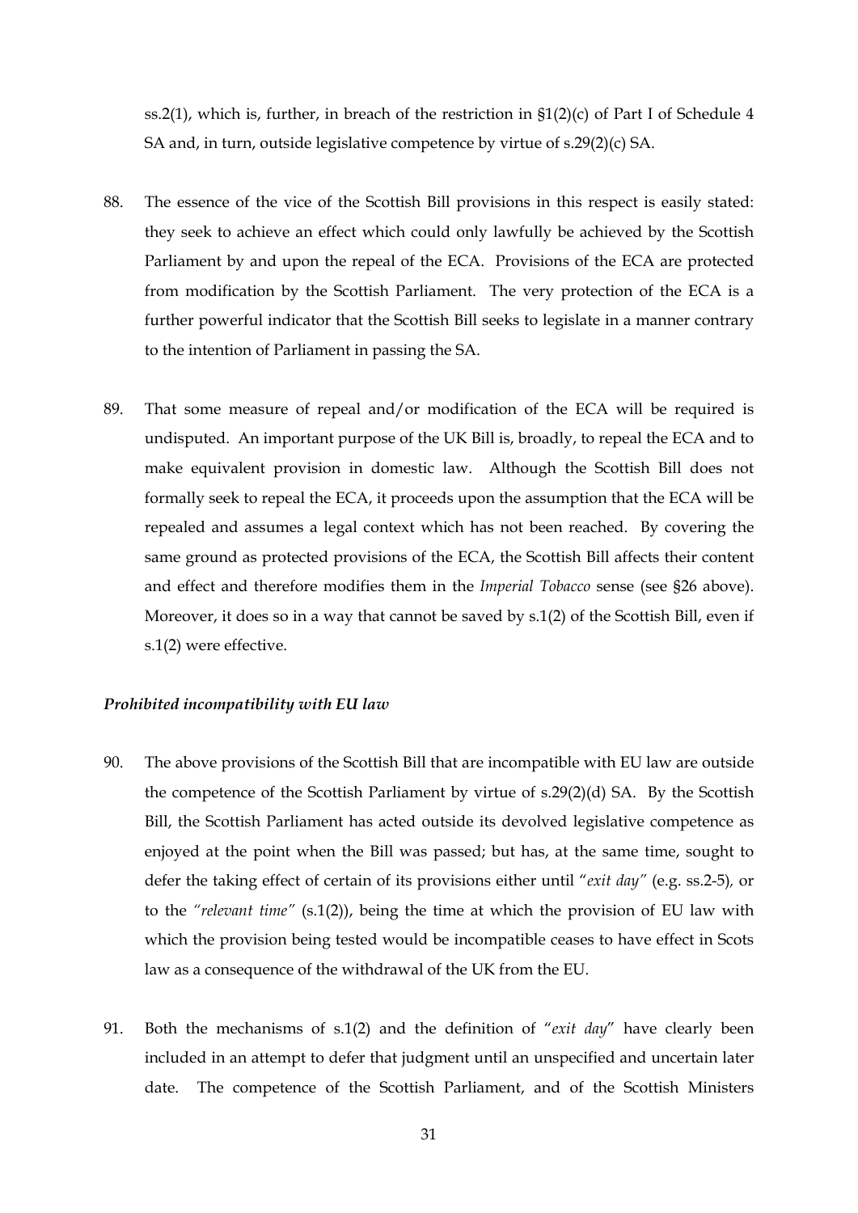ss.2(1), which is, further, in breach of the restriction in §1(2)(c) of Part I of Schedule 4 SA and, in turn, outside legislative competence by virtue of s.29(2)(c) SA.

88. The essence of the vice of the Scottish Bill provisions in this respect is easily stated: they seek to achieve an effect which could only lawfully be achieved by the Scottish Parliament by and upon the repeal of the ECA. Provisions of the ECA are protected from modification by the Scottish Parliament. The very protection of the ECA is a further powerful indicator that the Scottish Bill seeks to legislate in a manner contrary to the intention of Parliament in passing the SA.

89. That some measure of repeal and/or modification of the ECA will be required is undisputed. An important purpose of the UK Bill is, broadly, to repeal the ECA and to make equivalent provision in domestic law. Although the Scottish Bill does not formally seek to repeal the ECA, it proceeds upon the assumption that the ECA will be repealed and assumes a legal context which has not been reached. By covering the same ground as protected provisions of the ECA, the Scottish Bill affects their content and effect and therefore modifies them in the *Imperial Tobacco* sense (see §26 above). Moreover, it does so in a way that cannot be saved by s.1(2) of the Scottish Bill, even if s.1(2) were effective.

***Prohibited incompatibility with EU law***

90. The above provisions of the Scottish Bill that are incompatible with EU law are outside the competence of the Scottish Parliament by virtue of s.29(2)(d) SA. By the Scottish Bill, the Scottish Parliament has acted outside its devolved legislative competence as enjoyed at the point when the Bill was passed; but has, at the same time, sought to defer the taking effect of certain of its provisions either until "*exit day*" (e.g. ss.2-5), or to the *"relevant time"* (s.1(2)), being the time at which the provision of EU law with which the provision being tested would be incompatible ceases to have effect in Scots law as a consequence of the withdrawal of the UK from the EU.

91. Both the mechanisms of s.1(2) and the definition of "*exit day*" have clearly been included in an attempt to defer that judgment until an unspecified and uncertain later date. The competence of the Scottish Parliament, and of the Scottish Ministers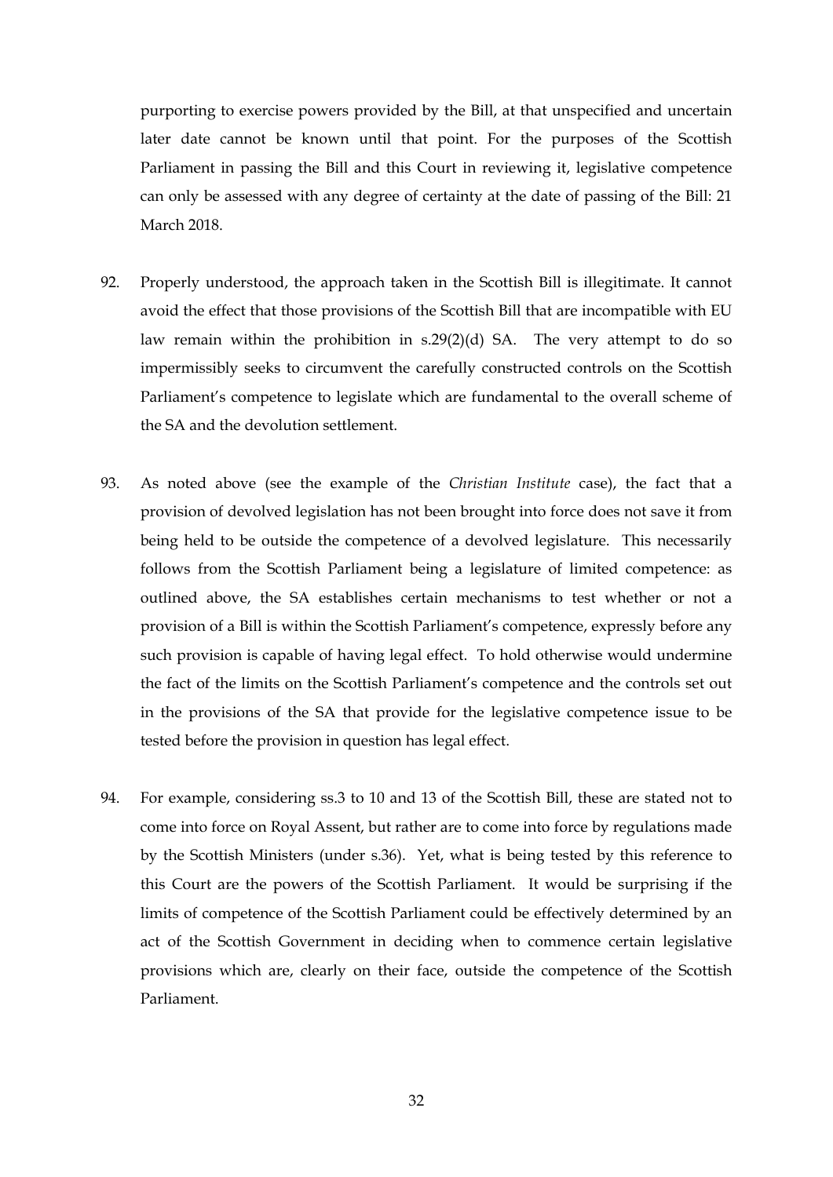purporting to exercise powers provided by the Bill, at that unspecified and uncertain later date cannot be known until that point. For the purposes of the Scottish Parliament in passing the Bill and this Court in reviewing it, legislative competence can only be assessed with any degree of certainty at the date of passing of the Bill: 21 March 2018.

92. Properly understood, the approach taken in the Scottish Bill is illegitimate. It cannot avoid the effect that those provisions of the Scottish Bill that are incompatible with EU law remain within the prohibition in s.29(2)(d) SA. The very attempt to do so impermissibly seeks to circumvent the carefully constructed controls on the Scottish Parliament's competence to legislate which are fundamental to the overall scheme of the SA and the devolution settlement.

93. As noted above (see the example of the *Christian Institute* case), the fact that a provision of devolved legislation has not been brought into force does not save it from being held to be outside the competence of a devolved legislature. This necessarily follows from the Scottish Parliament being a legislature of limited competence: as outlined above, the SA establishes certain mechanisms to test whether or not a provision of a Bill is within the Scottish Parliament's competence, expressly before any such provision is capable of having legal effect. To hold otherwise would undermine the fact of the limits on the Scottish Parliament's competence and the controls set out in the provisions of the SA that provide for the legislative competence issue to be tested before the provision in question has legal effect.

94. For example, considering ss.3 to 10 and 13 of the Scottish Bill, these are stated not to come into force on Royal Assent, but rather are to come into force by regulations made by the Scottish Ministers (under s.36). Yet, what is being tested by this reference to this Court are the powers of the Scottish Parliament. It would be surprising if the limits of competence of the Scottish Parliament could be effectively determined by an act of the Scottish Government in deciding when to commence certain legislative provisions which are, clearly on their face, outside the competence of the Scottish Parliament.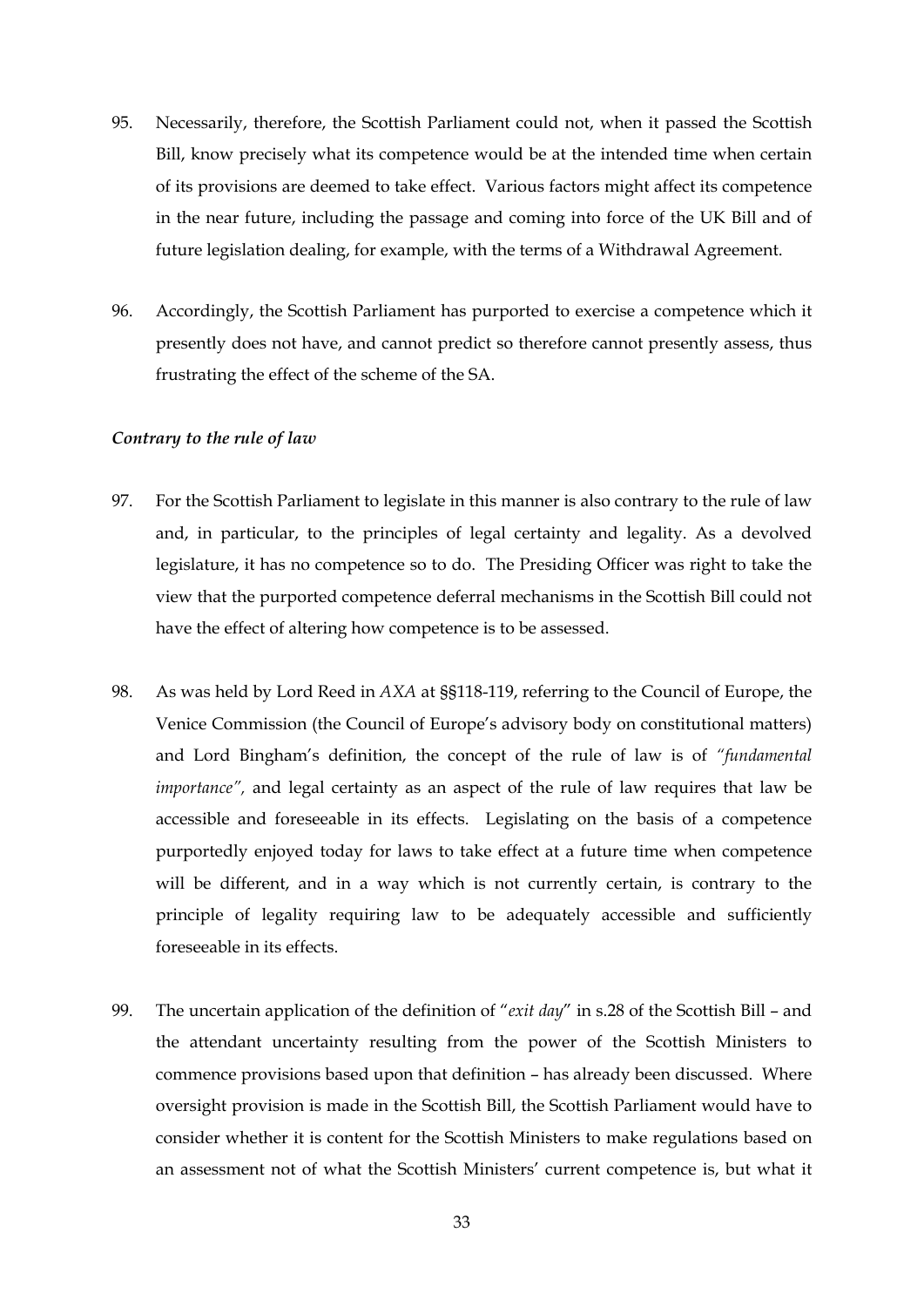95. Necessarily, therefore, the Scottish Parliament could not, when it passed the Scottish Bill, know precisely what its competence would be at the intended time when certain of its provisions are deemed to take effect. Various factors might affect its competence in the near future, including the passage and coming into force of the UK Bill and of future legislation dealing, for example, with the terms of a Withdrawal Agreement.

96. Accordingly, the Scottish Parliament has purported to exercise a competence which it presently does not have, and cannot predict so therefore cannot presently assess, thus frustrating the effect of the scheme of the SA.

***Contrary to the rule of law***

97. For the Scottish Parliament to legislate in this manner is also contrary to the rule of law and, in particular, to the principles of legal certainty and legality. As a devolved legislature, it has no competence so to do. The Presiding Officer was right to take the view that the purported competence deferral mechanisms in the Scottish Bill could not have the effect of altering how competence is to be assessed.

98. As was held by Lord Reed in *AXA* at §§118-119, referring to the Council of Europe, the Venice Commission (the Council of Europe's advisory body on constitutional matters) and Lord Bingham's definition, the concept of the rule of law is of *"fundamental importance"*, and legal certainty as an aspect of the rule of law requires that law be accessible and foreseeable in its effects. Legislating on the basis of a competence purportedly enjoyed today for laws to take effect at a future time when competence will be different, and in a way which is not currently certain, is contrary to the principle of legality requiring law to be adequately accessible and sufficiently foreseeable in its effects.

99. The uncertain application of the definition of "*exit day*" in s.28 of the Scottish Bill – and the attendant uncertainty resulting from the power of the Scottish Ministers to commence provisions based upon that definition – has already been discussed. Where oversight provision is made in the Scottish Bill, the Scottish Parliament would have to consider whether it is content for the Scottish Ministers to make regulations based on an assessment not of what the Scottish Ministers' current competence is, but what it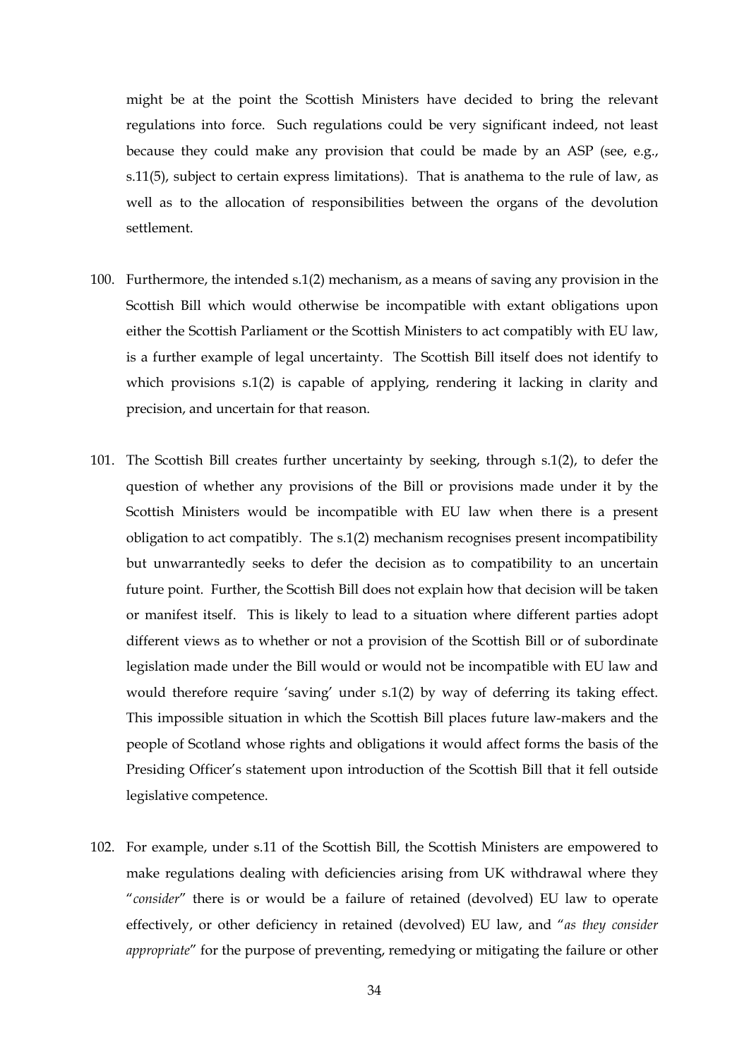might be at the point the Scottish Ministers have decided to bring the relevant regulations into force. Such regulations could be very significant indeed, not least because they could make any provision that could be made by an ASP (see, e.g., s.11(5), subject to certain express limitations). That is anathema to the rule of law, as well as to the allocation of responsibilities between the organs of the devolution settlement.

100. Furthermore, the intended s.1(2) mechanism, as a means of saving any provision in the Scottish Bill which would otherwise be incompatible with extant obligations upon either the Scottish Parliament or the Scottish Ministers to act compatibly with EU law, is a further example of legal uncertainty. The Scottish Bill itself does not identify to which provisions s.1(2) is capable of applying, rendering it lacking in clarity and precision, and uncertain for that reason.

101. The Scottish Bill creates further uncertainty by seeking, through s.1(2), to defer the question of whether any provisions of the Bill or provisions made under it by the Scottish Ministers would be incompatible with EU law when there is a present obligation to act compatibly. The s.1(2) mechanism recognises present incompatibility but unwarrantedly seeks to defer the decision as to compatibility to an uncertain future point. Further, the Scottish Bill does not explain how that decision will be taken or manifest itself. This is likely to lead to a situation where different parties adopt different views as to whether or not a provision of the Scottish Bill or of subordinate legislation made under the Bill would or would not be incompatible with EU law and would therefore require 'saving' under s.1(2) by way of deferring its taking effect. This impossible situation in which the Scottish Bill places future law-makers and the people of Scotland whose rights and obligations it would affect forms the basis of the Presiding Officer's statement upon introduction of the Scottish Bill that it fell outside legislative competence.

102. For example, under s.11 of the Scottish Bill, the Scottish Ministers are empowered to make regulations dealing with deficiencies arising from UK withdrawal where they "*consider*" there is or would be a failure of retained (devolved) EU law to operate effectively, or other deficiency in retained (devolved) EU law, and "*as they consider appropriate*" for the purpose of preventing, remedying or mitigating the failure or other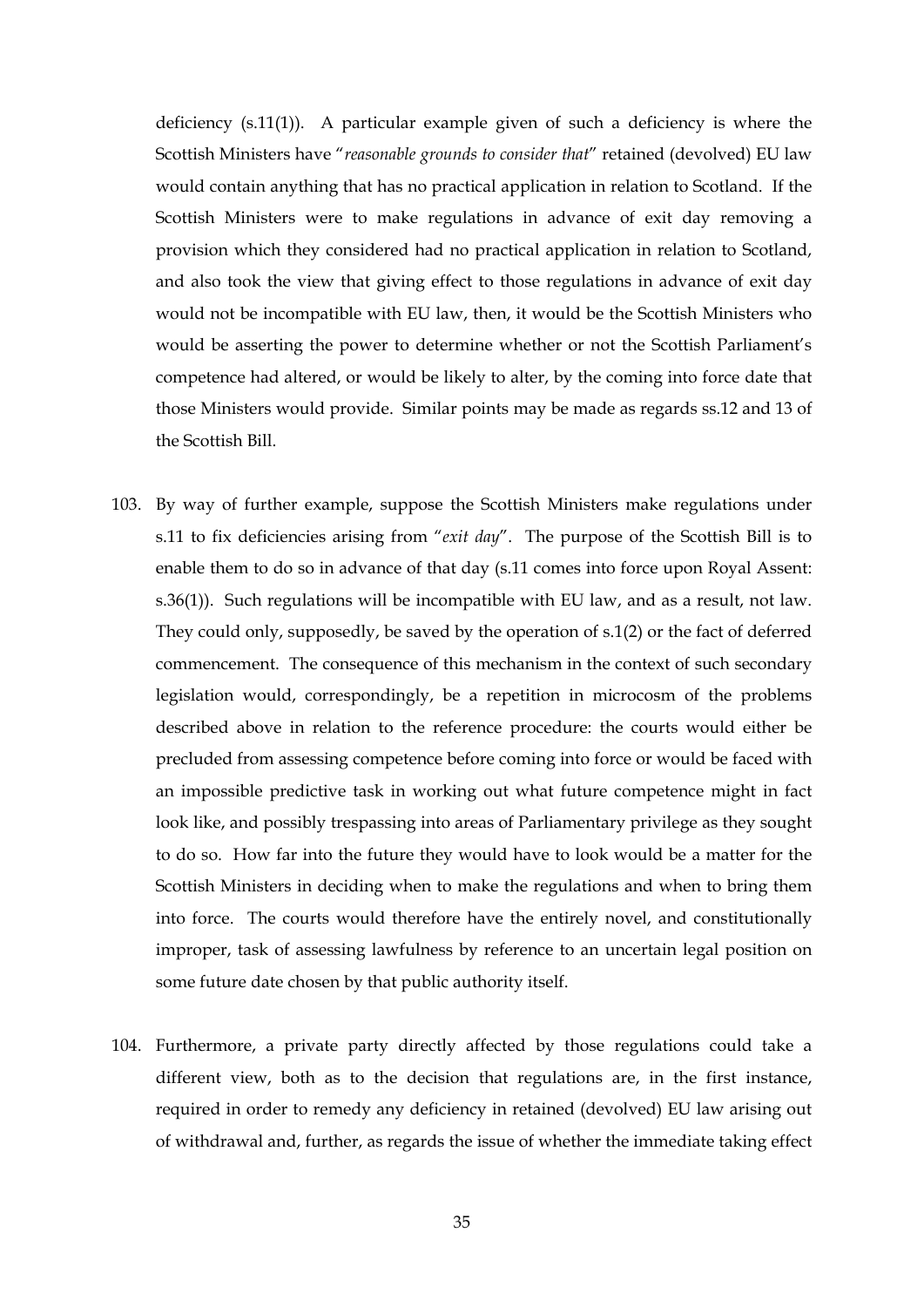deficiency (s.11(1)). A particular example given of such a deficiency is where the Scottish Ministers have "*reasonable grounds to consider that*" retained (devolved) EU law would contain anything that has no practical application in relation to Scotland. If the Scottish Ministers were to make regulations in advance of exit day removing a provision which they considered had no practical application in relation to Scotland, and also took the view that giving effect to those regulations in advance of exit day would not be incompatible with EU law, then, it would be the Scottish Ministers who would be asserting the power to determine whether or not the Scottish Parliament's competence had altered, or would be likely to alter, by the coming into force date that those Ministers would provide. Similar points may be made as regards ss.12 and 13 of the Scottish Bill.

103. By way of further example, suppose the Scottish Ministers make regulations under s.11 to fix deficiencies arising from "*exit day*". The purpose of the Scottish Bill is to enable them to do so in advance of that day (s.11 comes into force upon Royal Assent: s.36(1)). Such regulations will be incompatible with EU law, and as a result, not law. They could only, supposedly, be saved by the operation of s.1(2) or the fact of deferred commencement. The consequence of this mechanism in the context of such secondary legislation would, correspondingly, be a repetition in microcosm of the problems described above in relation to the reference procedure: the courts would either be precluded from assessing competence before coming into force or would be faced with an impossible predictive task in working out what future competence might in fact look like, and possibly trespassing into areas of Parliamentary privilege as they sought to do so. How far into the future they would have to look would be a matter for the Scottish Ministers in deciding when to make the regulations and when to bring them into force. The courts would therefore have the entirely novel, and constitutionally improper, task of assessing lawfulness by reference to an uncertain legal position on some future date chosen by that public authority itself.

104. Furthermore, a private party directly affected by those regulations could take a different view, both as to the decision that regulations are, in the first instance, required in order to remedy any deficiency in retained (devolved) EU law arising out of withdrawal and, further, as regards the issue of whether the immediate taking effect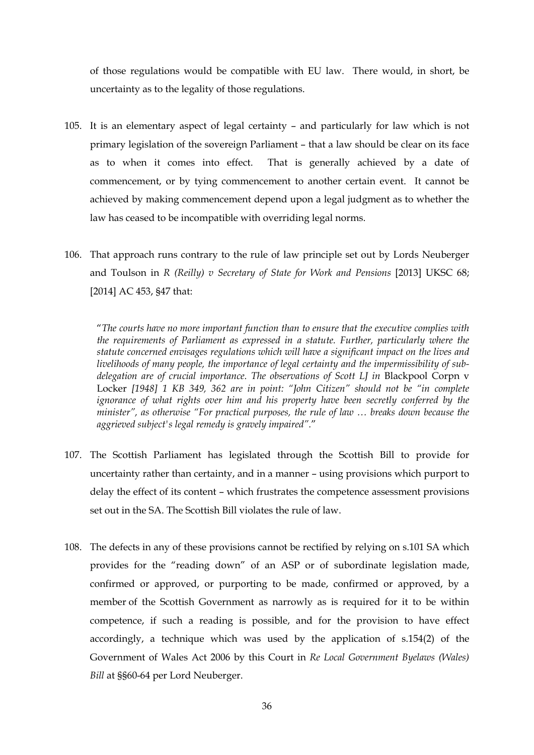of those regulations would be compatible with EU law. There would, in short, be uncertainty as to the legality of those regulations.

105. It is an elementary aspect of legal certainty – and particularly for law which is not primary legislation of the sovereign Parliament – that a law should be clear on its face as to when it comes into effect. That is generally achieved by a date of commencement, or by tying commencement to another certain event. It cannot be achieved by making commencement depend upon a legal judgment as to whether the law has ceased to be incompatible with overriding legal norms.

106. That approach runs contrary to the rule of law principle set out by Lords Neuberger and Toulson in *R (Reilly) v Secretary of State for Work and Pensions* [2013] UKSC 68; [2014] AC 453, §47 that:

> "*The courts have no more important function than to ensure that the executive complies with the requirements of Parliament as expressed in a statute. Further, particularly where the statute concerned envisages regulations which will have a significant impact on the lives and livelihoods of many people, the importance of legal certainty and the impermissibility of sub-delegation are of crucial importance. The observations of Scott LJ in* Blackpool Corpn v Locker *[1948] 1 KB 349, 362 are in point: "John Citizen" should not be "in complete ignorance of what rights over him and his property have been secretly conferred by the minister", as otherwise "For practical purposes, the rule of law … breaks down because the aggrieved subject's legal remedy is gravely impaired".*"

107. The Scottish Parliament has legislated through the Scottish Bill to provide for uncertainty rather than certainty, and in a manner – using provisions which purport to delay the effect of its content – which frustrates the competence assessment provisions set out in the SA. The Scottish Bill violates the rule of law.

108. The defects in any of these provisions cannot be rectified by relying on s.101 SA which provides for the "reading down" of an ASP or of subordinate legislation made, confirmed or approved, or purporting to be made, confirmed or approved, by a member of the Scottish Government as narrowly as is required for it to be within competence, if such a reading is possible, and for the provision to have effect accordingly, a technique which was used by the application of s.154(2) of the Government of Wales Act 2006 by this Court in *Re Local Government Byelaws (Wales) Bill* at §§60-64 per Lord Neuberger.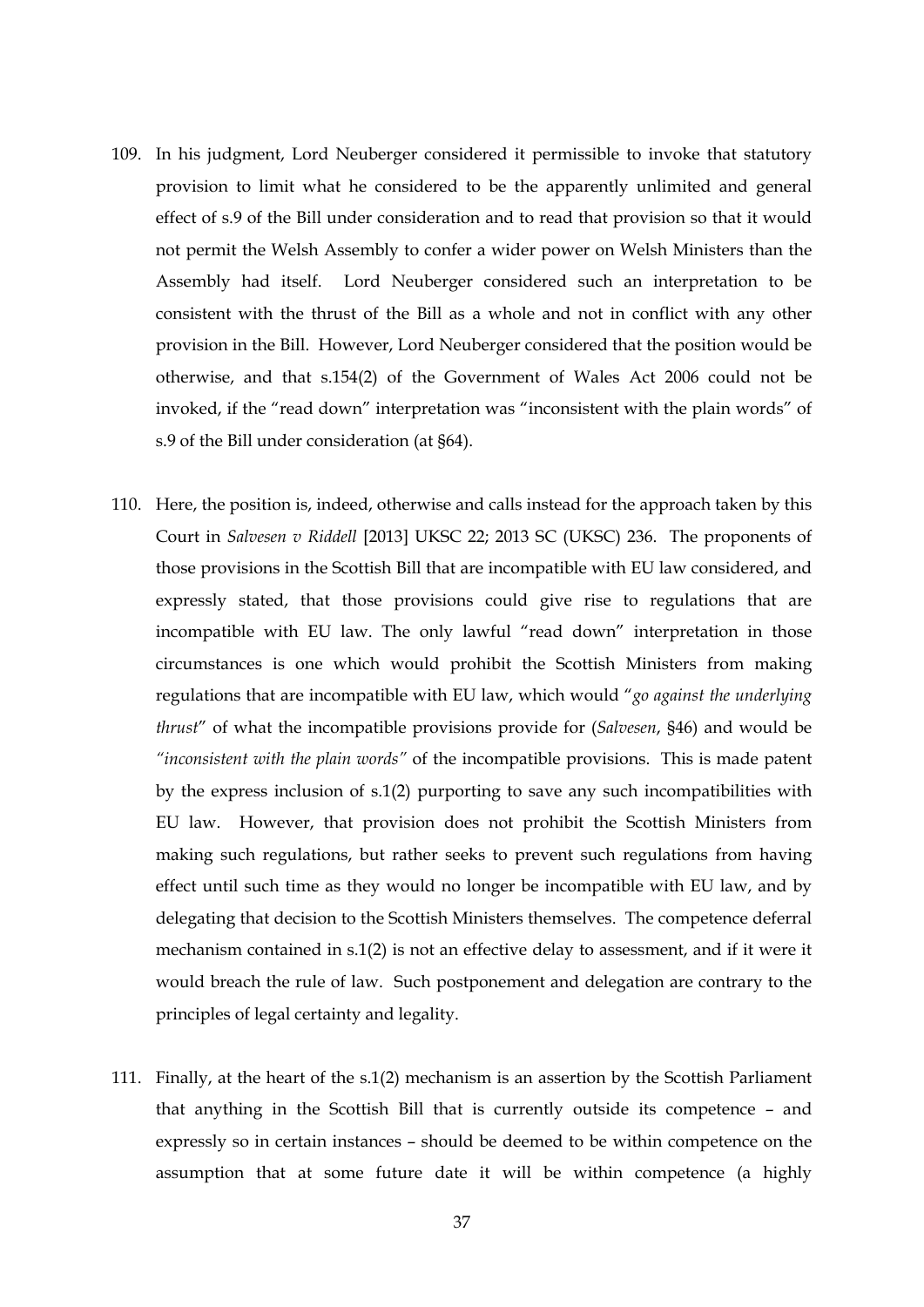109. In his judgment, Lord Neuberger considered it permissible to invoke that statutory provision to limit what he considered to be the apparently unlimited and general effect of s.9 of the Bill under consideration and to read that provision so that it would not permit the Welsh Assembly to confer a wider power on Welsh Ministers than the Assembly had itself. Lord Neuberger considered such an interpretation to be consistent with the thrust of the Bill as a whole and not in conflict with any other provision in the Bill. However, Lord Neuberger considered that the position would be otherwise, and that s.154(2) of the Government of Wales Act 2006 could not be invoked, if the "read down" interpretation was "inconsistent with the plain words" of s.9 of the Bill under consideration (at §64).

110. Here, the position is, indeed, otherwise and calls instead for the approach taken by this Court in *Salvesen v Riddell* [2013] UKSC 22; 2013 SC (UKSC) 236. The proponents of those provisions in the Scottish Bill that are incompatible with EU law considered, and expressly stated, that those provisions could give rise to regulations that are incompatible with EU law. The only lawful "read down" interpretation in those circumstances is one which would prohibit the Scottish Ministers from making regulations that are incompatible with EU law, which would "*go against the underlying thrust*" of what the incompatible provisions provide for (*Salvesen*, §46) and would be *"inconsistent with the plain words"* of the incompatible provisions. This is made patent by the express inclusion of s.1(2) purporting to save any such incompatibilities with EU law. However, that provision does not prohibit the Scottish Ministers from making such regulations, but rather seeks to prevent such regulations from having effect until such time as they would no longer be incompatible with EU law, and by delegating that decision to the Scottish Ministers themselves. The competence deferral mechanism contained in s.1(2) is not an effective delay to assessment, and if it were it would breach the rule of law. Such postponement and delegation are contrary to the principles of legal certainty and legality.

111. Finally, at the heart of the s.1(2) mechanism is an assertion by the Scottish Parliament that anything in the Scottish Bill that is currently outside its competence – and expressly so in certain instances – should be deemed to be within competence on the assumption that at some future date it will be within competence (a highly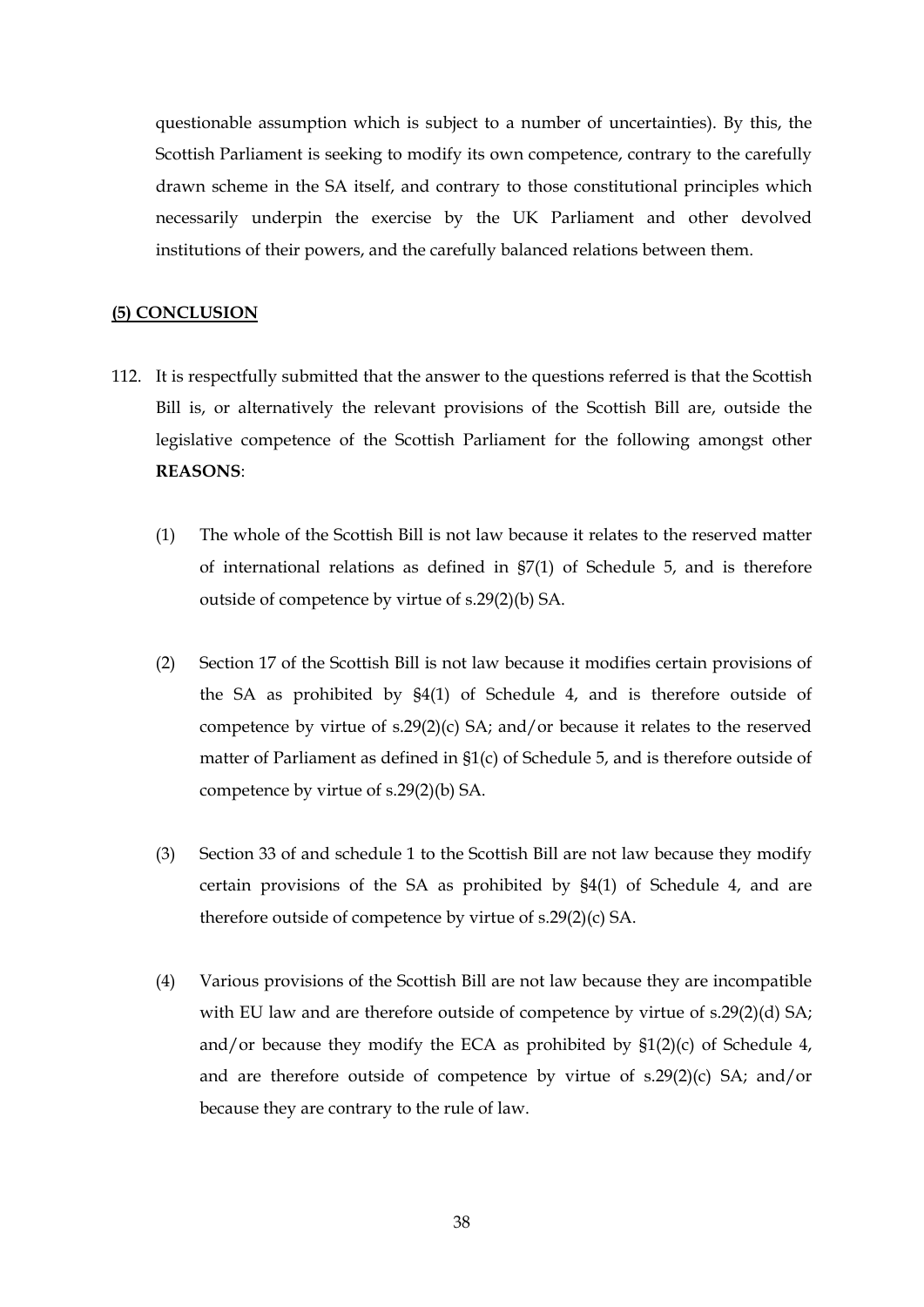questionable assumption which is subject to a number of uncertainties). By this, the Scottish Parliament is seeking to modify its own competence, contrary to the carefully drawn scheme in the SA itself, and contrary to those constitutional principles which necessarily underpin the exercise by the UK Parliament and other devolved institutions of their powers, and the carefully balanced relations between them.

## (5) CONCLUSION

112. It is respectfully submitted that the answer to the questions referred is that the Scottish Bill is, or alternatively the relevant provisions of the Scottish Bill are, outside the legislative competence of the Scottish Parliament for the following amongst other **REASONS**:

    (1) The whole of the Scottish Bill is not law because it relates to the reserved matter of international relations as defined in §7(1) of Schedule 5, and is therefore outside of competence by virtue of s.29(2)(b) SA.

    (2) Section 17 of the Scottish Bill is not law because it modifies certain provisions of the SA as prohibited by §4(1) of Schedule 4, and is therefore outside of competence by virtue of s.29(2)(c) SA; and/or because it relates to the reserved matter of Parliament as defined in §1(c) of Schedule 5, and is therefore outside of competence by virtue of s.29(2)(b) SA.

    (3) Section 33 of and schedule 1 to the Scottish Bill are not law because they modify certain provisions of the SA as prohibited by §4(1) of Schedule 4, and are therefore outside of competence by virtue of s.29(2)(c) SA.

    (4) Various provisions of the Scottish Bill are not law because they are incompatible with EU law and are therefore outside of competence by virtue of s.29(2)(d) SA; and/or because they modify the ECA as prohibited by §1(2)(c) of Schedule 4, and are therefore outside of competence by virtue of s.29(2)(c) SA; and/or because they are contrary to the rule of law.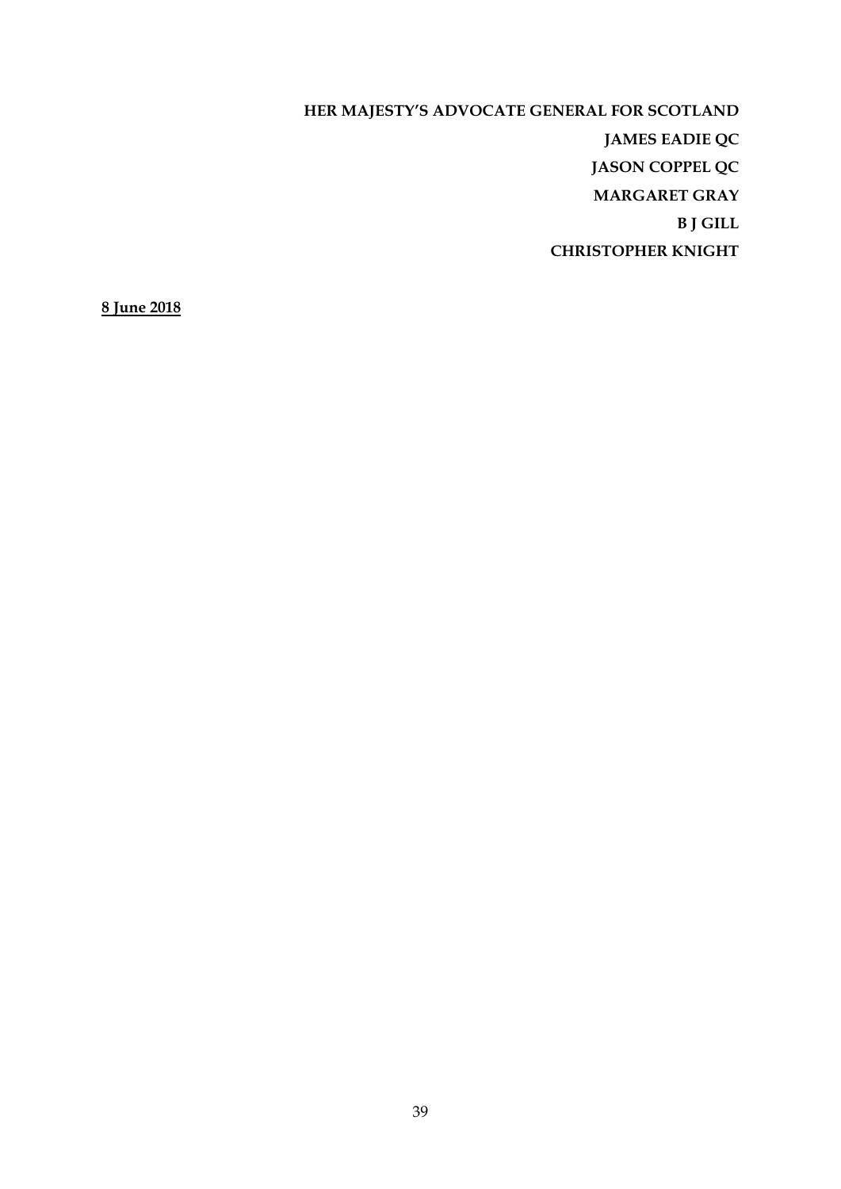**HER MAJESTY'S ADVOCATE GENERAL FOR SCOTLAND**

**JAMES EADIE QC**

**JASON COPPEL QC**

**MARGARET GRAY**

**B J GILL**

**CHRISTOPHER KNIGHT**

**8 June 2018**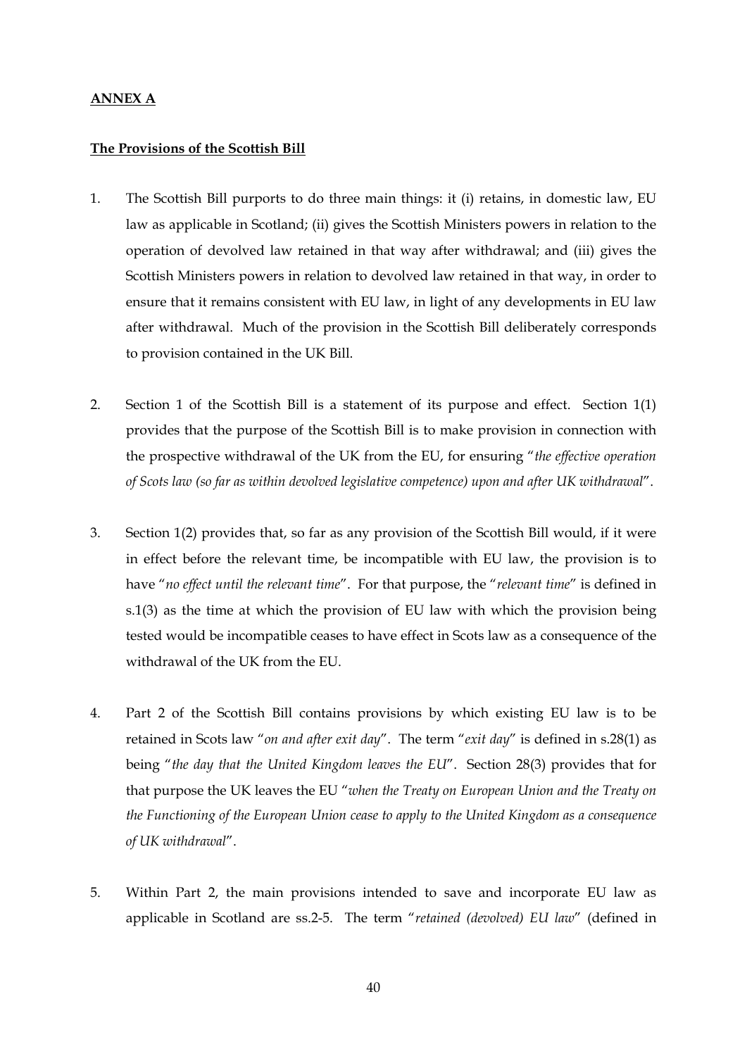**ANNEX A**

**The Provisions of the Scottish Bill**

1. The Scottish Bill purports to do three main things: it (i) retains, in domestic law, EU law as applicable in Scotland; (ii) gives the Scottish Ministers powers in relation to the operation of devolved law retained in that way after withdrawal; and (iii) gives the Scottish Ministers powers in relation to devolved law retained in that way, in order to ensure that it remains consistent with EU law, in light of any developments in EU law after withdrawal. Much of the provision in the Scottish Bill deliberately corresponds to provision contained in the UK Bill.

2. Section 1 of the Scottish Bill is a statement of its purpose and effect. Section 1(1) provides that the purpose of the Scottish Bill is to make provision in connection with the prospective withdrawal of the UK from the EU, for ensuring "*the effective operation of Scots law (so far as within devolved legislative competence) upon and after UK withdrawal*".

3. Section 1(2) provides that, so far as any provision of the Scottish Bill would, if it were in effect before the relevant time, be incompatible with EU law, the provision is to have "*no effect until the relevant time*". For that purpose, the "*relevant time*" is defined in s.1(3) as the time at which the provision of EU law with which the provision being tested would be incompatible ceases to have effect in Scots law as a consequence of the withdrawal of the UK from the EU.

4. Part 2 of the Scottish Bill contains provisions by which existing EU law is to be retained in Scots law "*on and after exit day*". The term "*exit day*" is defined in s.28(1) as being "*the day that the United Kingdom leaves the EU*". Section 28(3) provides that for that purpose the UK leaves the EU "*when the Treaty on European Union and the Treaty on the Functioning of the European Union cease to apply to the United Kingdom as a consequence of UK withdrawal*".

5. Within Part 2, the main provisions intended to save and incorporate EU law as applicable in Scotland are ss.2-5. The term "*retained (devolved) EU law*" (defined in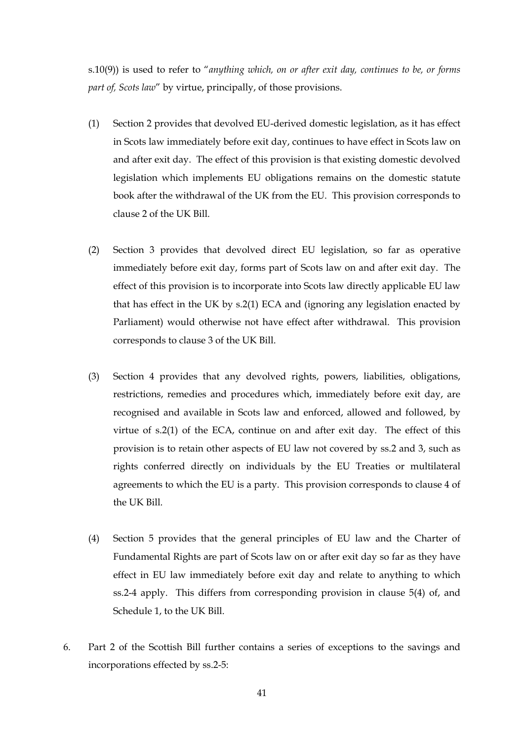s.10(9)) is used to refer to "*anything which, on or after exit day, continues to be, or forms part of, Scots law*" by virtue, principally, of those provisions.

(1) Section 2 provides that devolved EU-derived domestic legislation, as it has effect in Scots law immediately before exit day, continues to have effect in Scots law on and after exit day. The effect of this provision is that existing domestic devolved legislation which implements EU obligations remains on the domestic statute book after the withdrawal of the UK from the EU. This provision corresponds to clause 2 of the UK Bill.

(2) Section 3 provides that devolved direct EU legislation, so far as operative immediately before exit day, forms part of Scots law on and after exit day. The effect of this provision is to incorporate into Scots law directly applicable EU law that has effect in the UK by s.2(1) ECA and (ignoring any legislation enacted by Parliament) would otherwise not have effect after withdrawal. This provision corresponds to clause 3 of the UK Bill.

(3) Section 4 provides that any devolved rights, powers, liabilities, obligations, restrictions, remedies and procedures which, immediately before exit day, are recognised and available in Scots law and enforced, allowed and followed, by virtue of s.2(1) of the ECA, continue on and after exit day. The effect of this provision is to retain other aspects of EU law not covered by ss.2 and 3, such as rights conferred directly on individuals by the EU Treaties or multilateral agreements to which the EU is a party. This provision corresponds to clause 4 of the UK Bill.

(4) Section 5 provides that the general principles of EU law and the Charter of Fundamental Rights are part of Scots law on or after exit day so far as they have effect in EU law immediately before exit day and relate to anything to which ss.2-4 apply. This differs from corresponding provision in clause 5(4) of, and Schedule 1, to the UK Bill.

6. Part 2 of the Scottish Bill further contains a series of exceptions to the savings and incorporations effected by ss.2-5: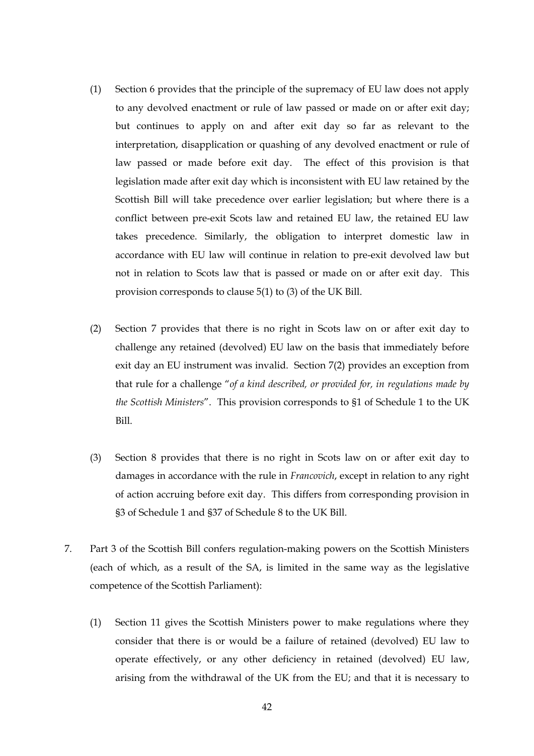(1) Section 6 provides that the principle of the supremacy of EU law does not apply to any devolved enactment or rule of law passed or made on or after exit day; but continues to apply on and after exit day so far as relevant to the interpretation, disapplication or quashing of any devolved enactment or rule of law passed or made before exit day. The effect of this provision is that legislation made after exit day which is inconsistent with EU law retained by the Scottish Bill will take precedence over earlier legislation; but where there is a conflict between pre-exit Scots law and retained EU law, the retained EU law takes precedence. Similarly, the obligation to interpret domestic law in accordance with EU law will continue in relation to pre-exit devolved law but not in relation to Scots law that is passed or made on or after exit day. This provision corresponds to clause 5(1) to (3) of the UK Bill.

(2) Section 7 provides that there is no right in Scots law on or after exit day to challenge any retained (devolved) EU law on the basis that immediately before exit day an EU instrument was invalid. Section 7(2) provides an exception from that rule for a challenge "*of a kind described, or provided for, in regulations made by the Scottish Ministers*". This provision corresponds to §1 of Schedule 1 to the UK Bill.

(3) Section 8 provides that there is no right in Scots law on or after exit day to damages in accordance with the rule in *Francovich*, except in relation to any right of action accruing before exit day. This differs from corresponding provision in §3 of Schedule 1 and §37 of Schedule 8 to the UK Bill.

7. Part 3 of the Scottish Bill confers regulation-making powers on the Scottish Ministers (each of which, as a result of the SA, is limited in the same way as the legislative competence of the Scottish Parliament):

(1) Section 11 gives the Scottish Ministers power to make regulations where they consider that there is or would be a failure of retained (devolved) EU law to operate effectively, or any other deficiency in retained (devolved) EU law, arising from the withdrawal of the UK from the EU; and that it is necessary to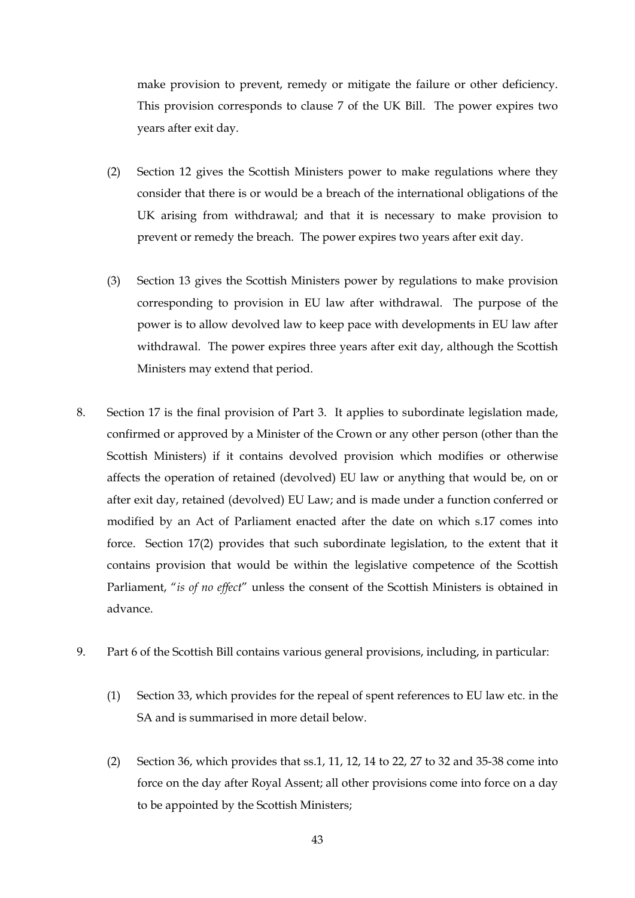make provision to prevent, remedy or mitigate the failure or other deficiency. This provision corresponds to clause 7 of the UK Bill. The power expires two years after exit day.

(2) Section 12 gives the Scottish Ministers power to make regulations where they consider that there is or would be a breach of the international obligations of the UK arising from withdrawal; and that it is necessary to make provision to prevent or remedy the breach. The power expires two years after exit day.

(3) Section 13 gives the Scottish Ministers power by regulations to make provision corresponding to provision in EU law after withdrawal. The purpose of the power is to allow devolved law to keep pace with developments in EU law after withdrawal. The power expires three years after exit day, although the Scottish Ministers may extend that period.

8. Section 17 is the final provision of Part 3. It applies to subordinate legislation made, confirmed or approved by a Minister of the Crown or any other person (other than the Scottish Ministers) if it contains devolved provision which modifies or otherwise affects the operation of retained (devolved) EU law or anything that would be, on or after exit day, retained (devolved) EU Law; and is made under a function conferred or modified by an Act of Parliament enacted after the date on which s.17 comes into force. Section 17(2) provides that such subordinate legislation, to the extent that it contains provision that would be within the legislative competence of the Scottish Parliament, "*is of no effect*" unless the consent of the Scottish Ministers is obtained in advance.

9. Part 6 of the Scottish Bill contains various general provisions, including, in particular:

(1) Section 33, which provides for the repeal of spent references to EU law etc. in the SA and is summarised in more detail below.

(2) Section 36, which provides that ss.1, 11, 12, 14 to 22, 27 to 32 and 35-38 come into force on the day after Royal Assent; all other provisions come into force on a day to be appointed by the Scottish Ministers;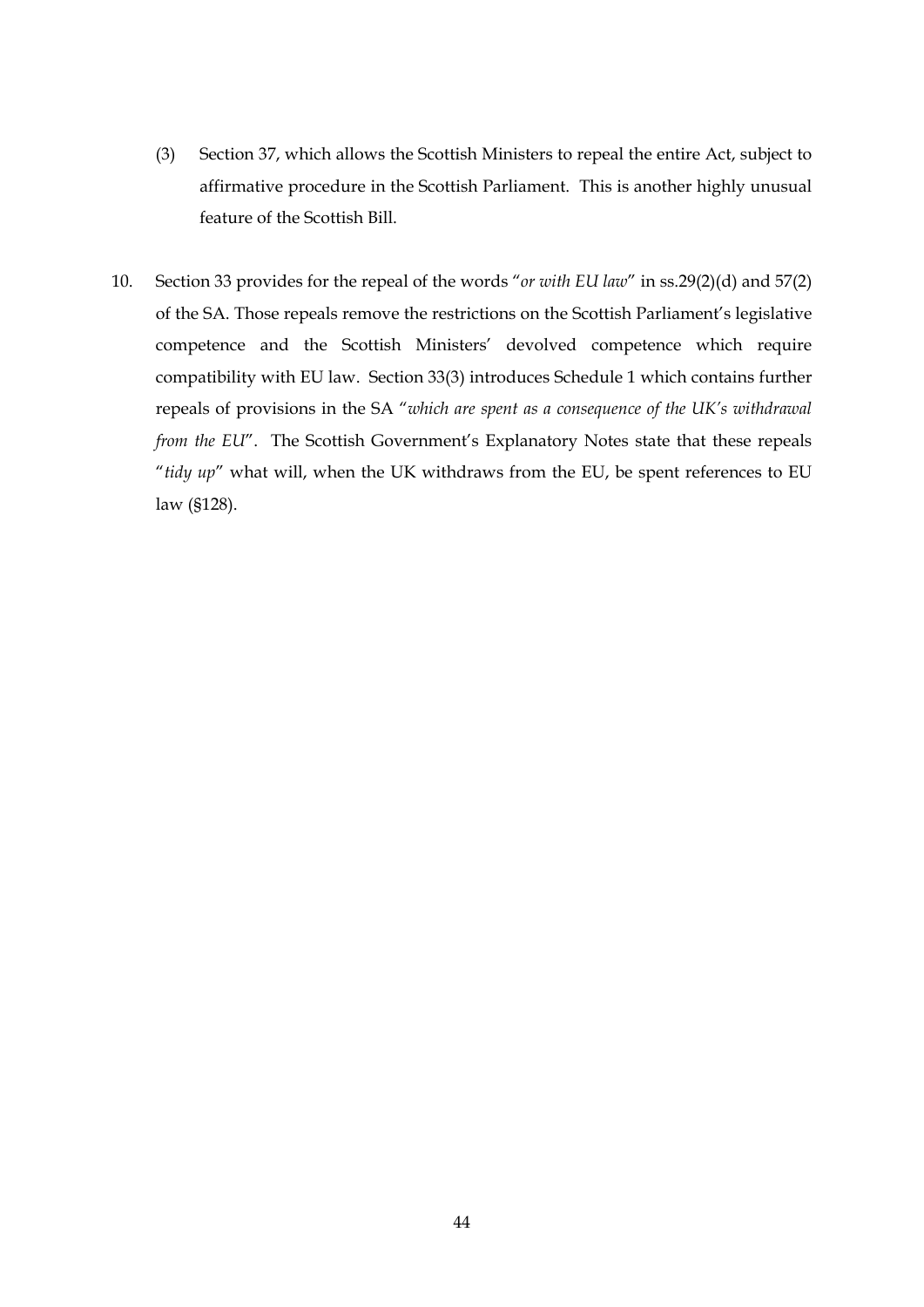(3) Section 37, which allows the Scottish Ministers to repeal the entire Act, subject to affirmative procedure in the Scottish Parliament. This is another highly unusual feature of the Scottish Bill.

10. Section 33 provides for the repeal of the words "*or with EU law*" in ss.29(2)(d) and 57(2) of the SA. Those repeals remove the restrictions on the Scottish Parliament's legislative competence and the Scottish Ministers' devolved competence which require compatibility with EU law. Section 33(3) introduces Schedule 1 which contains further repeals of provisions in the SA "*which are spent as a consequence of the UK's withdrawal from the EU*". The Scottish Government's Explanatory Notes state that these repeals "*tidy up*" what will, when the UK withdraws from the EU, be spent references to EU law (§128).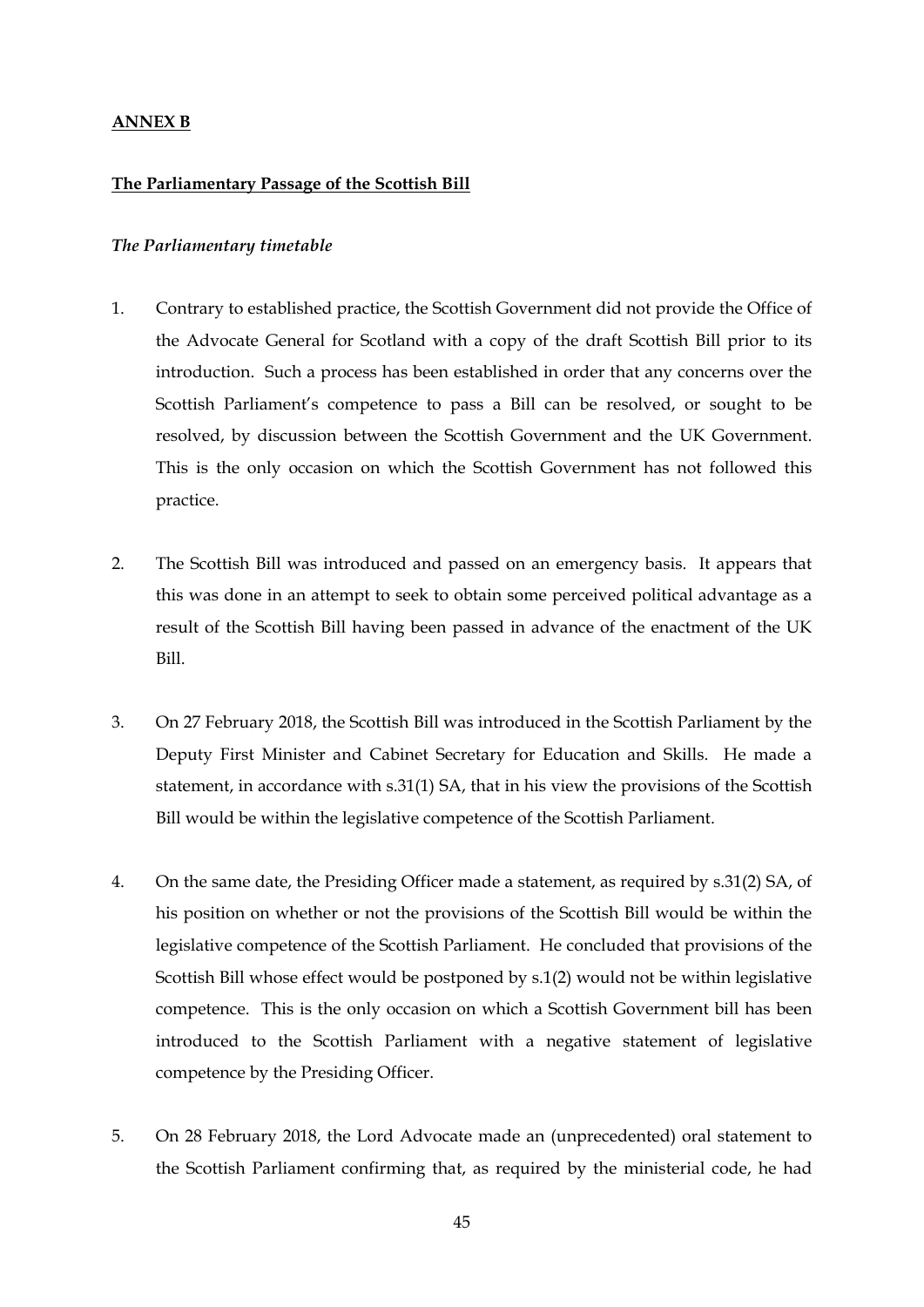**ANNEX B**

**The Parliamentary Passage of the Scottish Bill**

*The Parliamentary timetable*

1. Contrary to established practice, the Scottish Government did not provide the Office of the Advocate General for Scotland with a copy of the draft Scottish Bill prior to its introduction. Such a process has been established in order that any concerns over the Scottish Parliament's competence to pass a Bill can be resolved, or sought to be resolved, by discussion between the Scottish Government and the UK Government. This is the only occasion on which the Scottish Government has not followed this practice.

2. The Scottish Bill was introduced and passed on an emergency basis. It appears that this was done in an attempt to seek to obtain some perceived political advantage as a result of the Scottish Bill having been passed in advance of the enactment of the UK Bill.

3. On 27 February 2018, the Scottish Bill was introduced in the Scottish Parliament by the Deputy First Minister and Cabinet Secretary for Education and Skills. He made a statement, in accordance with s.31(1) SA, that in his view the provisions of the Scottish Bill would be within the legislative competence of the Scottish Parliament.

4. On the same date, the Presiding Officer made a statement, as required by s.31(2) SA, of his position on whether or not the provisions of the Scottish Bill would be within the legislative competence of the Scottish Parliament. He concluded that provisions of the Scottish Bill whose effect would be postponed by s.1(2) would not be within legislative competence. This is the only occasion on which a Scottish Government bill has been introduced to the Scottish Parliament with a negative statement of legislative competence by the Presiding Officer.

5. On 28 February 2018, the Lord Advocate made an (unprecedented) oral statement to the Scottish Parliament confirming that, as required by the ministerial code, he had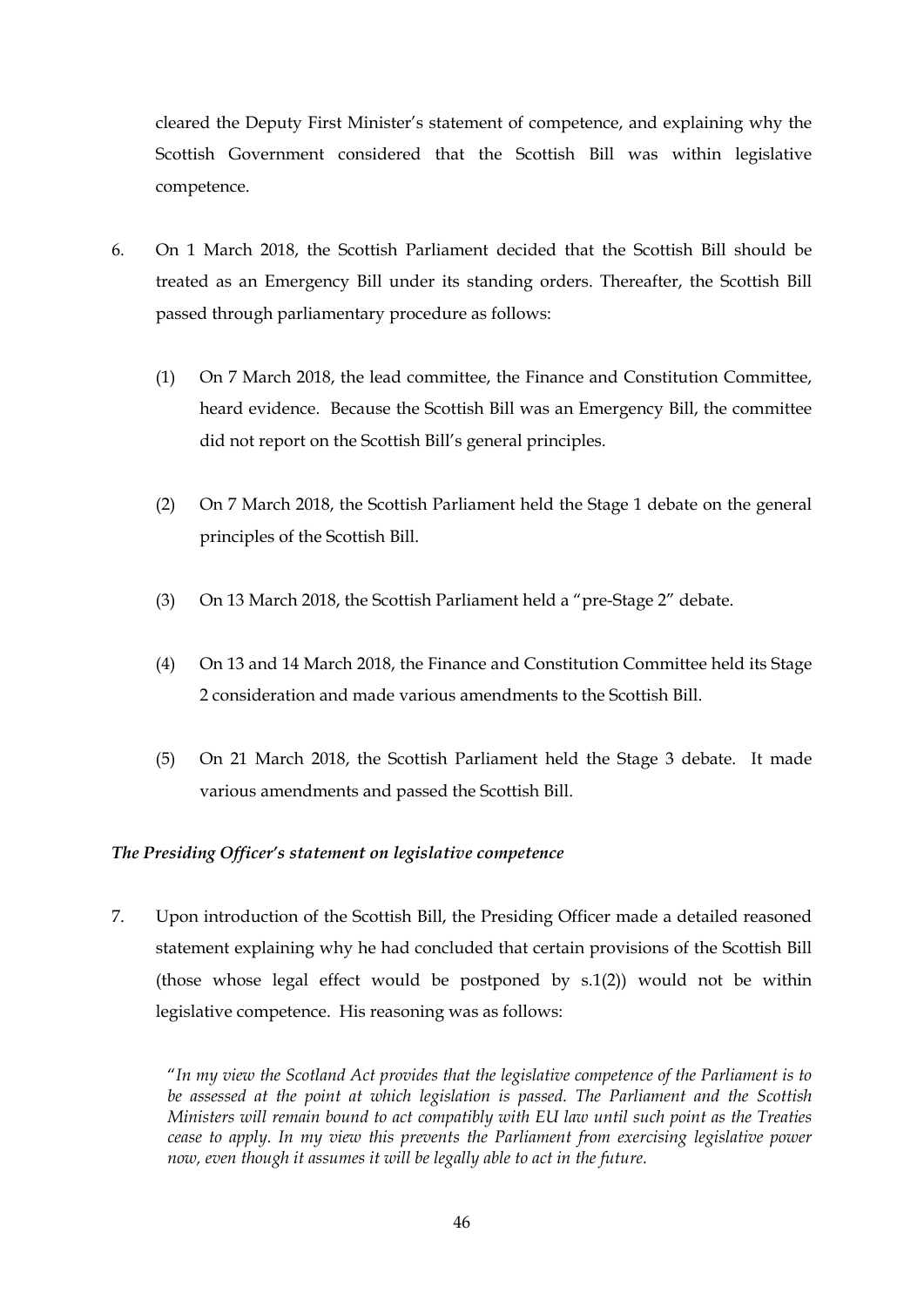cleared the Deputy First Minister's statement of competence, and explaining why the Scottish Government considered that the Scottish Bill was within legislative competence.

6. On 1 March 2018, the Scottish Parliament decided that the Scottish Bill should be treated as an Emergency Bill under its standing orders. Thereafter, the Scottish Bill passed through parliamentary procedure as follows:

   (1) On 7 March 2018, the lead committee, the Finance and Constitution Committee, heard evidence. Because the Scottish Bill was an Emergency Bill, the committee did not report on the Scottish Bill's general principles.

   (2) On 7 March 2018, the Scottish Parliament held the Stage 1 debate on the general principles of the Scottish Bill.

   (3) On 13 March 2018, the Scottish Parliament held a "pre-Stage 2" debate.

   (4) On 13 and 14 March 2018, the Finance and Constitution Committee held its Stage 2 consideration and made various amendments to the Scottish Bill.

   (5) On 21 March 2018, the Scottish Parliament held the Stage 3 debate. It made various amendments and passed the Scottish Bill.

***The Presiding Officer's statement on legislative competence***

7. Upon introduction of the Scottish Bill, the Presiding Officer made a detailed reasoned statement explaining why he had concluded that certain provisions of the Scottish Bill (those whose legal effect would be postponed by s.1(2)) would not be within legislative competence. His reasoning was as follows:

   "*In my view the Scotland Act provides that the legislative competence of the Parliament is to be assessed at the point at which legislation is passed. The Parliament and the Scottish Ministers will remain bound to act compatibly with EU law until such point as the Treaties cease to apply. In my view this prevents the Parliament from exercising legislative power now, even though it assumes it will be legally able to act in the future.*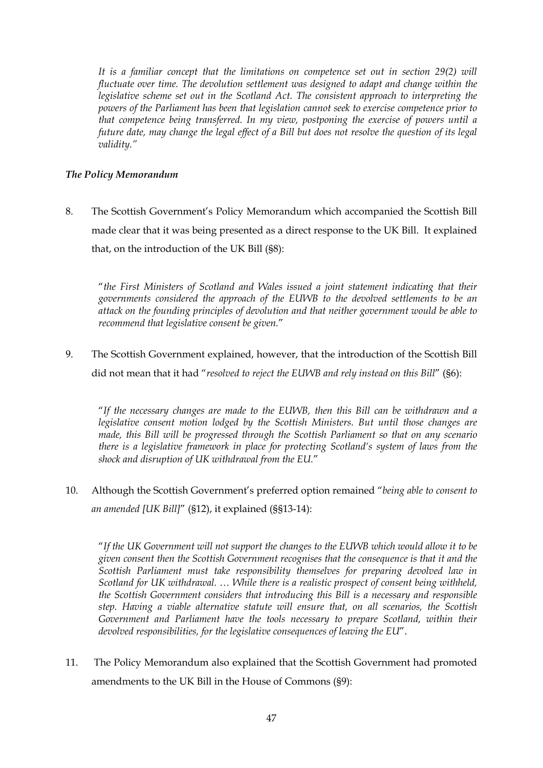*It is a familiar concept that the limitations on competence set out in section 29(2) will fluctuate over time. The devolution settlement was designed to adapt and change within the legislative scheme set out in the Scotland Act. The consistent approach to interpreting the powers of the Parliament has been that legislation cannot seek to exercise competence prior to that competence being transferred. In my view, postponing the exercise of powers until a future date, may change the legal effect of a Bill but does not resolve the question of its legal validity."*

### *The Policy Memorandum*

8. The Scottish Government's Policy Memorandum which accompanied the Scottish Bill made clear that it was being presented as a direct response to the UK Bill. It explained that, on the introduction of the UK Bill (§8):

> "*the First Ministers of Scotland and Wales issued a joint statement indicating that their governments considered the approach of the EUWB to the devolved settlements to be an attack on the founding principles of devolution and that neither government would be able to recommend that legislative consent be given.*"

9. The Scottish Government explained, however, that the introduction of the Scottish Bill did not mean that it had "*resolved to reject the EUWB and rely instead on this Bill*" (§6):

> "*If the necessary changes are made to the EUWB, then this Bill can be withdrawn and a legislative consent motion lodged by the Scottish Ministers. But until those changes are made, this Bill will be progressed through the Scottish Parliament so that on any scenario there is a legislative framework in place for protecting Scotland's system of laws from the shock and disruption of UK withdrawal from the EU.*"

10. Although the Scottish Government's preferred option remained "*being able to consent to an amended [UK Bill]*" (§12), it explained (§§13-14):

> "*If the UK Government will not support the changes to the EUWB which would allow it to be given consent then the Scottish Government recognises that the consequence is that it and the Scottish Parliament must take responsibility themselves for preparing devolved law in Scotland for UK withdrawal. … While there is a realistic prospect of consent being withheld, the Scottish Government considers that introducing this Bill is a necessary and responsible step. Having a viable alternative statute will ensure that, on all scenarios, the Scottish Government and Parliament have the tools necessary to prepare Scotland, within their devolved responsibilities, for the legislative consequences of leaving the EU*".

11. The Policy Memorandum also explained that the Scottish Government had promoted amendments to the UK Bill in the House of Commons (§9):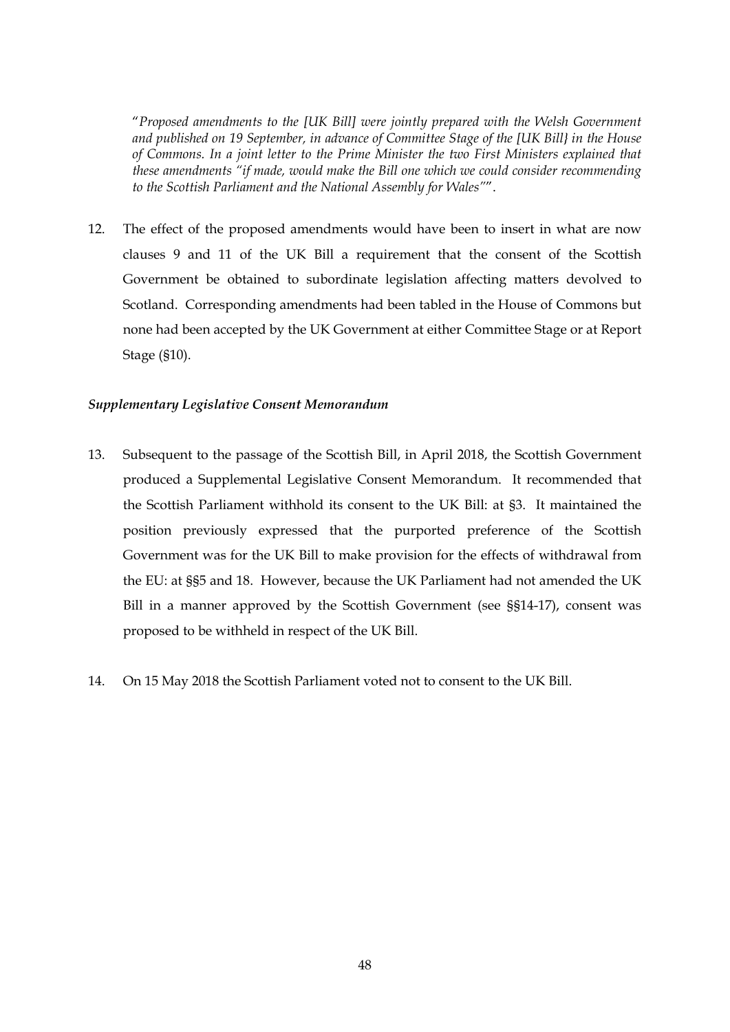"*Proposed amendments to the [UK Bill] were jointly prepared with the Welsh Government and published on 19 September, in advance of Committee Stage of the [UK Bill} in the House of Commons. In a joint letter to the Prime Minister the two First Ministers explained that these amendments "if made, would make the Bill one which we could consider recommending to the Scottish Parliament and the National Assembly for Wales"*".

12. The effect of the proposed amendments would have been to insert in what are now clauses 9 and 11 of the UK Bill a requirement that the consent of the Scottish Government be obtained to subordinate legislation affecting matters devolved to Scotland. Corresponding amendments had been tabled in the House of Commons but none had been accepted by the UK Government at either Committee Stage or at Report Stage (§10).

***Supplementary Legislative Consent Memorandum***

13. Subsequent to the passage of the Scottish Bill, in April 2018, the Scottish Government produced a Supplemental Legislative Consent Memorandum. It recommended that the Scottish Parliament withhold its consent to the UK Bill: at §3. It maintained the position previously expressed that the purported preference of the Scottish Government was for the UK Bill to make provision for the effects of withdrawal from the EU: at §§5 and 18. However, because the UK Parliament had not amended the UK Bill in a manner approved by the Scottish Government (see §§14-17), consent was proposed to be withheld in respect of the UK Bill.

14. On 15 May 2018 the Scottish Parliament voted not to consent to the UK Bill.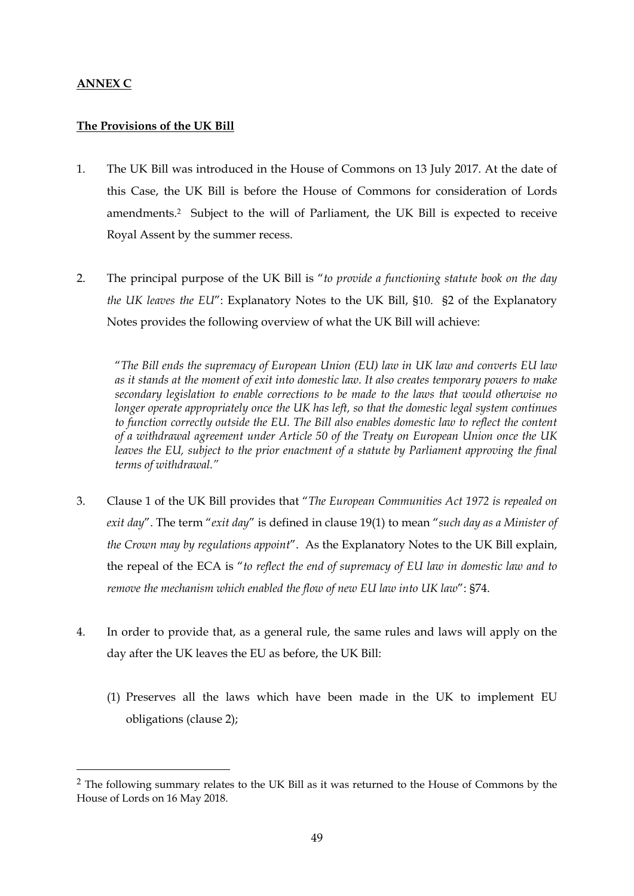**ANNEX C**

**The Provisions of the UK Bill**

1. The UK Bill was introduced in the House of Commons on 13 July 2017. At the date of this Case, the UK Bill is before the House of Commons for consideration of Lords amendments.[2] Subject to the will of Parliament, the UK Bill is expected to receive Royal Assent by the summer recess.

2. The principal purpose of the UK Bill is "*to provide a functioning statute book on the day the UK leaves the EU*": Explanatory Notes to the UK Bill, §10. §2 of the Explanatory Notes provides the following overview of what the UK Bill will achieve:

   "*The Bill ends the supremacy of European Union (EU) law in UK law and converts EU law as it stands at the moment of exit into domestic law. It also creates temporary powers to make secondary legislation to enable corrections to be made to the laws that would otherwise no longer operate appropriately once the UK has left, so that the domestic legal system continues to function correctly outside the EU. The Bill also enables domestic law to reflect the content of a withdrawal agreement under Article 50 of the Treaty on European Union once the UK leaves the EU, subject to the prior enactment of a statute by Parliament approving the final terms of withdrawal.*"

3. Clause 1 of the UK Bill provides that "*The European Communities Act 1972 is repealed on exit day*". The term "*exit day*" is defined in clause 19(1) to mean "*such day as a Minister of the Crown may by regulations appoint*". As the Explanatory Notes to the UK Bill explain, the repeal of the ECA is "*to reflect the end of supremacy of EU law in domestic law and to remove the mechanism which enabled the flow of new EU law into UK law*": §74.

4. In order to provide that, as a general rule, the same rules and laws will apply on the day after the UK leaves the EU as before, the UK Bill:

   (1) Preserves all the laws which have been made in the UK to implement EU obligations (clause 2);

---

[2] The following summary relates to the UK Bill as it was returned to the House of Commons by the House of Lords on 16 May 2018.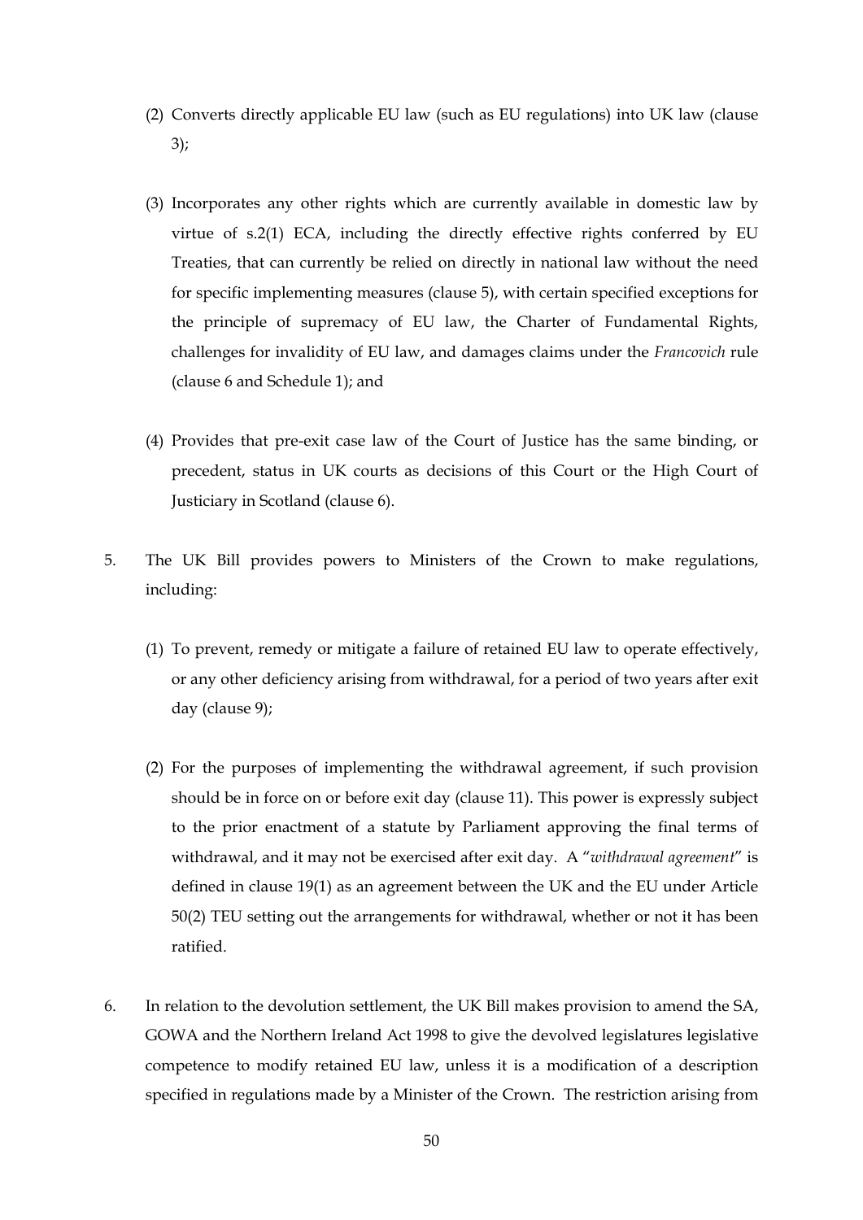(2) Converts directly applicable EU law (such as EU regulations) into UK law (clause 3);

(3) Incorporates any other rights which are currently available in domestic law by virtue of s.2(1) ECA, including the directly effective rights conferred by EU Treaties, that can currently be relied on directly in national law without the need for specific implementing measures (clause 5), with certain specified exceptions for the principle of supremacy of EU law, the Charter of Fundamental Rights, challenges for invalidity of EU law, and damages claims under the *Francovich* rule (clause 6 and Schedule 1); and

(4) Provides that pre-exit case law of the Court of Justice has the same binding, or precedent, status in UK courts as decisions of this Court or the High Court of Justiciary in Scotland (clause 6).

5. The UK Bill provides powers to Ministers of the Crown to make regulations, including:

   (1) To prevent, remedy or mitigate a failure of retained EU law to operate effectively, or any other deficiency arising from withdrawal, for a period of two years after exit day (clause 9);

   (2) For the purposes of implementing the withdrawal agreement, if such provision should be in force on or before exit day (clause 11). This power is expressly subject to the prior enactment of a statute by Parliament approving the final terms of withdrawal, and it may not be exercised after exit day. A "*withdrawal agreement*" is defined in clause 19(1) as an agreement between the UK and the EU under Article 50(2) TEU setting out the arrangements for withdrawal, whether or not it has been ratified.

6. In relation to the devolution settlement, the UK Bill makes provision to amend the SA, GOWA and the Northern Ireland Act 1998 to give the devolved legislatures legislative competence to modify retained EU law, unless it is a modification of a description specified in regulations made by a Minister of the Crown. The restriction arising from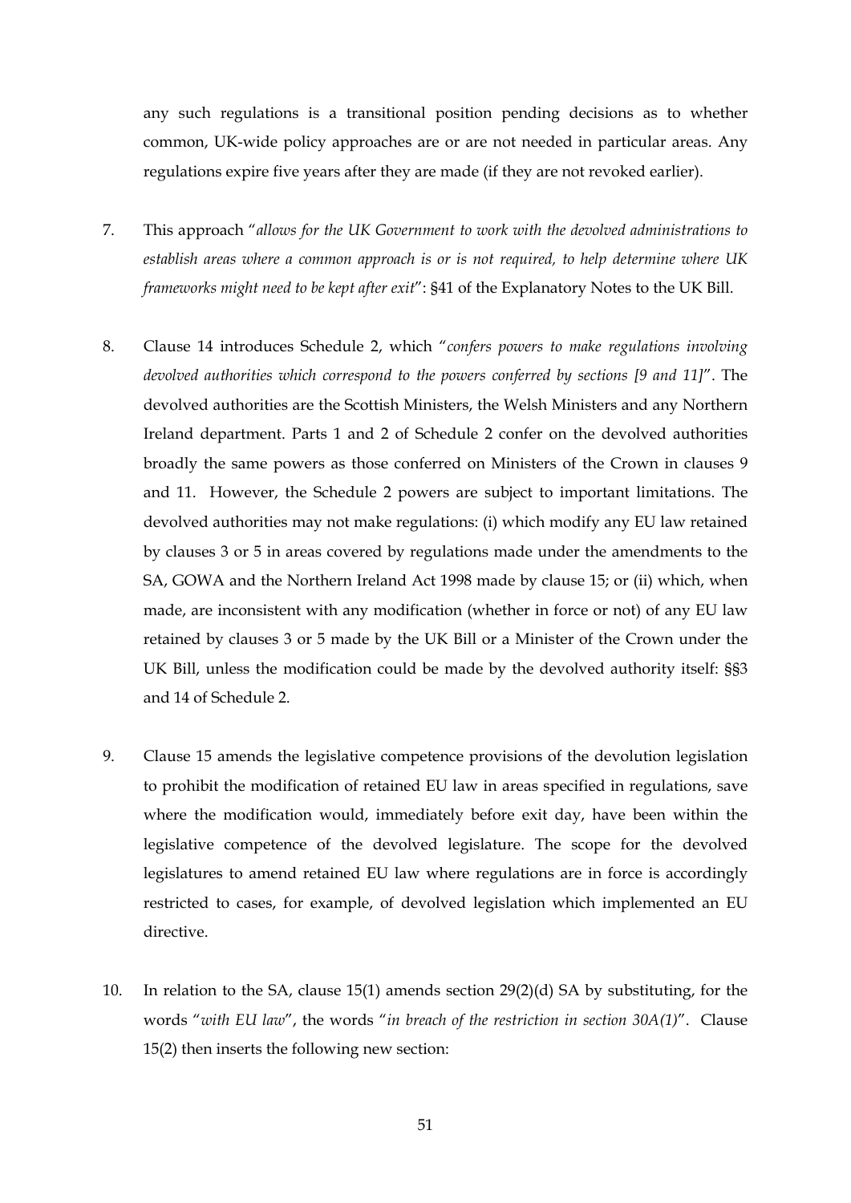any such regulations is a transitional position pending decisions as to whether common, UK-wide policy approaches are or are not needed in particular areas. Any regulations expire five years after they are made (if they are not revoked earlier).

7. This approach "*allows for the UK Government to work with the devolved administrations to establish areas where a common approach is or is not required, to help determine where UK frameworks might need to be kept after exit*": §41 of the Explanatory Notes to the UK Bill.

8. Clause 14 introduces Schedule 2, which "*confers powers to make regulations involving devolved authorities which correspond to the powers conferred by sections [9 and 11]*". The devolved authorities are the Scottish Ministers, the Welsh Ministers and any Northern Ireland department. Parts 1 and 2 of Schedule 2 confer on the devolved authorities broadly the same powers as those conferred on Ministers of the Crown in clauses 9 and 11. However, the Schedule 2 powers are subject to important limitations. The devolved authorities may not make regulations: (i) which modify any EU law retained by clauses 3 or 5 in areas covered by regulations made under the amendments to the SA, GOWA and the Northern Ireland Act 1998 made by clause 15; or (ii) which, when made, are inconsistent with any modification (whether in force or not) of any EU law retained by clauses 3 or 5 made by the UK Bill or a Minister of the Crown under the UK Bill, unless the modification could be made by the devolved authority itself: §§3 and 14 of Schedule 2.

9. Clause 15 amends the legislative competence provisions of the devolution legislation to prohibit the modification of retained EU law in areas specified in regulations, save where the modification would, immediately before exit day, have been within the legislative competence of the devolved legislature. The scope for the devolved legislatures to amend retained EU law where regulations are in force is accordingly restricted to cases, for example, of devolved legislation which implemented an EU directive.

10. In relation to the SA, clause 15(1) amends section 29(2)(d) SA by substituting, for the words "*with EU law*", the words "*in breach of the restriction in section 30A(1)*". Clause 15(2) then inserts the following new section: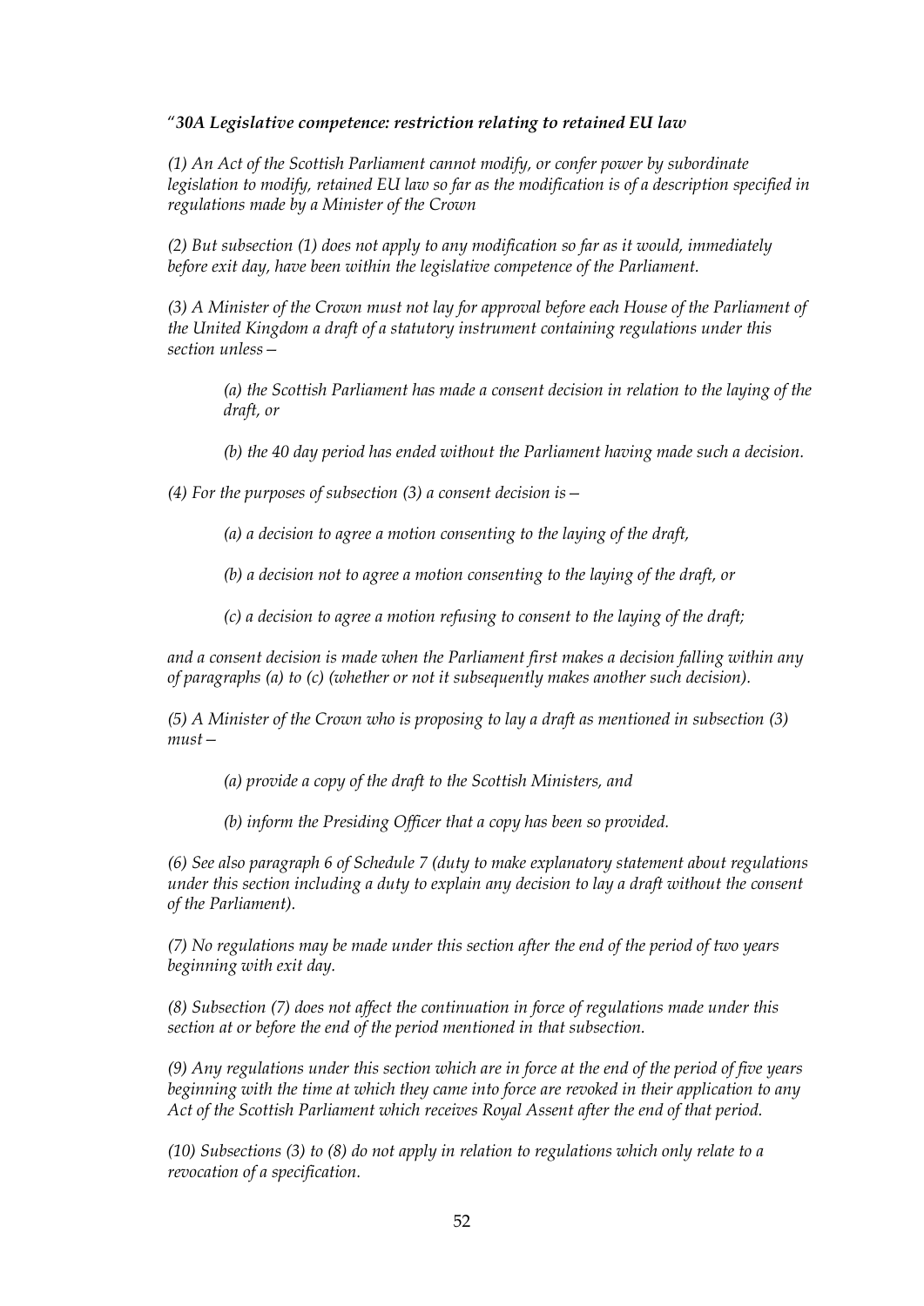"*30A Legislative competence: restriction relating to retained EU law*

*(1) An Act of the Scottish Parliament cannot modify, or confer power by subordinate legislation to modify, retained EU law so far as the modification is of a description specified in regulations made by a Minister of the Crown*

*(2) But subsection (1) does not apply to any modification so far as it would, immediately before exit day, have been within the legislative competence of the Parliament.*

*(3) A Minister of the Crown must not lay for approval before each House of the Parliament of the United Kingdom a draft of a statutory instrument containing regulations under this section unless—*

> *(a) the Scottish Parliament has made a consent decision in relation to the laying of the draft, or*
>
> *(b) the 40 day period has ended without the Parliament having made such a decision.*

*(4) For the purposes of subsection (3) a consent decision is—*

> *(a) a decision to agree a motion consenting to the laying of the draft,*
>
> *(b) a decision not to agree a motion consenting to the laying of the draft, or*
>
> *(c) a decision to agree a motion refusing to consent to the laying of the draft;*

*and a consent decision is made when the Parliament first makes a decision falling within any of paragraphs (a) to (c) (whether or not it subsequently makes another such decision).*

*(5) A Minister of the Crown who is proposing to lay a draft as mentioned in subsection (3) must—*

> *(a) provide a copy of the draft to the Scottish Ministers, and*
>
> *(b) inform the Presiding Officer that a copy has been so provided.*

*(6) See also paragraph 6 of Schedule 7 (duty to make explanatory statement about regulations under this section including a duty to explain any decision to lay a draft without the consent of the Parliament).*

*(7) No regulations may be made under this section after the end of the period of two years beginning with exit day.*

*(8) Subsection (7) does not affect the continuation in force of regulations made under this section at or before the end of the period mentioned in that subsection.*

*(9) Any regulations under this section which are in force at the end of the period of five years beginning with the time at which they came into force are revoked in their application to any Act of the Scottish Parliament which receives Royal Assent after the end of that period.*

*(10) Subsections (3) to (8) do not apply in relation to regulations which only relate to a revocation of a specification.*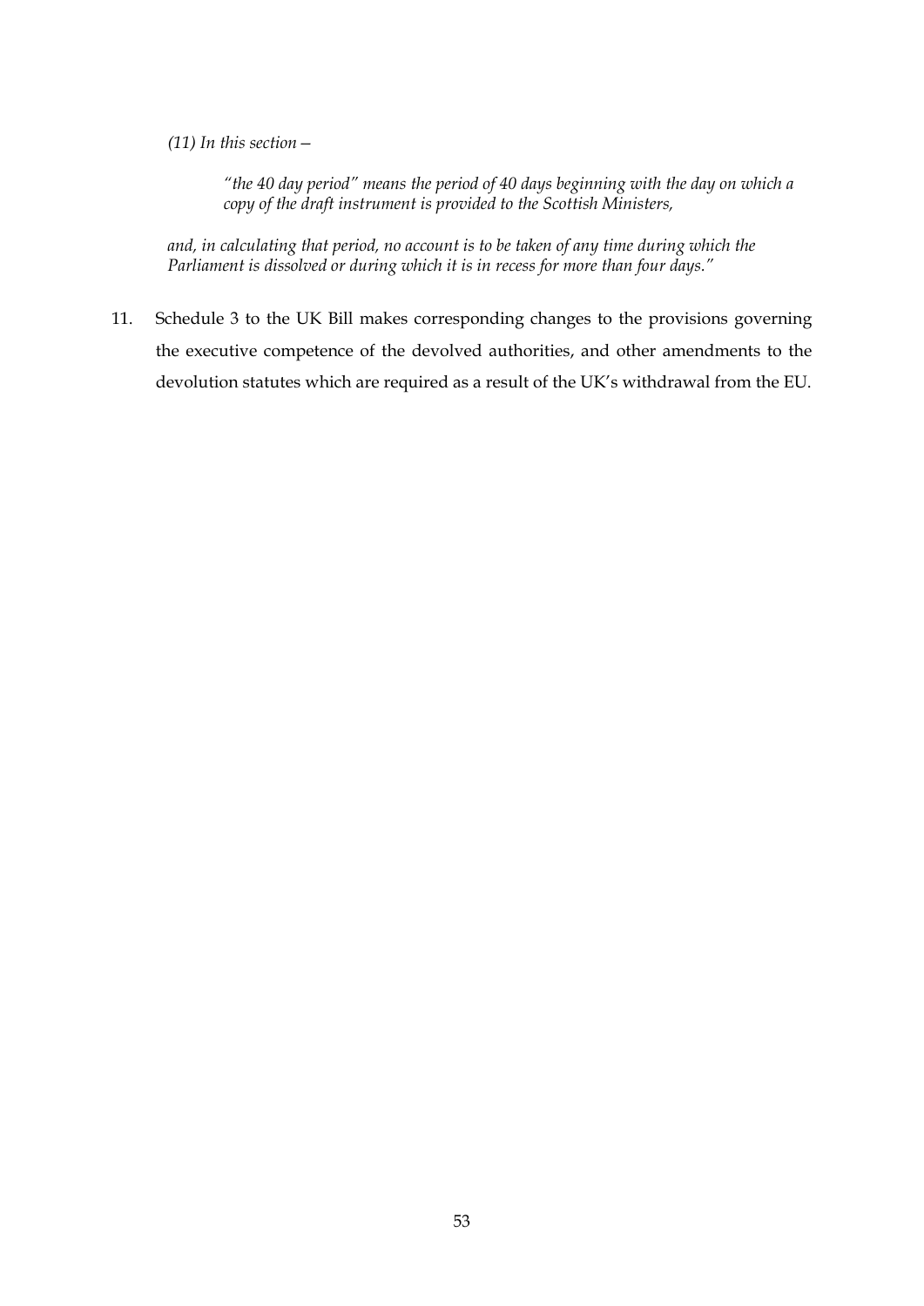*(11) In this section—*

> *"the 40 day period" means the period of 40 days beginning with the day on which a copy of the draft instrument is provided to the Scottish Ministers,*

*and, in calculating that period, no account is to be taken of any time during which the Parliament is dissolved or during which it is in recess for more than four days."*

11. Schedule 3 to the UK Bill makes corresponding changes to the provisions governing the executive competence of the devolved authorities, and other amendments to the devolution statutes which are required as a result of the UK's withdrawal from the EU.